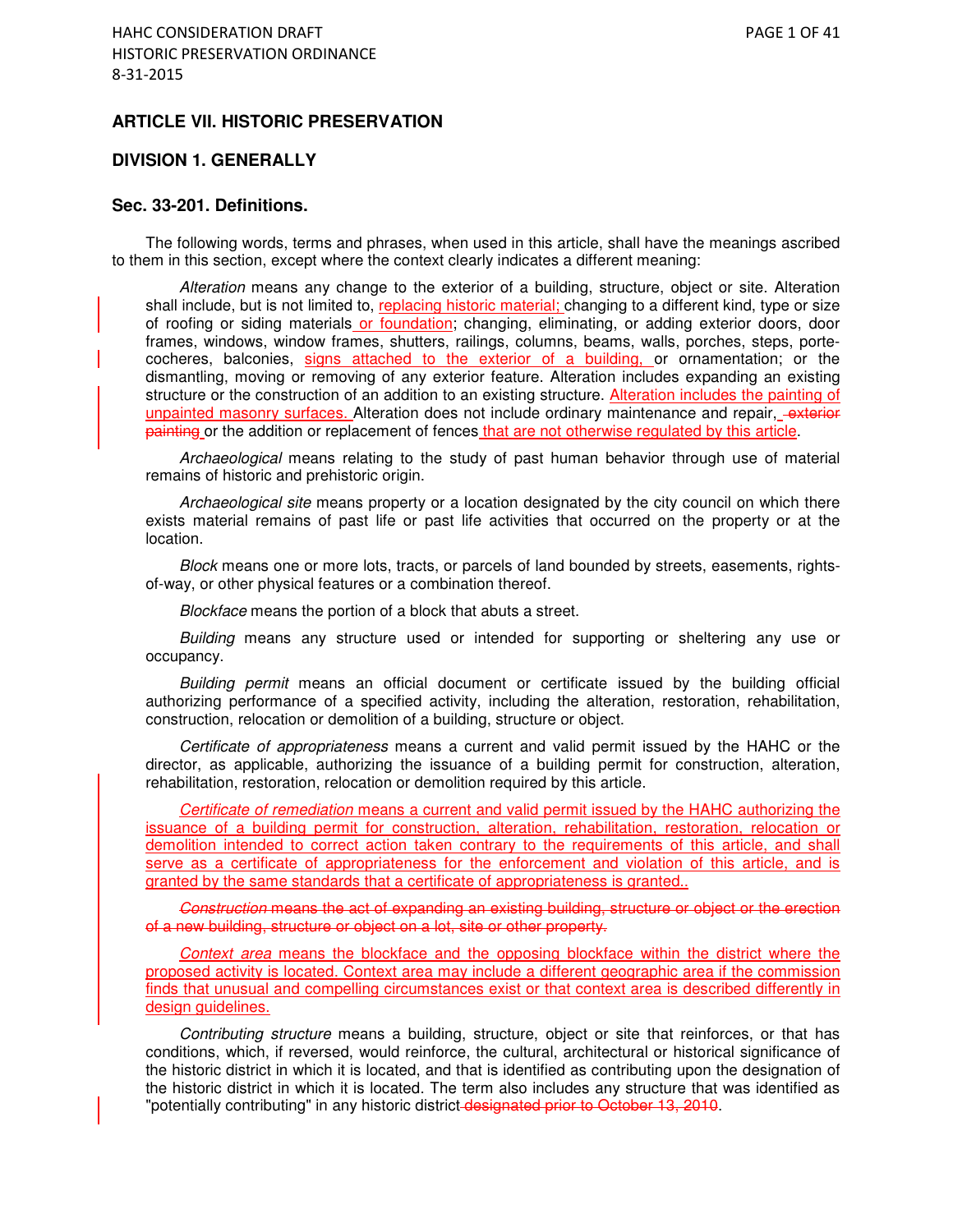## ARTICLE VII. HISTORIC PRESERVATION

## DIVISION 1. GENERALLY

### Sec. 33-201. Definitions.

The following words, terms and phrases, when used in this article, shall have the meanings ascribed to them in this section, except where the context clearly indicates a different meaning:

*Alteration* means any change to the exterior of a building, structure, object or site. Alteration shall include, but is not limited to, replacing historic material; changing to a different kind, type or size of roofing or siding materials or foundation; changing, eliminating, or adding exterior doors, door frames, windows, window frames, shutters, railings, columns, beams, walls, porches, steps, porte-cocheres, balconies, signs attached to the exterior of a building, or ornamentation; or the dismantling, moving or removing of any exterior feature. Alteration includes expanding an existing structure or the construction of an addition to an existing structure. Alteration includes the painting of unpainted masonry surfaces. Alteration does not include ordinary maintenance and repair, ~~exterior painting~~ or the addition or replacement of fences that are not otherwise regulated by this article.

*Archaeological* means relating to the study of past human behavior through use of material remains of historic and prehistoric origin.

*Archaeological site* means property or a location designated by the city council on which there exists material remains of past life or past life activities that occurred on the property or at the location.

*Block* means one or more lots, tracts, or parcels of land bounded by streets, easements, rights-of-way, or other physical features or a combination thereof.

*Blockface* means the portion of a block that abuts a street.

*Building* means any structure used or intended for supporting or sheltering any use or occupancy.

*Building permit* means an official document or certificate issued by the building official authorizing performance of a specified activity, including the alteration, restoration, rehabilitation, construction, relocation or demolition of a building, structure or object.

*Certificate of appropriateness* means a current and valid permit issued by the HAHC or the director, as applicable, authorizing the issuance of a building permit for construction, alteration, rehabilitation, restoration, relocation or demolition required by this article.

*Certificate of remediation* means a current and valid permit issued by the HAHC authorizing the issuance of a building permit for construction, alteration, rehabilitation, restoration, relocation or demolition intended to correct action taken contrary to the requirements of this article, and shall serve as a certificate of appropriateness for the enforcement and violation of this article, and is granted by the same standards that a certificate of appropriateness is granted..

~~*Construction* means the act of expanding an existing building, structure or object or the erection of a new building, structure or object on a lot, site or other property.~~

*Context area* means the blockface and the opposing blockface within the district where the proposed activity is located. Context area may include a different geographic area if the commission finds that unusual and compelling circumstances exist or that context area is described differently in design guidelines.

*Contributing structure* means a building, structure, object or site that reinforces, or that has conditions, which, if reversed, would reinforce, the cultural, architectural or historical significance of the historic district in which it is located, and that is identified as contributing upon the designation of the historic district in which it is located. The term also includes any structure that was identified as "potentially contributing" in any historic district ~~designated prior to October 13, 2010~~.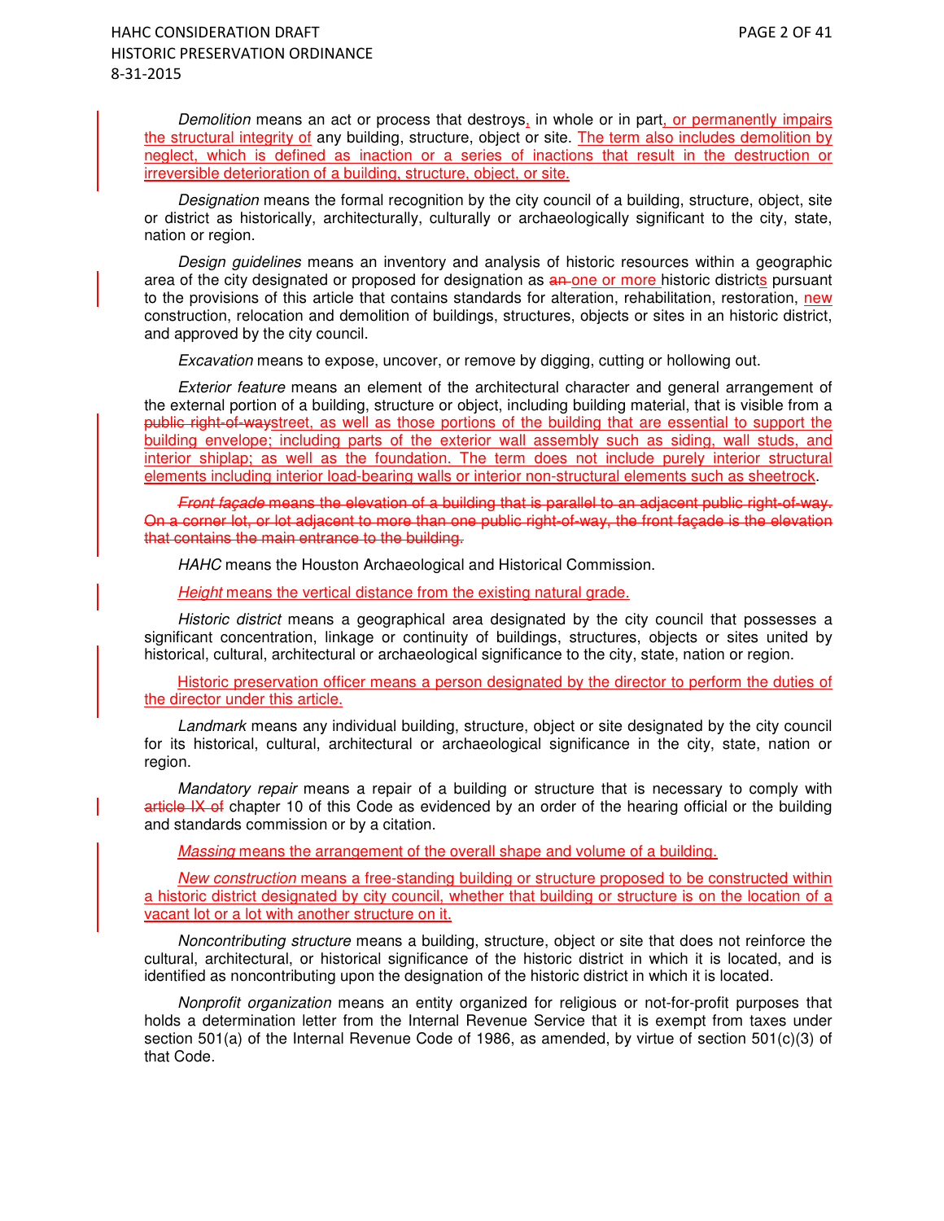*Demolition* means an act or process that destroys, in whole or in part, or permanently impairs the structural integrity of any building, structure, object or site. The term also includes demolition by neglect, which is defined as inaction or a series of inactions that result in the destruction or irreversible deterioration of a building, structure, object, or site.

*Designation* means the formal recognition by the city council of a building, structure, object, site or district as historically, architecturally, culturally or archaeologically significant to the city, state, nation or region.

*Design guidelines* means an inventory and analysis of historic resources within a geographic area of the city designated or proposed for designation as ~~an~~ one or more historic districts pursuant to the provisions of this article that contains standards for alteration, rehabilitation, restoration, new construction, relocation and demolition of buildings, structures, objects or sites in an historic district, and approved by the city council.

*Excavation* means to expose, uncover, or remove by digging, cutting or hollowing out.

*Exterior feature* means an element of the architectural character and general arrangement of the external portion of a building, structure or object, including building material, that is visible from a ~~public right-of-way~~street, as well as those portions of the building that are essential to support the building envelope; including parts of the exterior wall assembly such as siding, wall studs, and interior shiplap; as well as the foundation. The term does not include purely interior structural elements including interior load-bearing walls or interior non-structural elements such as sheetrock.

~~*Front façade* means the elevation of a building that is parallel to an adjacent public right-of-way. On a corner lot, or lot adjacent to more than one public right-of-way, the front façade is the elevation that contains the main entrance to the building.~~

*HAHC* means the Houston Archaeological and Historical Commission.

*Height* means the vertical distance from the existing natural grade.

*Historic district* means a geographical area designated by the city council that possesses a significant concentration, linkage or continuity of buildings, structures, objects or sites united by historical, cultural, architectural or archaeological significance to the city, state, nation or region.

Historic preservation officer means a person designated by the director to perform the duties of the director under this article.

*Landmark* means any individual building, structure, object or site designated by the city council for its historical, cultural, architectural or archaeological significance in the city, state, nation or region.

*Mandatory repair* means a repair of a building or structure that is necessary to comply with ~~article IX of~~ chapter 10 of this Code as evidenced by an order of the hearing official or the building and standards commission or by a citation.

*Massing* means the arrangement of the overall shape and volume of a building.

*New construction* means a free-standing building or structure proposed to be constructed within a historic district designated by city council, whether that building or structure is on the location of a vacant lot or a lot with another structure on it.

*Noncontributing structure* means a building, structure, object or site that does not reinforce the cultural, architectural, or historical significance of the historic district in which it is located, and is identified as noncontributing upon the designation of the historic district in which it is located.

*Nonprofit organization* means an entity organized for religious or not-for-profit purposes that holds a determination letter from the Internal Revenue Service that it is exempt from taxes under section 501(a) of the Internal Revenue Code of 1986, as amended, by virtue of section 501(c)(3) of that Code.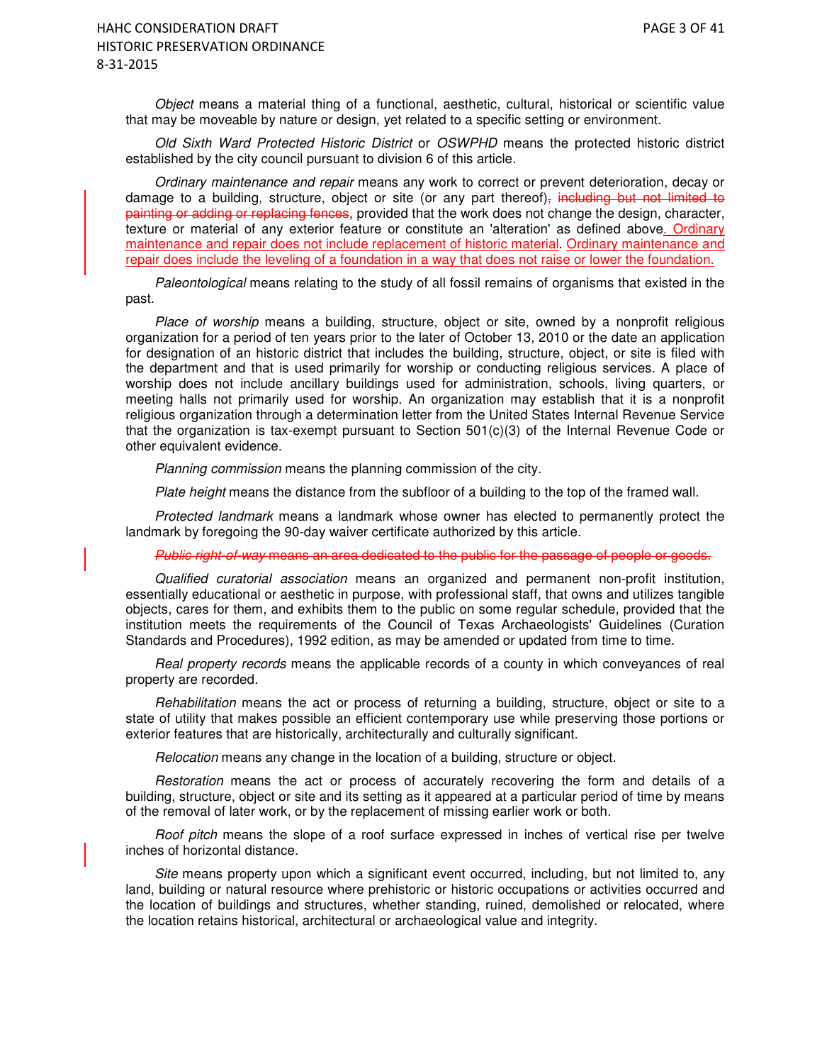*Object* means a material thing of a functional, aesthetic, cultural, historical or scientific value that may be moveable by nature or design, yet related to a specific setting or environment.

*Old Sixth Ward Protected Historic District* or *OSWPHD* means the protected historic district established by the city council pursuant to division 6 of this article.

*Ordinary maintenance and repair* means any work to correct or prevent deterioration, decay or damage to a building, structure, object or site (or any part thereof)~~, including but not limited to painting or adding or replacing fences~~, provided that the work does not change the design, character, texture or material of any exterior feature or constitute an 'alteration' as defined above. Ordinary maintenance and repair does not include replacement of historic material. Ordinary maintenance and repair does include the leveling of a foundation in a way that does not raise or lower the foundation.

*Paleontological* means relating to the study of all fossil remains of organisms that existed in the past.

*Place of worship* means a building, structure, object or site, owned by a nonprofit religious organization for a period of ten years prior to the later of October 13, 2010 or the date an application for designation of an historic district that includes the building, structure, object, or site is filed with the department and that is used primarily for worship or conducting religious services. A place of worship does not include ancillary buildings used for administration, schools, living quarters, or meeting halls not primarily used for worship. An organization may establish that it is a nonprofit religious organization through a determination letter from the United States Internal Revenue Service that the organization is tax-exempt pursuant to Section 501(c)(3) of the Internal Revenue Code or other equivalent evidence.

*Planning commission* means the planning commission of the city.

*Plate height* means the distance from the subfloor of a building to the top of the framed wall.

*Protected landmark* means a landmark whose owner has elected to permanently protect the landmark by foregoing the 90-day waiver certificate authorized by this article.

~~*Public right-of-way* means an area dedicated to the public for the passage of people or goods.~~

*Qualified curatorial association* means an organized and permanent non-profit institution, essentially educational or aesthetic in purpose, with professional staff, that owns and utilizes tangible objects, cares for them, and exhibits them to the public on some regular schedule, provided that the institution meets the requirements of the Council of Texas Archaeologists' Guidelines (Curation Standards and Procedures), 1992 edition, as may be amended or updated from time to time.

*Real property records* means the applicable records of a county in which conveyances of real property are recorded.

*Rehabilitation* means the act or process of returning a building, structure, object or site to a state of utility that makes possible an efficient contemporary use while preserving those portions or exterior features that are historically, architecturally and culturally significant.

*Relocation* means any change in the location of a building, structure or object.

*Restoration* means the act or process of accurately recovering the form and details of a building, structure, object or site and its setting as it appeared at a particular period of time by means of the removal of later work, or by the replacement of missing earlier work or both.

*Roof pitch* means the slope of a roof surface expressed in inches of vertical rise per twelve inches of horizontal distance.

*Site* means property upon which a significant event occurred, including, but not limited to, any land, building or natural resource where prehistoric or historic occupations or activities occurred and the location of buildings and structures, whether standing, ruined, demolished or relocated, where the location retains historical, architectural or archaeological value and integrity.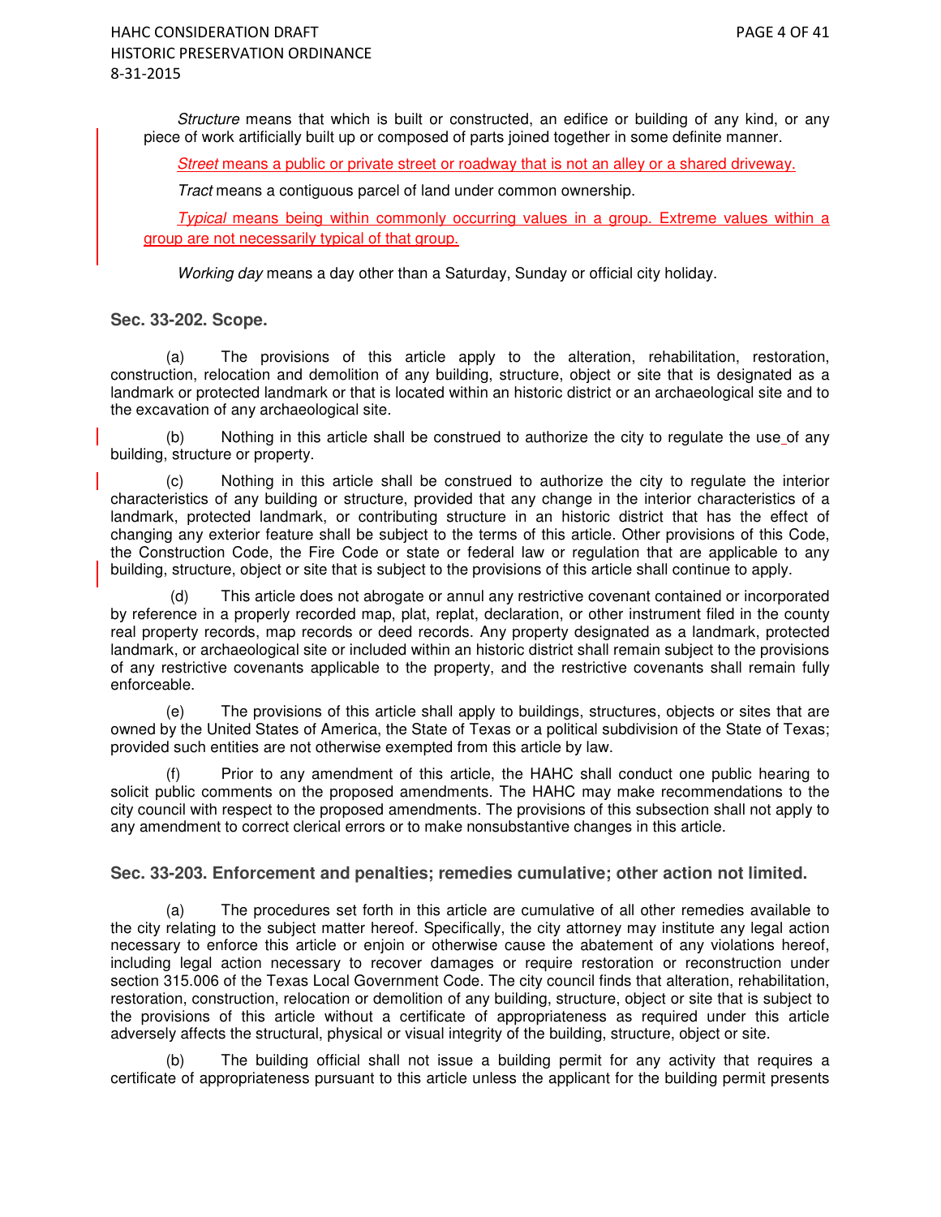*Structure* means that which is built or constructed, an edifice or building of any kind, or any piece of work artificially built up or composed of parts joined together in some definite manner.

*Street* means a public or private street or roadway that is not an alley or a shared driveway.

*Tract* means a contiguous parcel of land under common ownership.

*Typical* means being within commonly occurring values in a group. Extreme values within a group are not necessarily typical of that group.

*Working day* means a day other than a Saturday, Sunday or official city holiday.

### Sec. 33-202. Scope.

(a) The provisions of this article apply to the alteration, rehabilitation, restoration, construction, relocation and demolition of any building, structure, object or site that is designated as a landmark or protected landmark or that is located within an historic district or an archaeological site and to the excavation of any archaeological site.

(b) Nothing in this article shall be construed to authorize the city to regulate the use of any building, structure or property.

(c) Nothing in this article shall be construed to authorize the city to regulate the interior characteristics of any building or structure, provided that any change in the interior characteristics of a landmark, protected landmark, or contributing structure in an historic district that has the effect of changing any exterior feature shall be subject to the terms of this article. Other provisions of this Code, the Construction Code, the Fire Code or state or federal law or regulation that are applicable to any building, structure, object or site that is subject to the provisions of this article shall continue to apply.

(d) This article does not abrogate or annul any restrictive covenant contained or incorporated by reference in a properly recorded map, plat, replat, declaration, or other instrument filed in the county real property records, map records or deed records. Any property designated as a landmark, protected landmark, or archaeological site or included within an historic district shall remain subject to the provisions of any restrictive covenants applicable to the property, and the restrictive covenants shall remain fully enforceable.

(e) The provisions of this article shall apply to buildings, structures, objects or sites that are owned by the United States of America, the State of Texas or a political subdivision of the State of Texas; provided such entities are not otherwise exempted from this article by law.

(f) Prior to any amendment of this article, the HAHC shall conduct one public hearing to solicit public comments on the proposed amendments. The HAHC may make recommendations to the city council with respect to the proposed amendments. The provisions of this subsection shall not apply to any amendment to correct clerical errors or to make nonsubstantive changes in this article.

### Sec. 33-203. Enforcement and penalties; remedies cumulative; other action not limited.

(a) The procedures set forth in this article are cumulative of all other remedies available to the city relating to the subject matter hereof. Specifically, the city attorney may institute any legal action necessary to enforce this article or enjoin or otherwise cause the abatement of any violations hereof, including legal action necessary to recover damages or require restoration or reconstruction under section 315.006 of the Texas Local Government Code. The city council finds that alteration, rehabilitation, restoration, construction, relocation or demolition of any building, structure, object or site that is subject to the provisions of this article without a certificate of appropriateness as required under this article adversely affects the structural, physical or visual integrity of the building, structure, object or site.

(b) The building official shall not issue a building permit for any activity that requires a certificate of appropriateness pursuant to this article unless the applicant for the building permit presents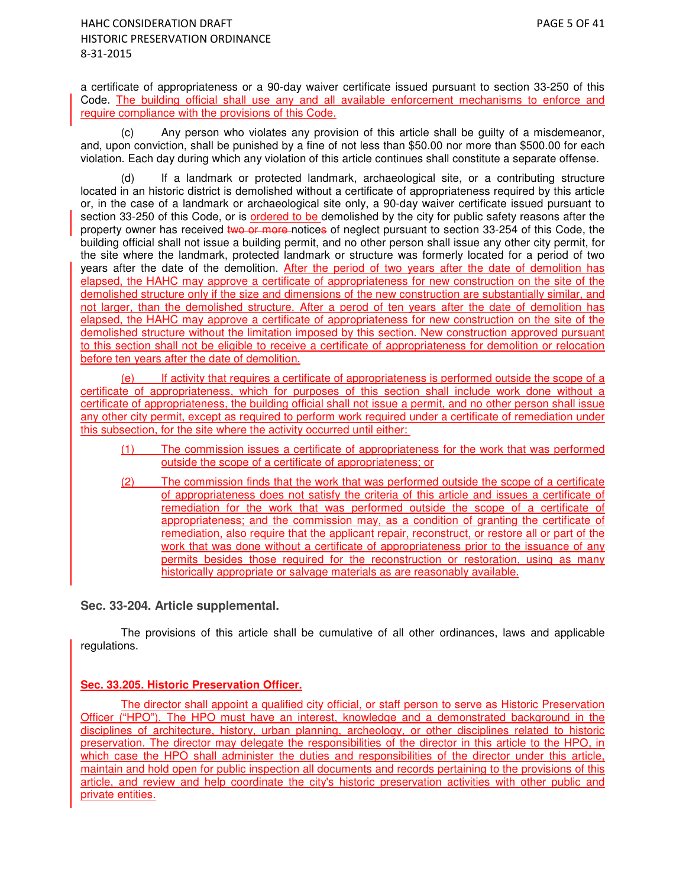a certificate of appropriateness or a 90-day waiver certificate issued pursuant to section 33-250 of this Code. The building official shall use any and all available enforcement mechanisms to enforce and require compliance with the provisions of this Code.

(c) Any person who violates any provision of this article shall be guilty of a misdemeanor, and, upon conviction, shall be punished by a fine of not less than $50.00 nor more than $500.00 for each violation. Each day during which any violation of this article continues shall constitute a separate offense.

(d) If a landmark or protected landmark, archaeological site, or a contributing structure located in an historic district is demolished without a certificate of appropriateness required by this article or, in the case of a landmark or archaeological site only, a 90-day waiver certificate issued pursuant to section 33-250 of this Code, or is ordered to be demolished by the city for public safety reasons after the property owner has received ~~two or more~~ notice~~s~~ of neglect pursuant to section 33-254 of this Code, the building official shall not issue a building permit, and no other person shall issue any other city permit, for the site where the landmark, protected landmark or structure was formerly located for a period of two years after the date of the demolition. After the period of two years after the date of demolition has elapsed, the HAHC may approve a certificate of appropriateness for new construction on the site of the demolished structure only if the size and dimensions of the new construction are substantially similar, and not larger, than the demolished structure. After a perod of ten years after the date of demolition has elapsed, the HAHC may approve a certificate of appropriateness for new construction on the site of the demolished structure without the limitation imposed by this section. New construction approved pursuant to this section shall not be eligible to receive a certificate of appropriateness for demolition or relocation before ten years after the date of demolition.

(e) If activity that requires a certificate of appropriateness is performed outside the scope of a certificate of appropriateness, which for purposes of this section shall include work done without a certificate of appropriateness, the building official shall not issue a permit, and no other person shall issue any other city permit, except as required to perform work required under a certificate of remediation under this subsection, for the site where the activity occurred until either:

(1) The commission issues a certificate of appropriateness for the work that was performed outside the scope of a certificate of appropriateness; or

(2) The commission finds that the work that was performed outside the scope of a certificate of appropriateness does not satisfy the criteria of this article and issues a certificate of remediation for the work that was performed outside the scope of a certificate of appropriateness; and the commission may, as a condition of granting the certificate of remediation, also require that the applicant repair, reconstruct, or restore all or part of the work that was done without a certificate of appropriateness prior to the issuance of any permits besides those required for the reconstruction or restoration, using as many historically appropriate or salvage materials as are reasonably available.

### Sec. 33-204. Article supplemental.

The provisions of this article shall be cumulative of all other ordinances, laws and applicable regulations.

### Sec. 33.205. Historic Preservation Officer.

The director shall appoint a qualified city official, or staff person to serve as Historic Preservation Officer ("HPO"). The HPO must have an interest, knowledge and a demonstrated background in the disciplines of architecture, history, urban planning, archeology, or other disciplines related to historic preservation. The director may delegate the responsibilities of the director in this article to the HPO, in which case the HPO shall administer the duties and responsibilities of the director under this article, maintain and hold open for public inspection all documents and records pertaining to the provisions of this article, and review and help coordinate the city's historic preservation activities with other public and private entities.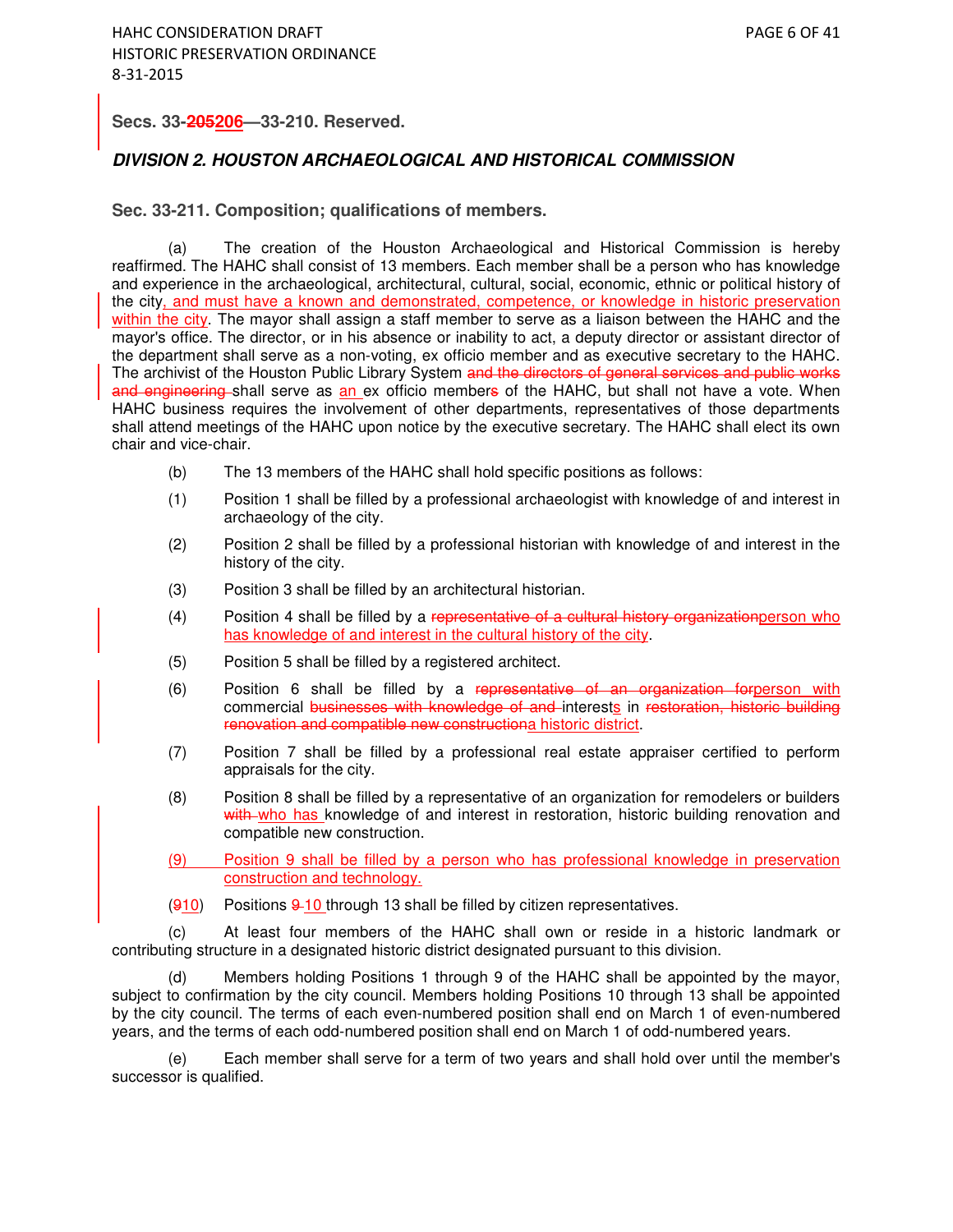**Secs. 33-~~205~~<u>206</u>—33-210. Reserved.**

## ***DIVISION 2. HOUSTON ARCHAEOLOGICAL AND HISTORICAL COMMISSION***

### Sec. 33-211. Composition; qualifications of members.

(a) The creation of the Houston Archaeological and Historical Commission is hereby reaffirmed. The HAHC shall consist of 13 members. Each member shall be a person who has knowledge and experience in the archaeological, architectural, cultural, social, economic, ethnic or political history of the city<u>, and must have a known and demonstrated, competence, or knowledge in historic preservation within the city</u>. The mayor shall assign a staff member to serve as a liaison between the HAHC and the mayor's office. The director, or in his absence or inability to act, a deputy director or assistant director of the department shall serve as a non-voting, ex officio member and as executive secretary to the HAHC. The archivist of the Houston Public Library System ~~and the directors of general services and public works and engineering~~ shall serve as <u>an</u> ex officio member~~s~~ of the HAHC, but shall not have a vote. When HAHC business requires the involvement of other departments, representatives of those departments shall attend meetings of the HAHC upon notice by the executive secretary. The HAHC shall elect its own chair and vice-chair.

(b) The 13 members of the HAHC shall hold specific positions as follows:

(1) Position 1 shall be filled by a professional archaeologist with knowledge of and interest in archaeology of the city.

(2) Position 2 shall be filled by a professional historian with knowledge of and interest in the history of the city.

(3) Position 3 shall be filled by an architectural historian.

(4) Position 4 shall be filled by a ~~representative of a cultural history organization~~<u>person who has knowledge of and interest in the cultural history of the city</u>.

(5) Position 5 shall be filled by a registered architect.

(6) Position 6 shall be filled by a ~~representative of an organization for~~<u>person with</u> commercial ~~businesses with knowledge of and~~ interest<u>s</u> in ~~restoration, historic building renovation and compatible new construction~~<u>a historic district</u>.

(7) Position 7 shall be filled by a professional real estate appraiser certified to perform appraisals for the city.

(8) Position 8 shall be filled by a representative of an organization for remodelers or builders ~~with~~ <u>who has</u> knowledge of and interest in restoration, historic building renovation and compatible new construction.

<u>(9) Position 9 shall be filled by a person who has professional knowledge in preservation construction and technology.</u>

(~~9~~<u>10</u>) Positions ~~9~~ <u>10</u> through 13 shall be filled by citizen representatives.

(c) At least four members of the HAHC shall own or reside in a historic landmark or contributing structure in a designated historic district designated pursuant to this division.

(d) Members holding Positions 1 through 9 of the HAHC shall be appointed by the mayor, subject to confirmation by the city council. Members holding Positions 10 through 13 shall be appointed by the city council. The terms of each even-numbered position shall end on March 1 of even-numbered years, and the terms of each odd-numbered position shall end on March 1 of odd-numbered years.

(e) Each member shall serve for a term of two years and shall hold over until the member's successor is qualified.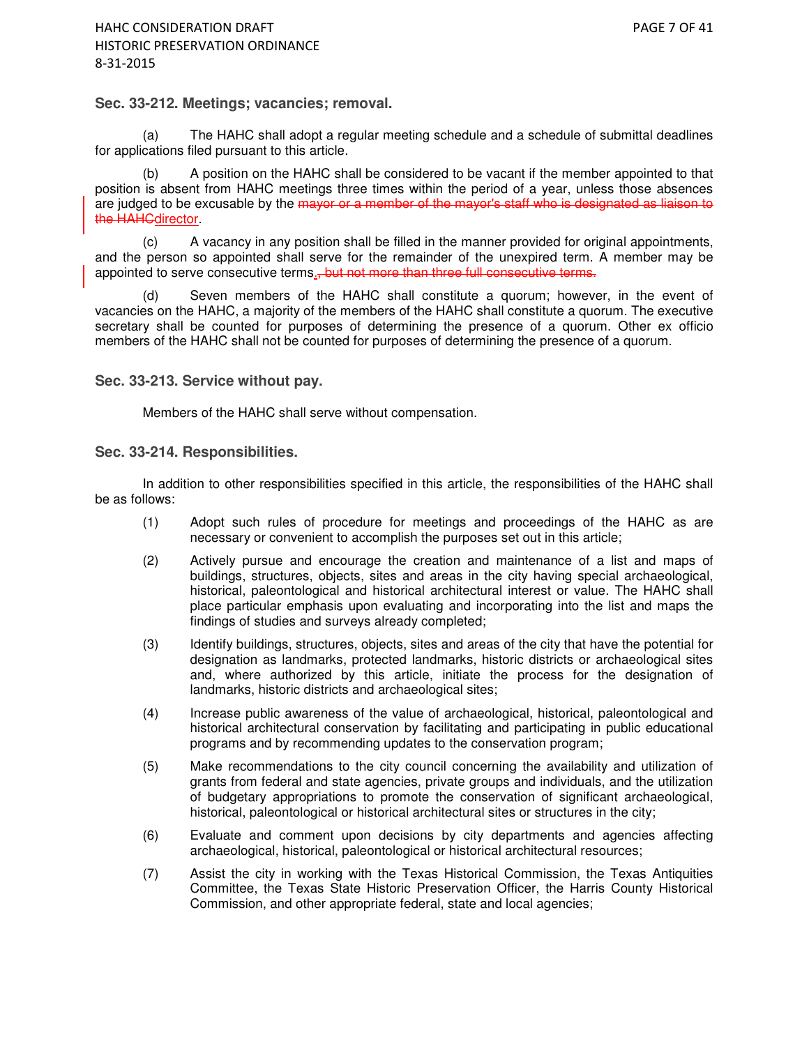### Sec. 33-212. Meetings; vacancies; removal.

(a) The HAHC shall adopt a regular meeting schedule and a schedule of submittal deadlines for applications filed pursuant to this article.

(b) A position on the HAHC shall be considered to be vacant if the member appointed to that position is absent from HAHC meetings three times within the period of a year, unless those absences are judged to be excusable by the ~~mayor or a member of the mayor's staff who is designated as liaison to the HAHC~~director.

(c) A vacancy in any position shall be filled in the manner provided for original appointments, and the person so appointed shall serve for the remainder of the unexpired term. A member may be appointed to serve consecutive terms.~~, but not more than three full consecutive terms.~~

(d) Seven members of the HAHC shall constitute a quorum; however, in the event of vacancies on the HAHC, a majority of the members of the HAHC shall constitute a quorum. The executive secretary shall be counted for purposes of determining the presence of a quorum. Other ex officio members of the HAHC shall not be counted for purposes of determining the presence of a quorum.

### Sec. 33-213. Service without pay.

Members of the HAHC shall serve without compensation.

### Sec. 33-214. Responsibilities.

In addition to other responsibilities specified in this article, the responsibilities of the HAHC shall be as follows:

(1) Adopt such rules of procedure for meetings and proceedings of the HAHC as are necessary or convenient to accomplish the purposes set out in this article;

(2) Actively pursue and encourage the creation and maintenance of a list and maps of buildings, structures, objects, sites and areas in the city having special archaeological, historical, paleontological and historical architectural interest or value. The HAHC shall place particular emphasis upon evaluating and incorporating into the list and maps the findings of studies and surveys already completed;

(3) Identify buildings, structures, objects, sites and areas of the city that have the potential for designation as landmarks, protected landmarks, historic districts or archaeological sites and, where authorized by this article, initiate the process for the designation of landmarks, historic districts and archaeological sites;

(4) Increase public awareness of the value of archaeological, historical, paleontological and historical architectural conservation by facilitating and participating in public educational programs and by recommending updates to the conservation program;

(5) Make recommendations to the city council concerning the availability and utilization of grants from federal and state agencies, private groups and individuals, and the utilization of budgetary appropriations to promote the conservation of significant archaeological, historical, paleontological or historical architectural sites or structures in the city;

(6) Evaluate and comment upon decisions by city departments and agencies affecting archaeological, historical, paleontological or historical architectural resources;

(7) Assist the city in working with the Texas Historical Commission, the Texas Antiquities Committee, the Texas State Historic Preservation Officer, the Harris County Historical Commission, and other appropriate federal, state and local agencies;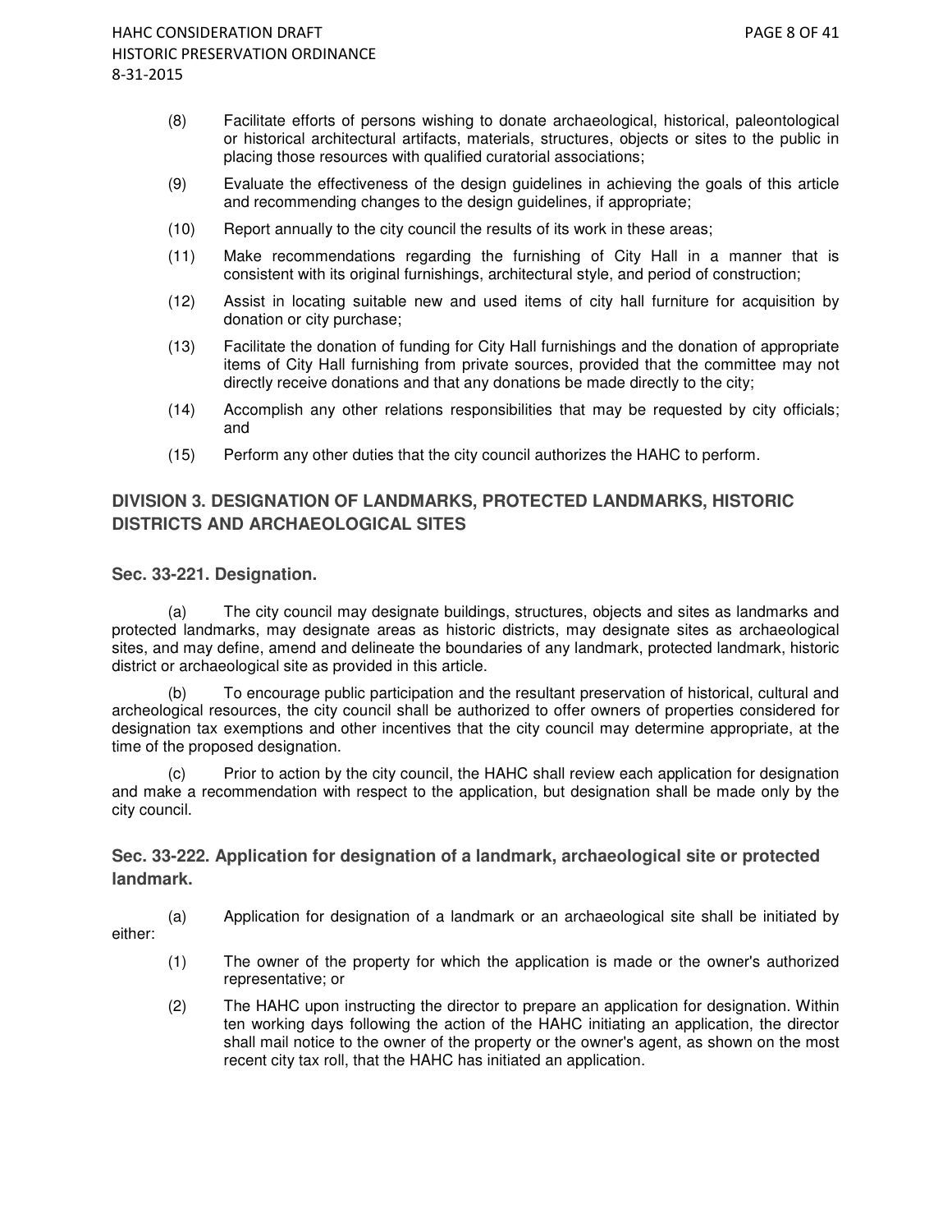(8) Facilitate efforts of persons wishing to donate archaeological, historical, paleontological or historical architectural artifacts, materials, structures, objects or sites to the public in placing those resources with qualified curatorial associations;

(9) Evaluate the effectiveness of the design guidelines in achieving the goals of this article and recommending changes to the design guidelines, if appropriate;

(10) Report annually to the city council the results of its work in these areas;

(11) Make recommendations regarding the furnishing of City Hall in a manner that is consistent with its original furnishings, architectural style, and period of construction;

(12) Assist in locating suitable new and used items of city hall furniture for acquisition by donation or city purchase;

(13) Facilitate the donation of funding for City Hall furnishings and the donation of appropriate items of City Hall furnishing from private sources, provided that the committee may not directly receive donations and that any donations be made directly to the city;

(14) Accomplish any other relations responsibilities that may be requested by city officials; and

(15) Perform any other duties that the city council authorizes the HAHC to perform.

## DIVISION 3. DESIGNATION OF LANDMARKS, PROTECTED LANDMARKS, HISTORIC DISTRICTS AND ARCHAEOLOGICAL SITES

### Sec. 33-221. Designation.

(a) The city council may designate buildings, structures, objects and sites as landmarks and protected landmarks, may designate areas as historic districts, may designate sites as archaeological sites, and may define, amend and delineate the boundaries of any landmark, protected landmark, historic district or archaeological site as provided in this article.

(b) To encourage public participation and the resultant preservation of historical, cultural and archeological resources, the city council shall be authorized to offer owners of properties considered for designation tax exemptions and other incentives that the city council may determine appropriate, at the time of the proposed designation.

(c) Prior to action by the city council, the HAHC shall review each application for designation and make a recommendation with respect to the application, but designation shall be made only by the city council.

### Sec. 33-222. Application for designation of a landmark, archaeological site or protected landmark.

(a) Application for designation of a landmark or an archaeological site shall be initiated by either:

(1) The owner of the property for which the application is made or the owner's authorized representative; or

(2) The HAHC upon instructing the director to prepare an application for designation. Within ten working days following the action of the HAHC initiating an application, the director shall mail notice to the owner of the property or the owner's agent, as shown on the most recent city tax roll, that the HAHC has initiated an application.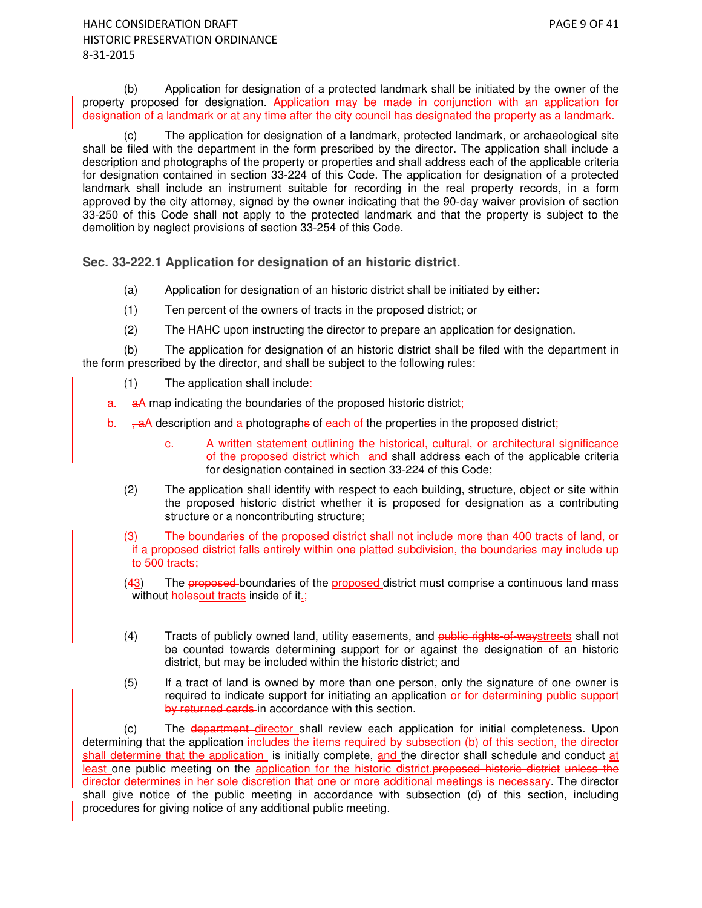(b) Application for designation of a protected landmark shall be initiated by the owner of the property proposed for designation. ~~Application may be made in conjunction with an application for designation of a landmark or at any time after the city council has designated the property as a landmark.~~

(c) The application for designation of a landmark, protected landmark, or archaeological site shall be filed with the department in the form prescribed by the director. The application shall include a description and photographs of the property or properties and shall address each of the applicable criteria for designation contained in section 33-224 of this Code. The application for designation of a protected landmark shall include an instrument suitable for recording in the real property records, in a form approved by the city attorney, signed by the owner indicating that the 90-day waiver provision of section 33-250 of this Code shall not apply to the protected landmark and that the property is subject to the demolition by neglect provisions of section 33-254 of this Code.

### Sec. 33-222.1 Application for designation of an historic district.

(a) Application for designation of an historic district shall be initiated by either:

(1) Ten percent of the owners of tracts in the proposed district; or

(2) The HAHC upon instructing the director to prepare an application for designation.

(b) The application for designation of an historic district shall be filed with the department in the form prescribed by the director, and shall be subject to the following rules:

(1) The application shall include:

a. ~~a~~A map indicating the boundaries of the proposed historic district;

b. ~~, a~~A description and a photograph~~s~~ of each of the properties in the proposed district;

c. A written statement outlining the historical, cultural, or architectural significance of the proposed district which ~~and~~ shall address each of the applicable criteria for designation contained in section 33-224 of this Code;

(2) The application shall identify with respect to each building, structure, object or site within the proposed historic district whether it is proposed for designation as a contributing structure or a noncontributing structure;

~~(3) The boundaries of the proposed district shall not include more than 400 tracts of land, or if a proposed district falls entirely within one platted subdivision, the boundaries may include up to 500 tracts;~~

(~~4~~3) The ~~proposed~~ boundaries of the proposed district must comprise a continuous land mass without ~~holes~~out tracts inside of it.~~;~~

(4) Tracts of publicly owned land, utility easements, and ~~public rights-of-way~~streets shall not be counted towards determining support for or against the designation of an historic district, but may be included within the historic district; and

(5) If a tract of land is owned by more than one person, only the signature of one owner is required to indicate support for initiating an application ~~or for determining public support by returned cards~~ in accordance with this section.

(c) The ~~department~~ director shall review each application for initial completeness. Upon determining that the application includes the items required by subsection (b) of this section, the director shall determine that the application ~~-~~is initially complete, and the director shall schedule and conduct at least one public meeting on the application for the historic district.~~proposed historic district unless the director determines in her sole discretion that one or more additional meetings is necessary~~. The director shall give notice of the public meeting in accordance with subsection (d) of this section, including procedures for giving notice of any additional public meeting.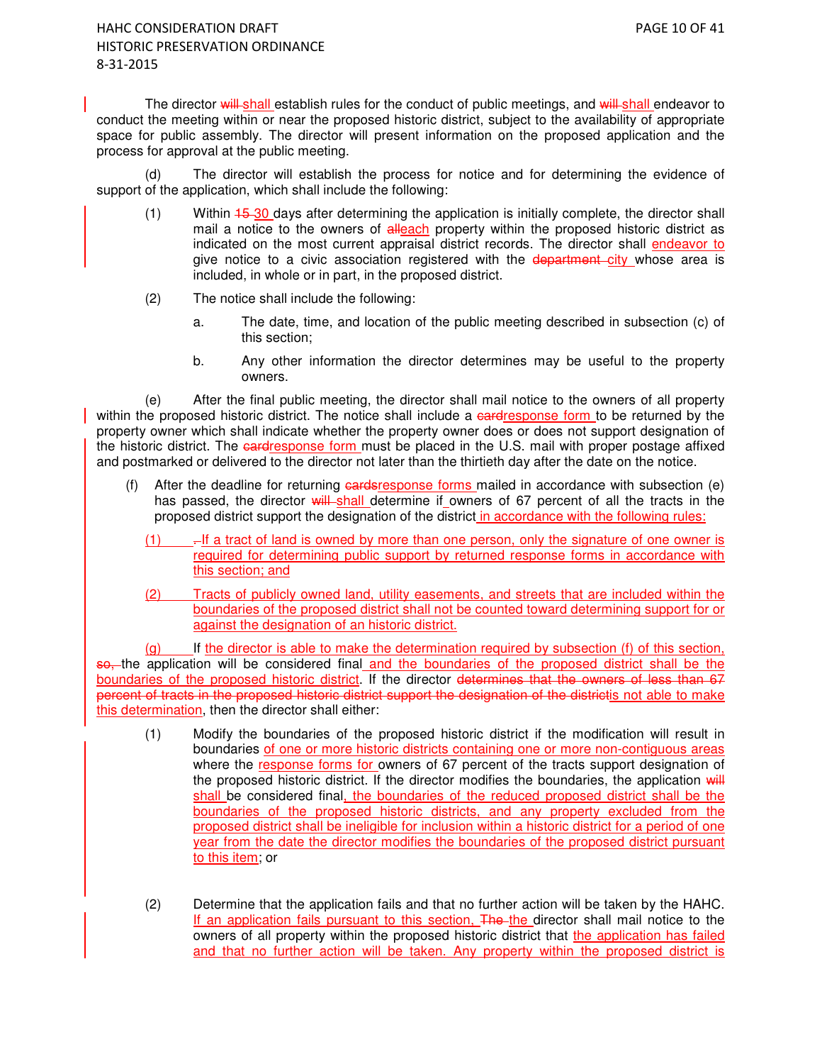The director ~~will~~ shall establish rules for the conduct of public meetings, and ~~will~~ shall endeavor to conduct the meeting within or near the proposed historic district, subject to the availability of appropriate space for public assembly. The director will present information on the proposed application and the process for approval at the public meeting.

(d) The director will establish the process for notice and for determining the evidence of support of the application, which shall include the following:

(1) Within ~~15~~ 30 days after determining the application is initially complete, the director shall mail a notice to the owners of ~~all~~each property within the proposed historic district as indicated on the most current appraisal district records. The director shall endeavor to give notice to a civic association registered with the ~~department~~ city whose area is included, in whole or in part, in the proposed district.

(2) The notice shall include the following:

a. The date, time, and location of the public meeting described in subsection (c) of this section;

b. Any other information the director determines may be useful to the property owners.

(e) After the final public meeting, the director shall mail notice to the owners of all property within the proposed historic district. The notice shall include a ~~card~~response form to be returned by the property owner which shall indicate whether the property owner does or does not support designation of the historic district. The ~~card~~response form must be placed in the U.S. mail with proper postage affixed and postmarked or delivered to the director not later than the thirtieth day after the date on the notice.

(f) After the deadline for returning ~~cards~~response forms mailed in accordance with subsection (e) has passed, the director ~~will~~ shall determine if owners of 67 percent of all the tracts in the proposed district support the designation of the district in accordance with the following rules:

(1) ~~.~~ If a tract of land is owned by more than one person, only the signature of one owner is required for determining public support by returned response forms in accordance with this section; and

(2) Tracts of publicly owned land, utility easements, and streets that are included within the boundaries of the proposed district shall not be counted toward determining support for or against the designation of an historic district.

(g) If the director is able to make the determination required by subsection (f) of this section, ~~so,~~ the application will be considered final and the boundaries of the proposed district shall be the boundaries of the proposed historic district. If the director ~~determines that the owners of less than 67 percent of tracts in the proposed historic district support the designation of the district~~is not able to make this determination, then the director shall either:

(1) Modify the boundaries of the proposed historic district if the modification will result in boundaries of one or more historic districts containing one or more non-contiguous areas where the response forms for owners of 67 percent of the tracts support designation of the proposed historic district. If the director modifies the boundaries, the application ~~will~~ shall be considered final, the boundaries of the reduced proposed district shall be the boundaries of the proposed historic districts, and any property excluded from the proposed district shall be ineligible for inclusion within a historic district for a period of one year from the date the director modifies the boundaries of the proposed district pursuant to this item; or

(2) Determine that the application fails and that no further action will be taken by the HAHC. If an application fails pursuant to this section, ~~The~~ the director shall mail notice to the owners of all property within the proposed historic district that the application has failed and that no further action will be taken. Any property within the proposed district is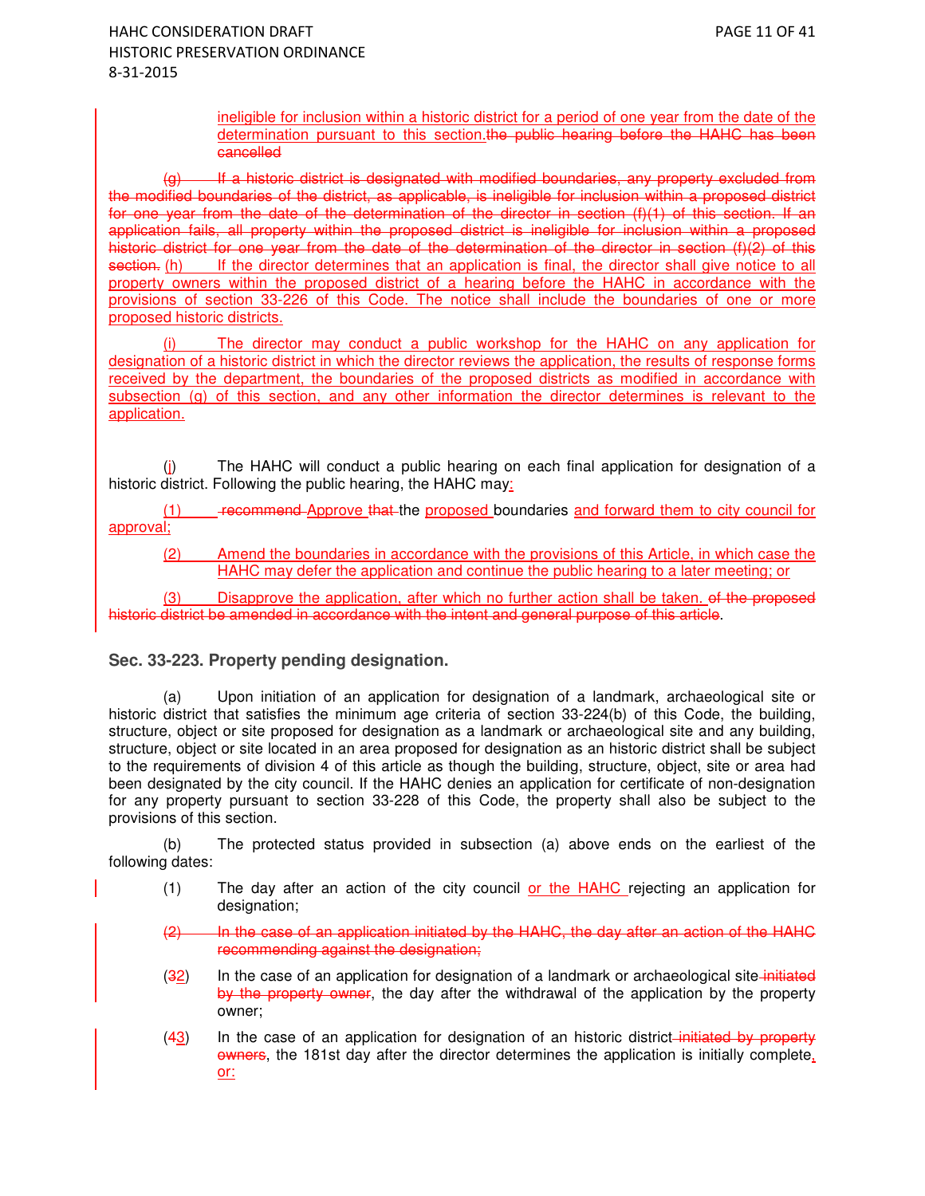ineligible for inclusion within a historic district for a period of one year from the date of the determination pursuant to this section.the public hearing before the HAHC has been cancelled

(g) If a historic district is designated with modified boundaries, any property excluded from the modified boundaries of the district, as applicable, is ineligible for inclusion within a proposed district for one year from the date of the determination of the director in section (f)(1) of this section. If an application fails, all property within the proposed district is ineligible for inclusion within a proposed historic district for one year from the date of the determination of the director in section (f)(2) of this section. (h) If the director determines that an application is final, the director shall give notice to all property owners within the proposed district of a hearing before the HAHC in accordance with the provisions of section 33-226 of this Code. The notice shall include the boundaries of one or more proposed historic districts.

(i) The director may conduct a public workshop for the HAHC on any application for designation of a historic district in which the director reviews the application, the results of response forms received by the department, the boundaries of the proposed districts as modified in accordance with subsection (g) of this section, and any other information the director determines is relevant to the application.

(jj) The HAHC will conduct a public hearing on each final application for designation of a historic district. Following the public hearing, the HAHC may:

(1) recommend Approve that the proposed boundaries and forward them to city council for approval;

(2) Amend the boundaries in accordance with the provisions of this Article, in which case the HAHC may defer the application and continue the public hearing to a later meeting; or

(3) Disapprove the application, after which no further action shall be taken. of the proposed historic district be amended in accordance with the intent and general purpose of this article.

## Sec. 33-223. Property pending designation.

(a) Upon initiation of an application for designation of a landmark, archaeological site or historic district that satisfies the minimum age criteria of section 33-224(b) of this Code, the building, structure, object or site proposed for designation as a landmark or archaeological site and any building, structure, object or site located in an area proposed for designation as an historic district shall be subject to the requirements of division 4 of this article as though the building, structure, object, site or area had been designated by the city council. If the HAHC denies an application for certificate of non-designation for any property pursuant to section 33-228 of this Code, the property shall also be subject to the provisions of this section.

(b) The protected status provided in subsection (a) above ends on the earliest of the following dates:

(1) The day after an action of the city council or the HAHC rejecting an application for designation;

(2) In the case of an application initiated by the HAHC, the day after an action of the HAHC recommending against the designation;

(32) In the case of an application for designation of a landmark or archaeological site initiated by the property owner, the day after the withdrawal of the application by the property owner;

(43) In the case of an application for designation of an historic district initiated by property owners, the 181st day after the director determines the application is initially complete, or: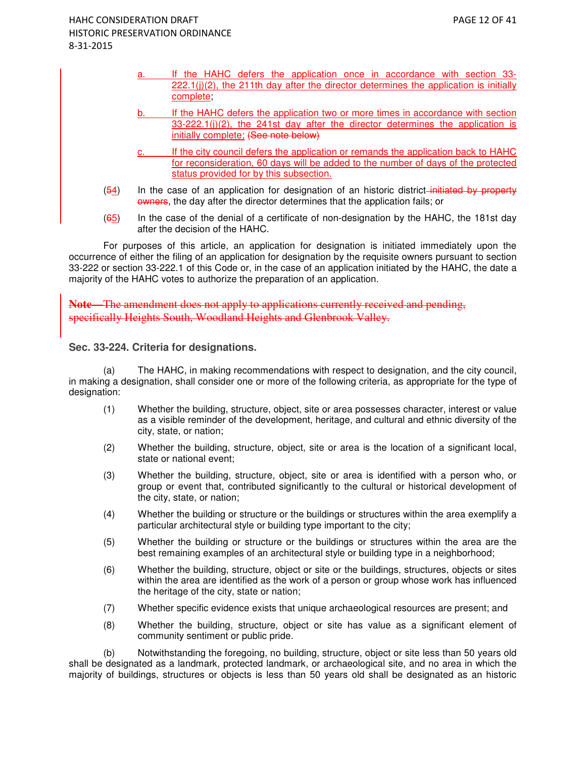a. If the HAHC defers the application once in accordance with section 33-222.1(j)(2), the 211th day after the director determines the application is initially complete;

b. If the HAHC defers the application two or more times in accordance with section 33-222.1(j)(2), the 241st day after the director determines the application is initially complete; ~~(See note below)~~

c. If the city council defers the application or remands the application back to HAHC for reconsideration, 60 days will be added to the number of days of the protected status provided for by this subsection.

(~~5~~4) In the case of an application for designation of an historic district ~~initiated by property owners~~, the day after the director determines that the application fails; or

(~~6~~5) In the case of the denial of a certificate of non-designation by the HAHC, the 181st day after the decision of the HAHC.

For purposes of this article, an application for designation is initiated immediately upon the occurrence of either the filing of an application for designation by the requisite owners pursuant to section 33-222 or section 33-222.1 of this Code or, in the case of an application initiated by the HAHC, the date a majority of the HAHC votes to authorize the preparation of an application.

~~**Note**—The amendment does not apply to applications currently received and pending, specifically Heights South, Woodland Heights and Glenbrook Valley.~~

**Sec. 33-224. Criteria for designations.**

(a) The HAHC, in making recommendations with respect to designation, and the city council, in making a designation, shall consider one or more of the following criteria, as appropriate for the type of designation:

(1) Whether the building, structure, object, site or area possesses character, interest or value as a visible reminder of the development, heritage, and cultural and ethnic diversity of the city, state, or nation;

(2) Whether the building, structure, object, site or area is the location of a significant local, state or national event;

(3) Whether the building, structure, object, site or area is identified with a person who, or group or event that, contributed significantly to the cultural or historical development of the city, state, or nation;

(4) Whether the building or structure or the buildings or structures within the area exemplify a particular architectural style or building type important to the city;

(5) Whether the building or structure or the buildings or structures within the area are the best remaining examples of an architectural style or building type in a neighborhood;

(6) Whether the building, structure, object or site or the buildings, structures, objects or sites within the area are identified as the work of a person or group whose work has influenced the heritage of the city, state or nation;

(7) Whether specific evidence exists that unique archaeological resources are present; and

(8) Whether the building, structure, object or site has value as a significant element of community sentiment or public pride.

(b) Notwithstanding the foregoing, no building, structure, object or site less than 50 years old shall be designated as a landmark, protected landmark, or archaeological site, and no area in which the majority of buildings, structures or objects is less than 50 years old shall be designated as an historic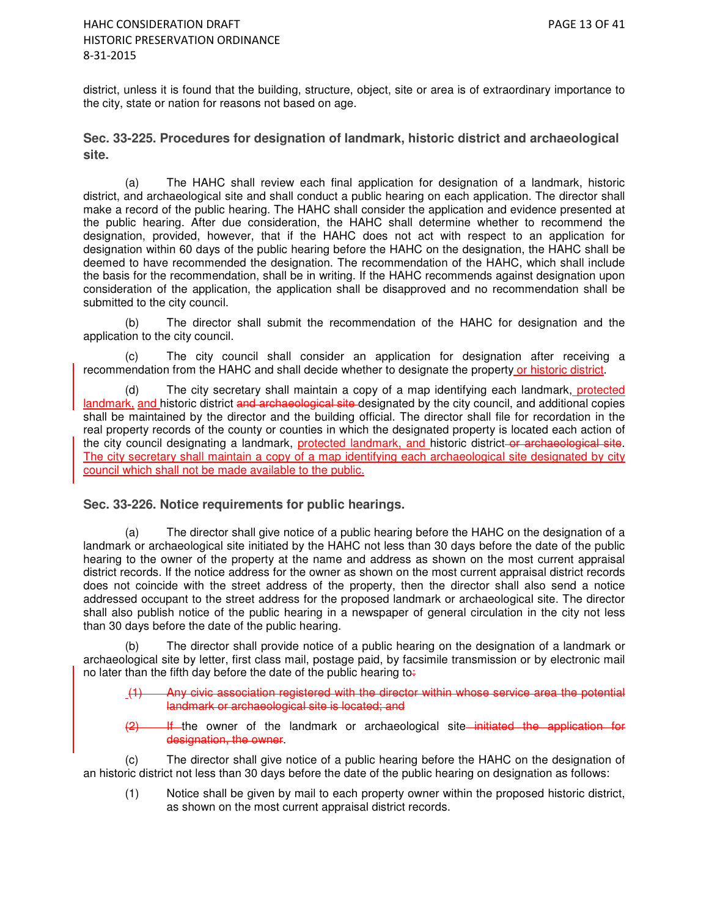district, unless it is found that the building, structure, object, site or area is of extraordinary importance to the city, state or nation for reasons not based on age.

### Sec. 33-225. Procedures for designation of landmark, historic district and archaeological site.

(a) The HAHC shall review each final application for designation of a landmark, historic district, and archaeological site and shall conduct a public hearing on each application. The director shall make a record of the public hearing. The HAHC shall consider the application and evidence presented at the public hearing. After due consideration, the HAHC shall determine whether to recommend the designation, provided, however, that if the HAHC does not act with respect to an application for designation within 60 days of the public hearing before the HAHC on the designation, the HAHC shall be deemed to have recommended the designation. The recommendation of the HAHC, which shall include the basis for the recommendation, shall be in writing. If the HAHC recommends against designation upon consideration of the application, the application shall be disapproved and no recommendation shall be submitted to the city council.

(b) The director shall submit the recommendation of the HAHC for designation and the application to the city council.

(c) The city council shall consider an application for designation after receiving a recommendation from the HAHC and shall decide whether to designate the property or historic district.

(d) The city secretary shall maintain a copy of a map identifying each landmark, protected landmark, and historic district ~~and archaeological site~~ designated by the city council, and additional copies shall be maintained by the director and the building official. The director shall file for recordation in the real property records of the county or counties in which the designated property is located each action of the city council designating a landmark, protected landmark, and historic district ~~or archaeological site~~. The city secretary shall maintain a copy of a map identifying each archaeological site designated by city council which shall not be made available to the public.

### Sec. 33-226. Notice requirements for public hearings.

(a) The director shall give notice of a public hearing before the HAHC on the designation of a landmark or archaeological site initiated by the HAHC not less than 30 days before the date of the public hearing to the owner of the property at the name and address as shown on the most current appraisal district records. If the notice address for the owner as shown on the most current appraisal district records does not coincide with the street address of the property, then the director shall also send a notice addressed occupant to the street address for the proposed landmark or archaeological site. The director shall also publish notice of the public hearing in a newspaper of general circulation in the city not less than 30 days before the date of the public hearing.

(b) The director shall provide notice of a public hearing on the designation of a landmark or archaeological site by letter, first class mail, postage paid, by facsimile transmission or by electronic mail no later than the fifth day before the date of the public hearing to~~:~~

> ~~(1) Any civic association registered with the director within whose service area the potential landmark or archaeological site is located; and~~
>
> ~~(2) If~~ the owner of the landmark or archaeological site ~~initiated the application for designation, the owner~~.

(c) The director shall give notice of a public hearing before the HAHC on the designation of an historic district not less than 30 days before the date of the public hearing on designation as follows:

(1) Notice shall be given by mail to each property owner within the proposed historic district, as shown on the most current appraisal district records.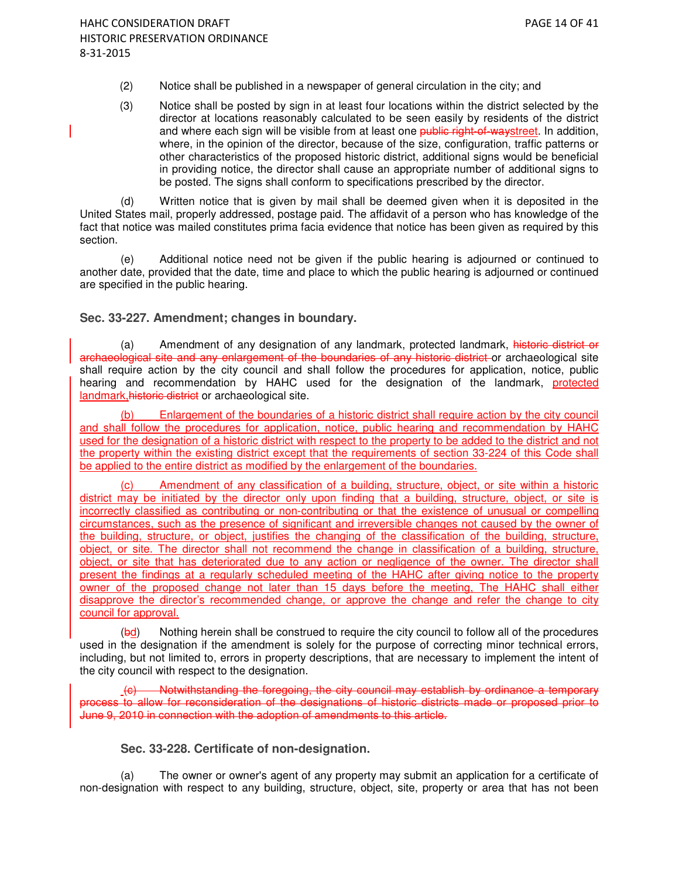(2) Notice shall be published in a newspaper of general circulation in the city; and

(3) Notice shall be posted by sign in at least four locations within the district selected by the director at locations reasonably calculated to be seen easily by residents of the district and where each sign will be visible from at least one ~~public right-of-way~~street. In addition, where, in the opinion of the director, because of the size, configuration, traffic patterns or other characteristics of the proposed historic district, additional signs would be beneficial in providing notice, the director shall cause an appropriate number of additional signs to be posted. The signs shall conform to specifications prescribed by the director.

(d) Written notice that is given by mail shall be deemed given when it is deposited in the United States mail, properly addressed, postage paid. The affidavit of a person who has knowledge of the fact that notice was mailed constitutes prima facia evidence that notice has been given as required by this section.

(e) Additional notice need not be given if the public hearing is adjourned or continued to another date, provided that the date, time and place to which the public hearing is adjourned or continued are specified in the public hearing.

### Sec. 33-227. Amendment; changes in boundary.

(a) Amendment of any designation of any landmark, protected landmark, ~~historic district or archaeological site and any enlargement of the boundaries of any historic district~~ or archaeological site shall require action by the city council and shall follow the procedures for application, notice, public hearing and recommendation by HAHC used for the designation of the landmark, protected landmark,~~historic district~~ or archaeological site.

(b) Enlargement of the boundaries of a historic district shall require action by the city council and shall follow the procedures for application, notice, public hearing and recommendation by HAHC used for the designation of a historic district with respect to the property to be added to the district and not the property within the existing district except that the requirements of section 33-224 of this Code shall be applied to the entire district as modified by the enlargement of the boundaries.

(c) Amendment of any classification of a building, structure, object, or site within a historic district may be initiated by the director only upon finding that a building, structure, object, or site is incorrectly classified as contributing or non-contributing or that the existence of unusual or compelling circumstances, such as the presence of significant and irreversible changes not caused by the owner of the building, structure, or object, justifies the changing of the classification of the building, structure, object, or site. The director shall not recommend the change in classification of a building, structure, object, or site that has deteriorated due to any action or negligence of the owner. The director shall present the findings at a regularly scheduled meeting of the HAHC after giving notice to the property owner of the proposed change not later than 15 days before the meeting, The HAHC shall either disapprove the director's recommended change, or approve the change and refer the change to city council for approval.

(~~b~~d) Nothing herein shall be construed to require the city council to follow all of the procedures used in the designation if the amendment is solely for the purpose of correcting minor technical errors, including, but not limited to, errors in property descriptions, that are necessary to implement the intent of the city council with respect to the designation.

~~(c) Notwithstanding the foregoing, the city council may establish by ordinance a temporary process to allow for reconsideration of the designations of historic districts made or proposed prior to June 9, 2010 in connection with the adoption of amendments to this article.~~

### Sec. 33-228. Certificate of non-designation.

(a) The owner or owner's agent of any property may submit an application for a certificate of non-designation with respect to any building, structure, object, site, property or area that has not been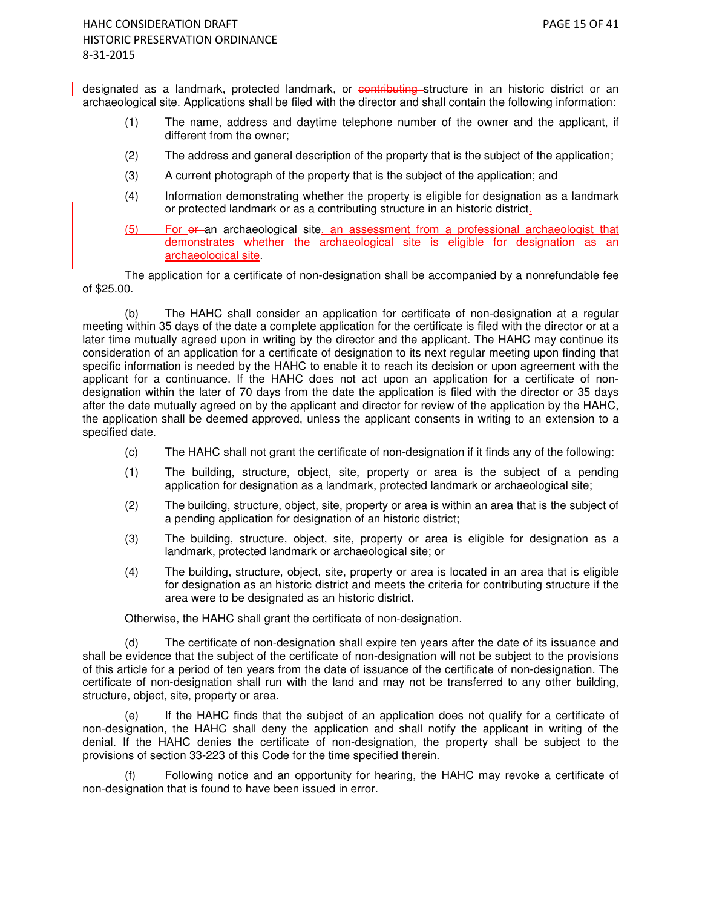designated as a landmark, protected landmark, or ~~contributing~~ structure in an historic district or an archaeological site. Applications shall be filed with the director and shall contain the following information:

(1) The name, address and daytime telephone number of the owner and the applicant, if different from the owner;

(2) The address and general description of the property that is the subject of the application;

(3) A current photograph of the property that is the subject of the application; and

(4) Information demonstrating whether the property is eligible for designation as a landmark or protected landmark or as a contributing structure in an historic district.

(5) For ~~or~~ an archaeological site, an assessment from a professional archaeologist that demonstrates whether the archaeological site is eligible for designation as an archaeological site.

The application for a certificate of non-designation shall be accompanied by a nonrefundable fee of $25.00.

(b) The HAHC shall consider an application for certificate of non-designation at a regular meeting within 35 days of the date a complete application for the certificate is filed with the director or at a later time mutually agreed upon in writing by the director and the applicant. The HAHC may continue its consideration of an application for a certificate of designation to its next regular meeting upon finding that specific information is needed by the HAHC to enable it to reach its decision or upon agreement with the applicant for a continuance. If the HAHC does not act upon an application for a certificate of non-designation within the later of 70 days from the date the application is filed with the director or 35 days after the date mutually agreed on by the applicant and director for review of the application by the HAHC, the application shall be deemed approved, unless the applicant consents in writing to an extension to a specified date.

(c) The HAHC shall not grant the certificate of non-designation if it finds any of the following:

(1) The building, structure, object, site, property or area is the subject of a pending application for designation as a landmark, protected landmark or archaeological site;

(2) The building, structure, object, site, property or area is within an area that is the subject of a pending application for designation of an historic district;

(3) The building, structure, object, site, property or area is eligible for designation as a landmark, protected landmark or archaeological site; or

(4) The building, structure, object, site, property or area is located in an area that is eligible for designation as an historic district and meets the criteria for contributing structure if the area were to be designated as an historic district.

Otherwise, the HAHC shall grant the certificate of non-designation.

(d) The certificate of non-designation shall expire ten years after the date of its issuance and shall be evidence that the subject of the certificate of non-designation will not be subject to the provisions of this article for a period of ten years from the date of issuance of the certificate of non-designation. The certificate of non-designation shall run with the land and may not be transferred to any other building, structure, object, site, property or area.

(e) If the HAHC finds that the subject of an application does not qualify for a certificate of non-designation, the HAHC shall deny the application and shall notify the applicant in writing of the denial. If the HAHC denies the certificate of non-designation, the property shall be subject to the provisions of section 33-223 of this Code for the time specified therein.

(f) Following notice and an opportunity for hearing, the HAHC may revoke a certificate of non-designation that is found to have been issued in error.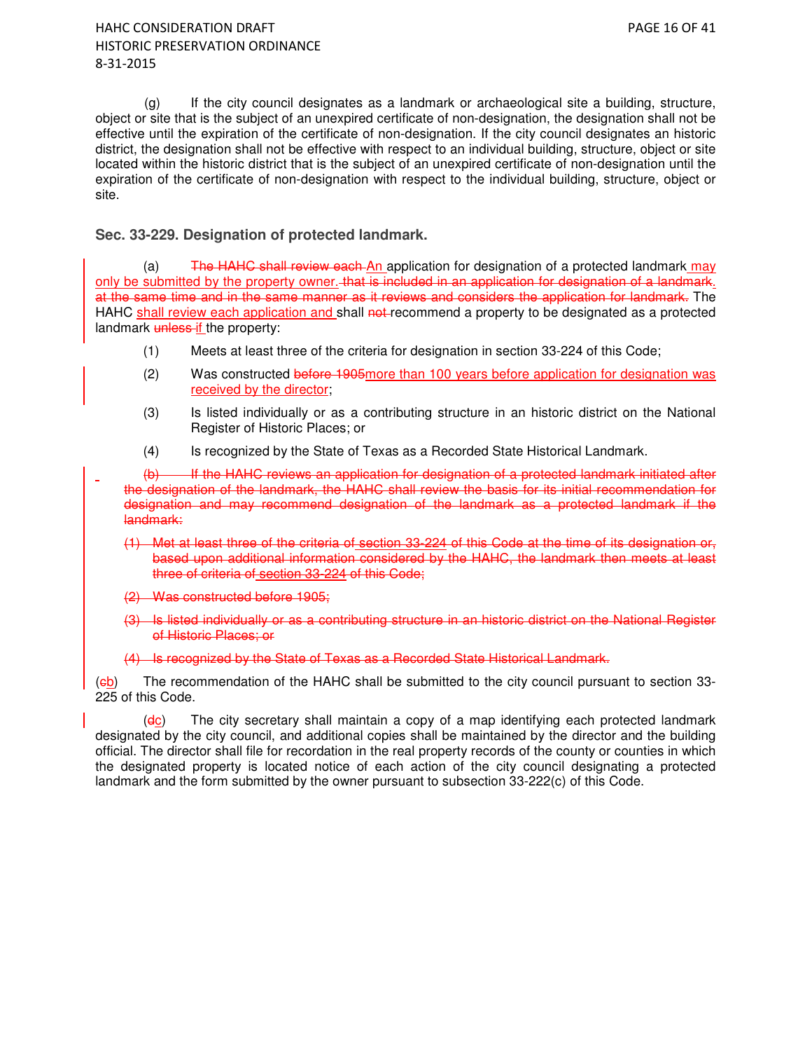(g) If the city council designates as a landmark or archaeological site a building, structure, object or site that is the subject of an unexpired certificate of non-designation, the designation shall not be effective until the expiration of the certificate of non-designation. If the city council designates an historic district, the designation shall not be effective with respect to an individual building, structure, object or site located within the historic district that is the subject of an unexpired certificate of non-designation until the expiration of the certificate of non-designation with respect to the individual building, structure, object or site.

### Sec. 33-229. Designation of protected landmark.

(a) ~~The HAHC shall review each~~ An application for designation of a protected landmark may only be submitted by the property owner. ~~that is included in an application for designation of a landmark. at the same time and in the same manner as it reviews and considers the application for landmark.~~ The HAHC shall review each application and shall ~~not~~ recommend a property to be designated as a protected landmark ~~unless~~ if the property:

(1) Meets at least three of the criteria for designation in section 33-224 of this Code;

(2) Was constructed ~~before 1905~~more than 100 years before application for designation was received by the director;

(3) Is listed individually or as a contributing structure in an historic district on the National Register of Historic Places; or

(4) Is recognized by the State of Texas as a Recorded State Historical Landmark.

~~(b) If the HAHC reviews an application for designation of a protected landmark initiated after the designation of the landmark, the HAHC shall review the basis for its initial recommendation for designation and may recommend designation of the landmark as a protected landmark if the landmark:~~

~~(1) Met at least three of the criteria of section 33-224 of this Code at the time of its designation or, based upon additional information considered by the HAHC, the landmark then meets at least three of criteria of section 33-224 of this Code;~~

~~(2) Was constructed before 1905;~~

~~(3) Is listed individually or as a contributing structure in an historic district on the National Register of Historic Places; or~~

~~(4) Is recognized by the State of Texas as a Recorded State Historical Landmark.~~

(~~c~~b) The recommendation of the HAHC shall be submitted to the city council pursuant to section 33-225 of this Code.

(~~d~~c) The city secretary shall maintain a copy of a map identifying each protected landmark designated by the city council, and additional copies shall be maintained by the director and the building official. The director shall file for recordation in the real property records of the county or counties in which the designated property is located notice of each action of the city council designating a protected landmark and the form submitted by the owner pursuant to subsection 33-222(c) of this Code.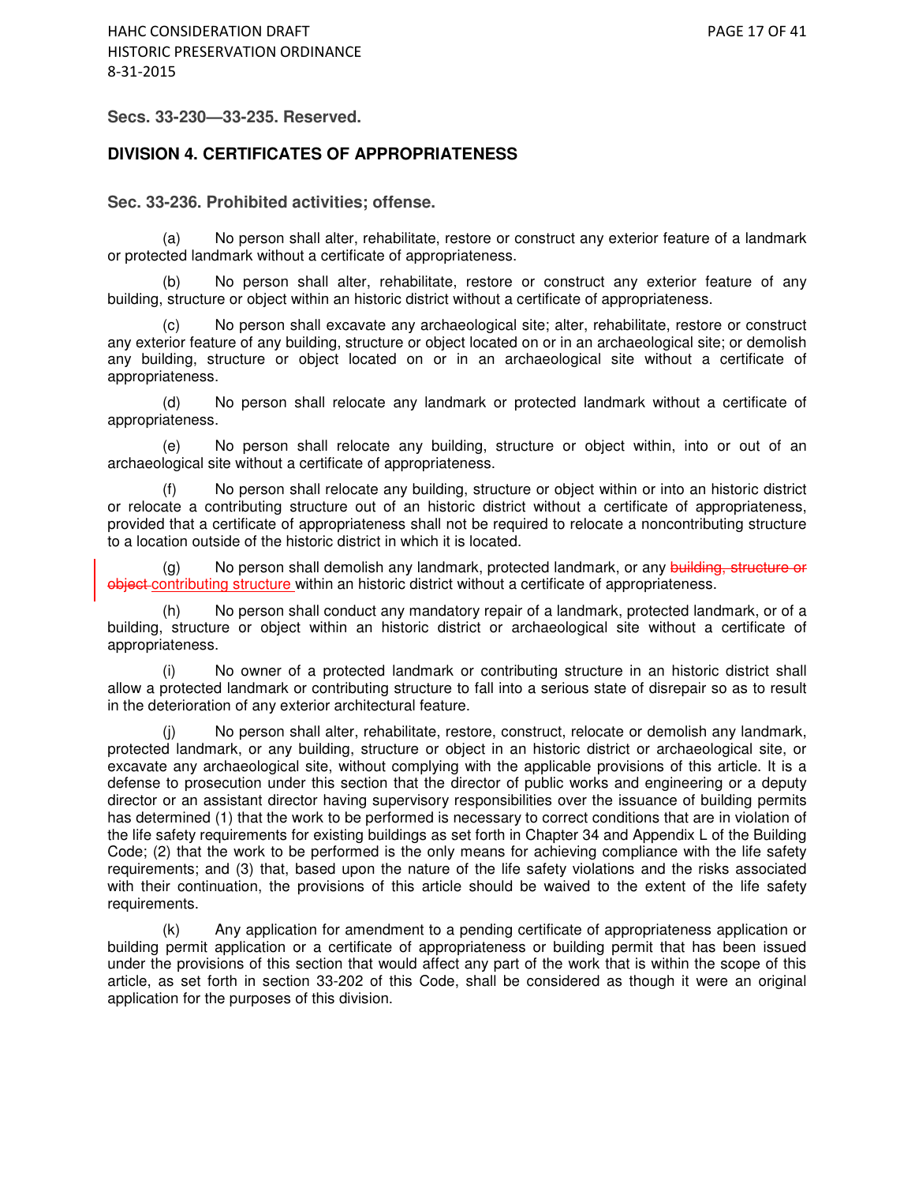**Secs. 33-230—33-235. Reserved.**

## DIVISION 4. CERTIFICATES OF APPROPRIATENESS

### Sec. 33-236. Prohibited activities; offense.

(a) No person shall alter, rehabilitate, restore or construct any exterior feature of a landmark or protected landmark without a certificate of appropriateness.

(b) No person shall alter, rehabilitate, restore or construct any exterior feature of any building, structure or object within an historic district without a certificate of appropriateness.

(c) No person shall excavate any archaeological site; alter, rehabilitate, restore or construct any exterior feature of any building, structure or object located on or in an archaeological site; or demolish any building, structure or object located on or in an archaeological site without a certificate of appropriateness.

(d) No person shall relocate any landmark or protected landmark without a certificate of appropriateness.

(e) No person shall relocate any building, structure or object within, into or out of an archaeological site without a certificate of appropriateness.

(f) No person shall relocate any building, structure or object within or into an historic district or relocate a contributing structure out of an historic district without a certificate of appropriateness, provided that a certificate of appropriateness shall not be required to relocate a noncontributing structure to a location outside of the historic district in which it is located.

(g) No person shall demolish any landmark, protected landmark, or any ~~building, structure or object~~ contributing structure within an historic district without a certificate of appropriateness.

(h) No person shall conduct any mandatory repair of a landmark, protected landmark, or of a building, structure or object within an historic district or archaeological site without a certificate of appropriateness.

(i) No owner of a protected landmark or contributing structure in an historic district shall allow a protected landmark or contributing structure to fall into a serious state of disrepair so as to result in the deterioration of any exterior architectural feature.

(j) No person shall alter, rehabilitate, restore, construct, relocate or demolish any landmark, protected landmark, or any building, structure or object in an historic district or archaeological site, or excavate any archaeological site, without complying with the applicable provisions of this article. It is a defense to prosecution under this section that the director of public works and engineering or a deputy director or an assistant director having supervisory responsibilities over the issuance of building permits has determined (1) that the work to be performed is necessary to correct conditions that are in violation of the life safety requirements for existing buildings as set forth in Chapter 34 and Appendix L of the Building Code; (2) that the work to be performed is the only means for achieving compliance with the life safety requirements; and (3) that, based upon the nature of the life safety violations and the risks associated with their continuation, the provisions of this article should be waived to the extent of the life safety requirements.

(k) Any application for amendment to a pending certificate of appropriateness application or building permit application or a certificate of appropriateness or building permit that has been issued under the provisions of this section that would affect any part of the work that is within the scope of this article, as set forth in section 33-202 of this Code, shall be considered as though it were an original application for the purposes of this division.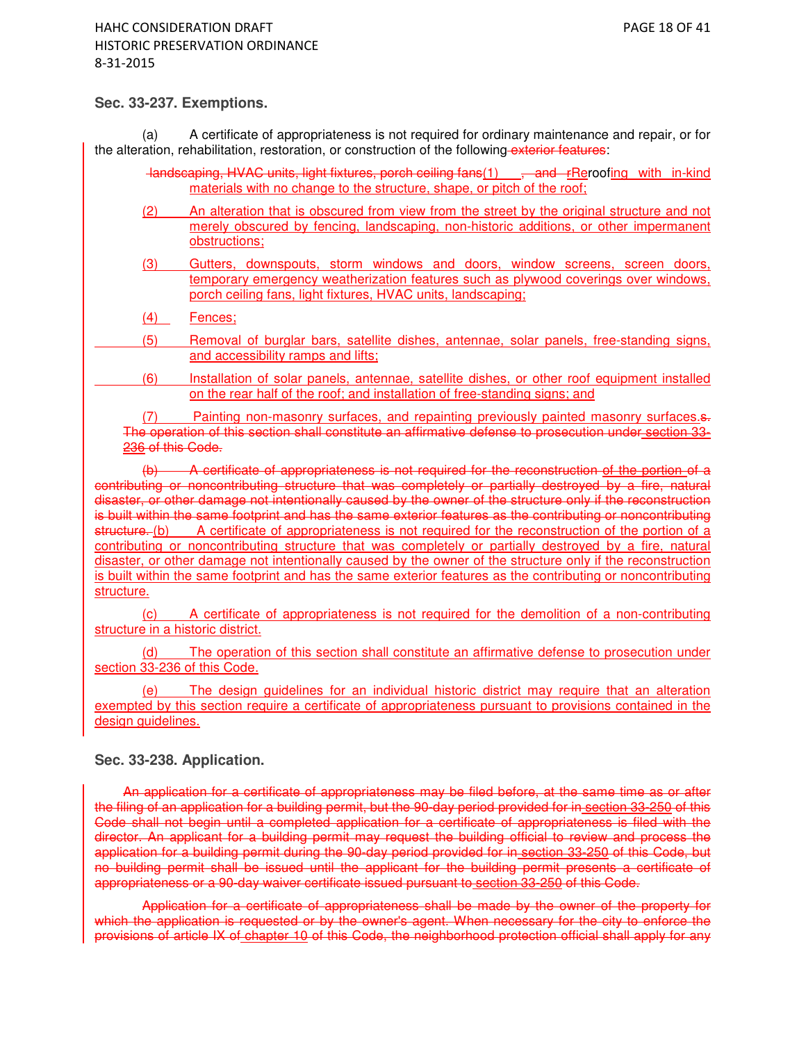### Sec. 33-237. Exemptions.

(a) A certificate of appropriateness is not required for ordinary maintenance and repair, or for the alteration, rehabilitation, restoration, or construction of the following ~~exterior features~~:

~~landscaping, HVAC units, light fixtures, porch ceiling fans~~(1) ~~, and r~~Reroofing with in-kind materials with no change to the structure, shape, or pitch of the roof;

(2) An alteration that is obscured from view from the street by the original structure and not merely obscured by fencing, landscaping, non-historic additions, or other impermanent obstructions;

(3) Gutters, downspouts, storm windows and doors, window screens, screen doors, temporary emergency weatherization features such as plywood coverings over windows, porch ceiling fans, light fixtures, HVAC units, landscaping;

(4) Fences;

(5) Removal of burglar bars, satellite dishes, antennae, solar panels, free-standing signs, and accessibility ramps and lifts;

(6) Installation of solar panels, antennae, satellite dishes, or other roof equipment installed on the rear half of the roof; and installation of free-standing signs; and

(7) Painting non-masonry surfaces, and repainting previously painted masonry surfaces.~~s. The operation of this section shall constitute an affirmative defense to prosecution under section 33-236 of this Code.~~

~~(b) A certificate of appropriateness is not required for the reconstruction of the portion of a contributing or noncontributing structure that was completely or partially destroyed by a fire, natural disaster, or other damage not intentionally caused by the owner of the structure only if the reconstruction is built within the same footprint and has the same exterior features as the contributing or noncontributing structure.~~ (b) A certificate of appropriateness is not required for the reconstruction of the portion of a contributing or noncontributing structure that was completely or partially destroyed by a fire, natural disaster, or other damage not intentionally caused by the owner of the structure only if the reconstruction is built within the same footprint and has the same exterior features as the contributing or noncontributing structure.

(c) A certificate of appropriateness is not required for the demolition of a non-contributing structure in a historic district.

(d) The operation of this section shall constitute an affirmative defense to prosecution under section 33-236 of this Code.

(e) The design guidelines for an individual historic district may require that an alteration exempted by this section require a certificate of appropriateness pursuant to provisions contained in the design guidelines.

### Sec. 33-238. Application.

~~An application for a certificate of appropriateness may be filed before, at the same time as or after the filing of an application for a building permit, but the 90-day period provided for in section 33-250 of this Code shall not begin until a completed application for a certificate of appropriateness is filed with the director. An applicant for a building permit may request the building official to review and process the application for a building permit during the 90-day period provided for in section 33-250 of this Code, but no building permit shall be issued until the applicant for the building permit presents a certificate of appropriateness or a 90-day waiver certificate issued pursuant to section 33-250 of this Code.~~

~~Application for a certificate of appropriateness shall be made by the owner of the property for which the application is requested or by the owner's agent. When necessary for the city to enforce the provisions of article IX of chapter 10 of this Code, the neighborhood protection official shall apply for any~~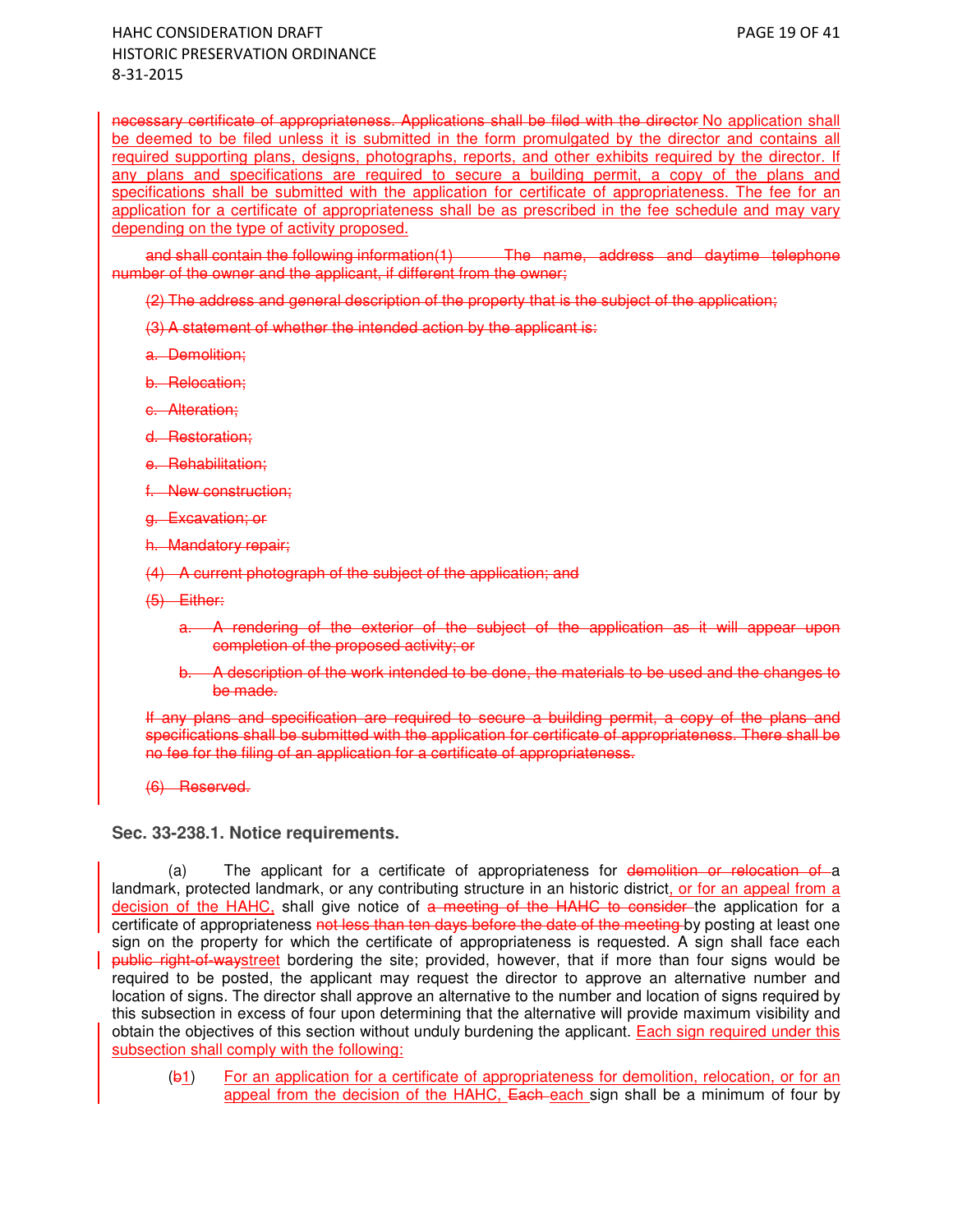~~necessary certificate of appropriateness. Applications shall be filed with the director~~ No application shall be deemed to be filed unless it is submitted in the form promulgated by the director and contains all required supporting plans, designs, photographs, reports, and other exhibits required by the director. If any plans and specifications are required to secure a building permit, a copy of the plans and specifications shall be submitted with the application for certificate of appropriateness. The fee for an application for a certificate of appropriateness shall be as prescribed in the fee schedule and may vary depending on the type of activity proposed.

~~and shall contain the following information(1) The name, address and daytime telephone number of the owner and the applicant, if different from the owner;~~

~~(2) The address and general description of the property that is the subject of the application;~~

~~(3) A statement of whether the intended action by the applicant is:~~

~~a. Demolition;~~

~~b. Relocation;~~

~~c. Alteration;~~

~~d. Restoration;~~

~~e. Rehabilitation;~~

~~f. New construction;~~

~~g. Excavation; or~~

~~h. Mandatory repair;~~

~~(4) A current photograph of the subject of the application; and~~

~~(5) Either:~~

~~a. A rendering of the exterior of the subject of the application as it will appear upon completion of the proposed activity; or~~

~~b. A description of the work intended to be done, the materials to be used and the changes to be made.~~

~~If any plans and specification are required to secure a building permit, a copy of the plans and specifications shall be submitted with the application for certificate of appropriateness. There shall be no fee for the filing of an application for a certificate of appropriateness.~~

~~(6) Reserved.~~

### Sec. 33-238.1. Notice requirements.

(a) The applicant for a certificate of appropriateness for ~~demolition or relocation of~~ a landmark, protected landmark, or any contributing structure in an historic district, or for an appeal from a decision of the HAHC, shall give notice of ~~a meeting of the HAHC to consider~~ the application for a certificate of appropriateness ~~not less than ten days before the date of the meeting~~ by posting at least one sign on the property for which the certificate of appropriateness is requested. A sign shall face each ~~public right-of-way~~street bordering the site; provided, however, that if more than four signs would be required to be posted, the applicant may request the director to approve an alternative number and location of signs. The director shall approve an alternative to the number and location of signs required by this subsection in excess of four upon determining that the alternative will provide maximum visibility and obtain the objectives of this section without unduly burdening the applicant. Each sign required under this subsection shall comply with the following:

(~~b~~1) For an application for a certificate of appropriateness for demolition, relocation, or for an appeal from the decision of the HAHC, ~~Each~~ each sign shall be a minimum of four by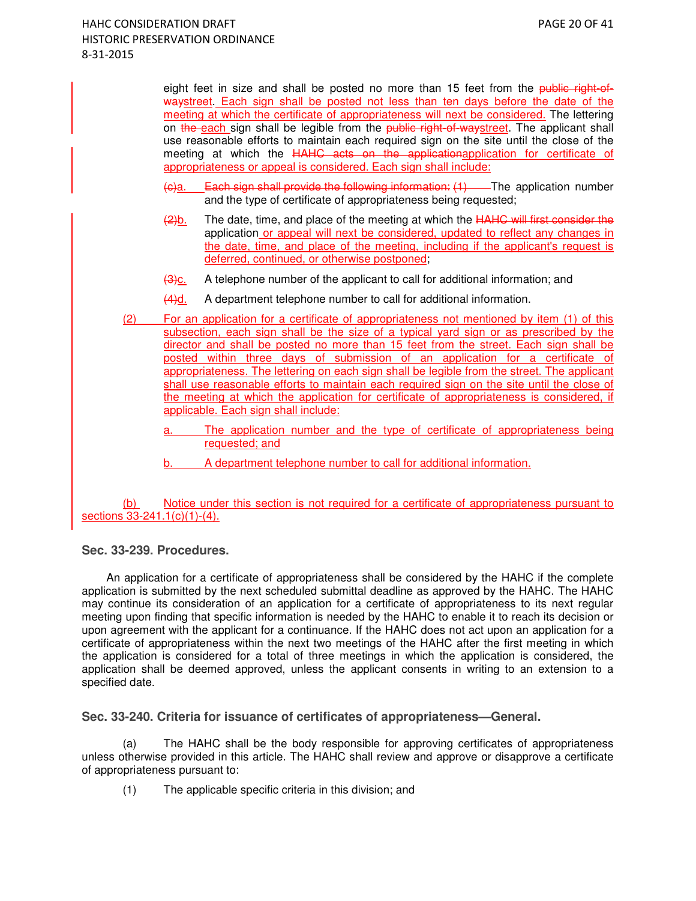eight feet in size and shall be posted no more than 15 feet from the ~~public right-of-way~~street. Each sign shall be posted not less than ten days before the date of the meeting at which the certificate of appropriateness will next be considered. The lettering on ~~the~~ each sign shall be legible from the ~~public right-of-way~~street. The applicant shall use reasonable efforts to maintain each required sign on the site until the close of the meeting at which the ~~HAHC acts on the application~~application for certificate of appropriateness or appeal is considered. Each sign shall include:

~~(c)~~a. ~~Each sign shall provide the following information: (1)~~ The application number and the type of certificate of appropriateness being requested;

~~(2)~~b. The date, time, and place of the meeting at which the ~~HAHC will first consider the~~ application or appeal will next be considered, updated to reflect any changes in the date, time, and place of the meeting, including if the applicant's request is deferred, continued, or otherwise postponed;

~~(3)~~c. A telephone number of the applicant to call for additional information; and

~~(4)~~d. A department telephone number to call for additional information.

(2) For an application for a certificate of appropriateness not mentioned by item (1) of this subsection, each sign shall be the size of a typical yard sign or as prescribed by the director and shall be posted no more than 15 feet from the street. Each sign shall be posted within three days of submission of an application for a certificate of appropriateness. The lettering on each sign shall be legible from the street. The applicant shall use reasonable efforts to maintain each required sign on the site until the close of the meeting at which the application for certificate of appropriateness is considered, if applicable. Each sign shall include:

a. The application number and the type of certificate of appropriateness being requested; and

b. A department telephone number to call for additional information.

(b) Notice under this section is not required for a certificate of appropriateness pursuant to sections 33-241.1(c)(1)-(4).

### Sec. 33-239. Procedures.

An application for a certificate of appropriateness shall be considered by the HAHC if the complete application is submitted by the next scheduled submittal deadline as approved by the HAHC. The HAHC may continue its consideration of an application for a certificate of appropriateness to its next regular meeting upon finding that specific information is needed by the HAHC to enable it to reach its decision or upon agreement with the applicant for a continuance. If the HAHC does not act upon an application for a certificate of appropriateness within the next two meetings of the HAHC after the first meeting in which the application is considered for a total of three meetings in which the application is considered, the application shall be deemed approved, unless the applicant consents in writing to an extension to a specified date.

### Sec. 33-240. Criteria for issuance of certificates of appropriateness—General.

(a) The HAHC shall be the body responsible for approving certificates of appropriateness unless otherwise provided in this article. The HAHC shall review and approve or disapprove a certificate of appropriateness pursuant to:

(1) The applicable specific criteria in this division; and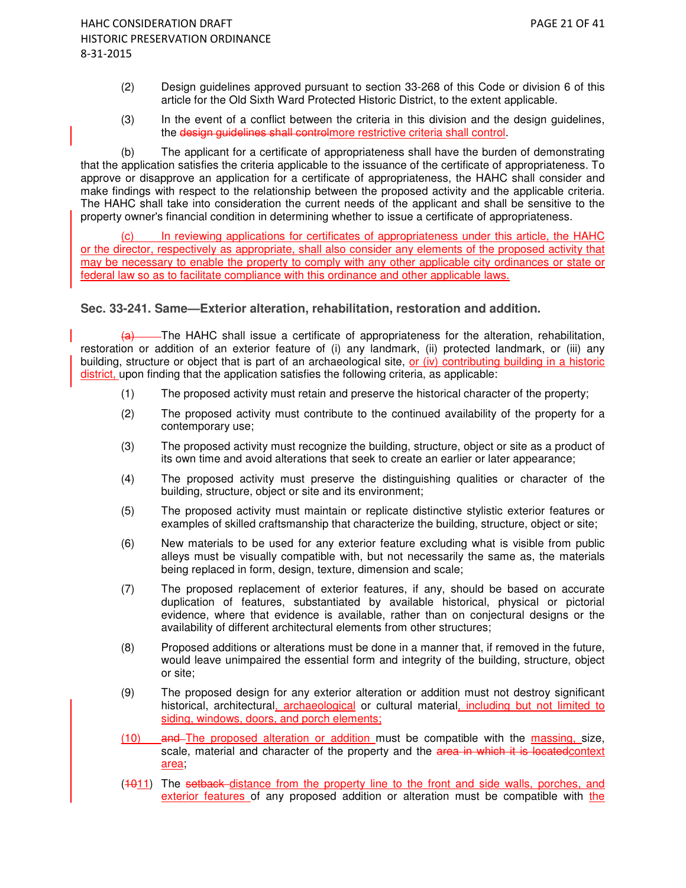(2) Design guidelines approved pursuant to section 33-268 of this Code or division 6 of this article for the Old Sixth Ward Protected Historic District, to the extent applicable.

(3) In the event of a conflict between the criteria in this division and the design guidelines, the ~~design guidelines shall control~~more restrictive criteria shall control.

(b) The applicant for a certificate of appropriateness shall have the burden of demonstrating that the application satisfies the criteria applicable to the issuance of the certificate of appropriateness. To approve or disapprove an application for a certificate of appropriateness, the HAHC shall consider and make findings with respect to the relationship between the proposed activity and the applicable criteria. The HAHC shall take into consideration the current needs of the applicant and shall be sensitive to the property owner's financial condition in determining whether to issue a certificate of appropriateness.

(c) In reviewing applications for certificates of appropriateness under this article, the HAHC or the director, respectively as appropriate, shall also consider any elements of the proposed activity that may be necessary to enable the property to comply with any other applicable city ordinances or state or federal law so as to facilitate compliance with this ordinance and other applicable laws.

### Sec. 33-241. Same—Exterior alteration, rehabilitation, restoration and addition.

(a) The HAHC shall issue a certificate of appropriateness for the alteration, rehabilitation, restoration or addition of an exterior feature of (i) any landmark, (ii) protected landmark, or (iii) any building, structure or object that is part of an archaeological site, or (iv) contributing building in a historic district, upon finding that the application satisfies the following criteria, as applicable:

(1) The proposed activity must retain and preserve the historical character of the property;

(2) The proposed activity must contribute to the continued availability of the property for a contemporary use;

(3) The proposed activity must recognize the building, structure, object or site as a product of its own time and avoid alterations that seek to create an earlier or later appearance;

(4) The proposed activity must preserve the distinguishing qualities or character of the building, structure, object or site and its environment;

(5) The proposed activity must maintain or replicate distinctive stylistic exterior features or examples of skilled craftsmanship that characterize the building, structure, object or site;

(6) New materials to be used for any exterior feature excluding what is visible from public alleys must be visually compatible with, but not necessarily the same as, the materials being replaced in form, design, texture, dimension and scale;

(7) The proposed replacement of exterior features, if any, should be based on accurate duplication of features, substantiated by available historical, physical or pictorial evidence, where that evidence is available, rather than on conjectural designs or the availability of different architectural elements from other structures;

(8) Proposed additions or alterations must be done in a manner that, if removed in the future, would leave unimpaired the essential form and integrity of the building, structure, object or site;

(9) The proposed design for any exterior alteration or addition must not destroy significant historical, architectural, archaeological or cultural material, including but not limited to siding, windows, doors, and porch elements;

(10) ~~and~~ The proposed alteration or addition must be compatible with the massing, size, scale, material and character of the property and the ~~area in which it is located~~context area;

(~~10~~11) The ~~setback~~ distance from the property line to the front and side walls, porches, and exterior features of any proposed addition or alteration must be compatible with the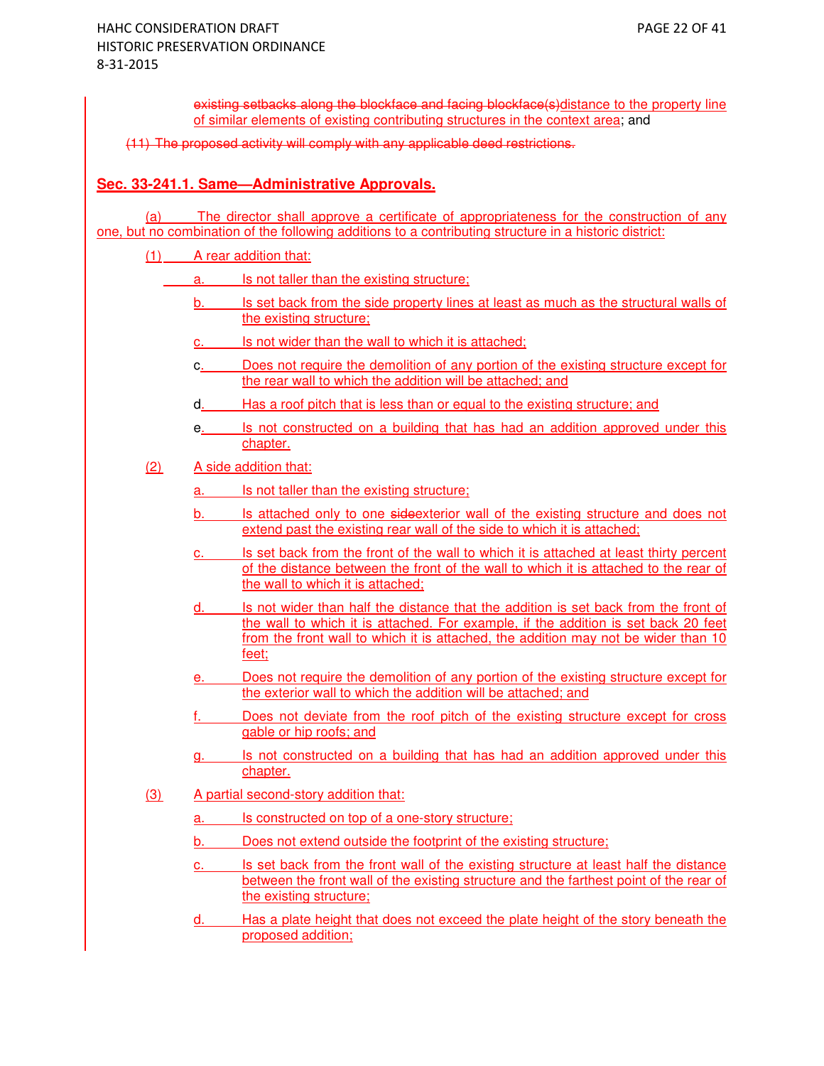~~existing setbacks along the blockface and facing blockface(s)~~distance to the property line of similar elements of existing contributing structures in the context area; and

~~(11) The proposed activity will comply with any applicable deed restrictions.~~

## Sec. 33-241.1. Same—Administrative Approvals.

(a) The director shall approve a certificate of appropriateness for the construction of any one, but no combination of the following additions to a contributing structure in a historic district:

(1) A rear addition that:

a. Is not taller than the existing structure;

b. Is set back from the side property lines at least as much as the structural walls of the existing structure;

c. Is not wider than the wall to which it is attached;

c. Does not require the demolition of any portion of the existing structure except for the rear wall to which the addition will be attached; and

d. Has a roof pitch that is less than or equal to the existing structure; and

e. Is not constructed on a building that has had an addition approved under this chapter.

(2) A side addition that:

a. Is not taller than the existing structure;

b. Is attached only to one ~~side~~exterior wall of the existing structure and does not extend past the existing rear wall of the side to which it is attached;

c. Is set back from the front of the wall to which it is attached at least thirty percent of the distance between the front of the wall to which it is attached to the rear of the wall to which it is attached;

d. Is not wider than half the distance that the addition is set back from the front of the wall to which it is attached. For example, if the addition is set back 20 feet from the front wall to which it is attached, the addition may not be wider than 10 feet;

e. Does not require the demolition of any portion of the existing structure except for the exterior wall to which the addition will be attached; and

f. Does not deviate from the roof pitch of the existing structure except for cross gable or hip roofs; and

g. Is not constructed on a building that has had an addition approved under this chapter.

(3) A partial second-story addition that:

a. Is constructed on top of a one-story structure;

b. Does not extend outside the footprint of the existing structure;

c. Is set back from the front wall of the existing structure at least half the distance between the front wall of the existing structure and the farthest point of the rear of the existing structure;

d. Has a plate height that does not exceed the plate height of the story beneath the proposed addition;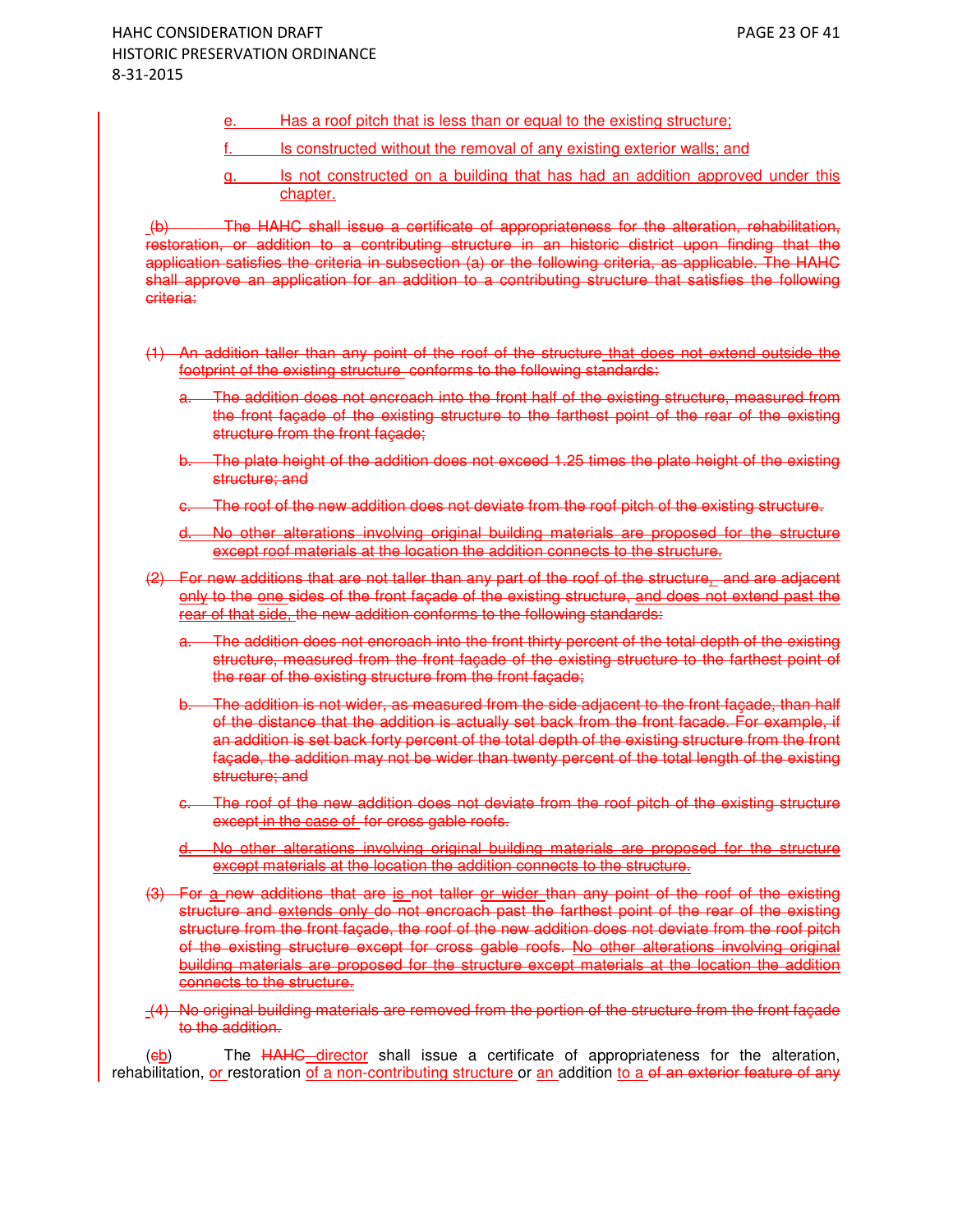e. Has a roof pitch that is less than or equal to the existing structure;

f. Is constructed without the removal of any existing exterior walls; and

g. Is not constructed on a building that has had an addition approved under this chapter.

(b) The HAHC shall issue a certificate of appropriateness for the alteration, rehabilitation, restoration, or addition to a contributing structure in an historic district upon finding that the application satisfies the criteria in subsection (a) or the following criteria, as applicable. The HAHC shall approve an application for an addition to a contributing structure that satisfies the following criteria:

(1) An addition taller than any point of the roof of the structure that does not extend outside the footprint of the existing structure conforms to the following standards:

a. The addition does not encroach into the front half of the existing structure, measured from the front façade of the existing structure to the farthest point of the rear of the existing structure from the front façade;

b. The plate height of the addition does not exceed 1.25 times the plate height of the existing structure; and

c. The roof of the new addition does not deviate from the roof pitch of the existing structure.

d. No other alterations involving original building materials are proposed for the structure except roof materials at the location the addition connects to the structure.

(2) For new additions that are not taller than any part of the roof of the structure, and are adjacent only to the one sides of the front façade of the existing structure, and does not extend past the rear of that side, the new addition conforms to the following standards:

a. The addition does not encroach into the front thirty percent of the total depth of the existing structure, measured from the front façade of the existing structure to the farthest point of the rear of the existing structure from the front façade;

b. The addition is not wider, as measured from the side adjacent to the front façade, than half of the distance that the addition is actually set back from the front facade. For example, if an addition is set back forty percent of the total depth of the existing structure from the front façade, the addition may not be wider than twenty percent of the total length of the existing structure; and

c. The roof of the new addition does not deviate from the roof pitch of the existing structure except in the case of for cross gable roofs.

d. No other alterations involving original building materials are proposed for the structure except materials at the location the addition connects to the structure.

(3) For a new additions that are is not taller or wider than any point of the roof of the existing structure and extends only do not encroach past the farthest point of the rear of the existing structure from the front façade, the roof of the new addition does not deviate from the roof pitch of the existing structure except for cross gable roofs. No other alterations involving original building materials are proposed for the structure except materials at the location the addition connects to the structure.

(4) No original building materials are removed from the portion of the structure from the front façade to the addition.

(cb) The HAHC director shall issue a certificate of appropriateness for the alteration, rehabilitation, or restoration of a non-contributing structure or an addition to a of an exterior feature of any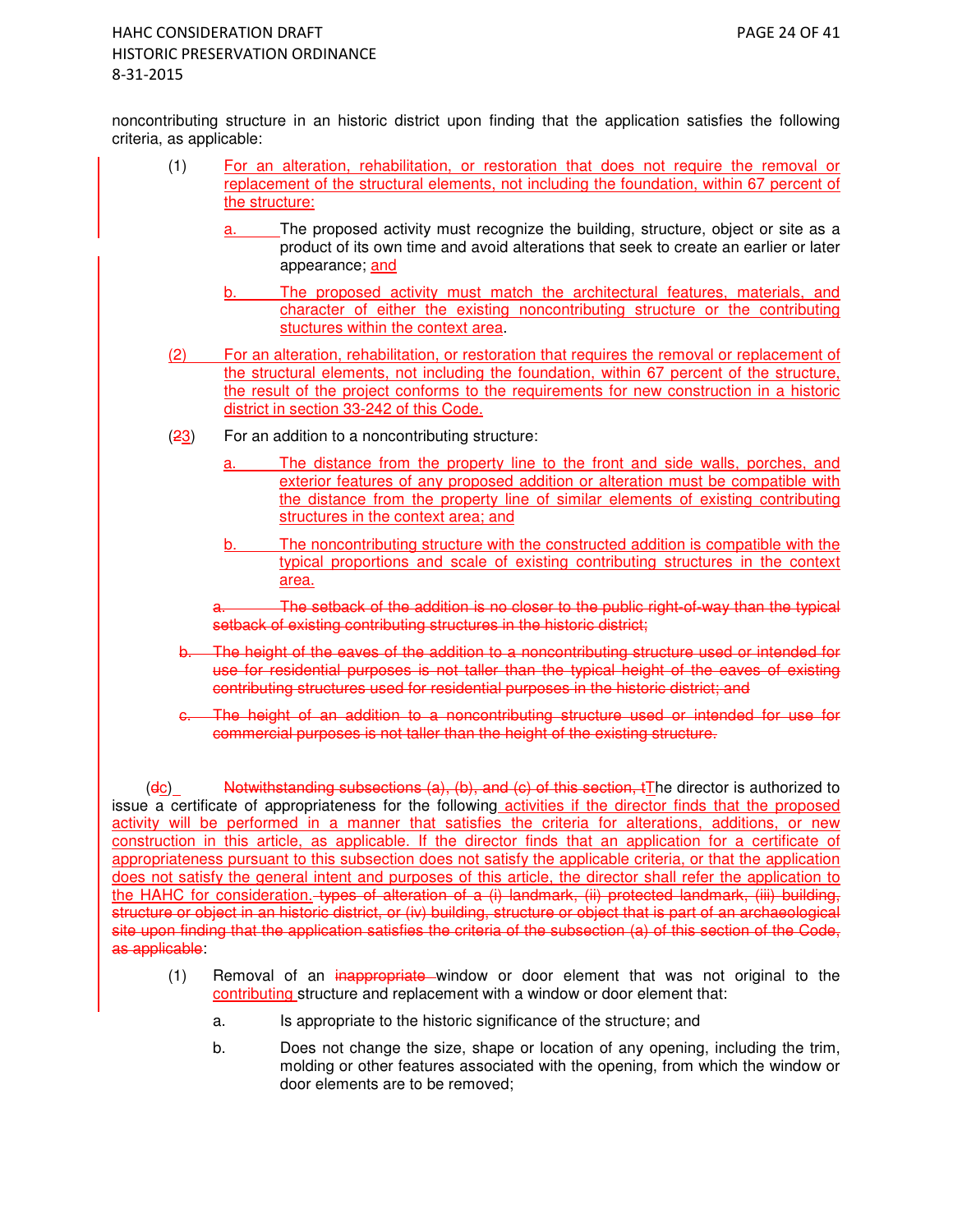noncontributing structure in an historic district upon finding that the application satisfies the following criteria, as applicable:

(1) For an alteration, rehabilitation, or restoration that does not require the removal or replacement of the structural elements, not including the foundation, within 67 percent of the structure:

a. The proposed activity must recognize the building, structure, object or site as a product of its own time and avoid alterations that seek to create an earlier or later appearance; and

b. The proposed activity must match the architectural features, materials, and character of either the existing noncontributing structure or the contributing stuctures within the context area.

(2) For an alteration, rehabilitation, or restoration that requires the removal or replacement of the structural elements, not including the foundation, within 67 percent of the structure, the result of the project conforms to the requirements for new construction in a historic district in section 33-242 of this Code.

(~~2~~3) For an addition to a noncontributing structure:

a. The distance from the property line to the front and side walls, porches, and exterior features of any proposed addition or alteration must be compatible with the distance from the property line of similar elements of existing contributing structures in the context area; and

b. The noncontributing structure with the constructed addition is compatible with the typical proportions and scale of existing contributing structures in the context area.

~~a. The setback of the addition is no closer to the public right-of-way than the typical setback of existing contributing structures in the historic district;~~

~~b. The height of the eaves of the addition to a noncontributing structure used or intended for use for residential purposes is not taller than the typical height of the eaves of existing contributing structures used for residential purposes in the historic district; and~~

~~c. The height of an addition to a noncontributing structure used or intended for use for commercial purposes is not taller than the height of the existing structure.~~

(~~d~~c) ~~Notwithstanding subsections (a), (b), and (c) of this section, t~~The director is authorized to issue a certificate of appropriateness for the following activities if the director finds that the proposed activity will be performed in a manner that satisfies the criteria for alterations, additions, or new construction in this article, as applicable. If the director finds that an application for a certificate of appropriateness pursuant to this subsection does not satisfy the applicable criteria, or that the application does not satisfy the general intent and purposes of this article, the director shall refer the application to the HAHC for consideration. ~~types of alteration of a (i) landmark, (ii) protected landmark, (iii) building, structure or object in an historic district, or (iv) building, structure or object that is part of an archaeological site upon finding that the application satisfies the criteria of the subsection (a) of this section of the Code, as applicable~~:

(1) Removal of an ~~inappropriate~~ window or door element that was not original to the contributing structure and replacement with a window or door element that:

a. Is appropriate to the historic significance of the structure; and

b. Does not change the size, shape or location of any opening, including the trim, molding or other features associated with the opening, from which the window or door elements are to be removed;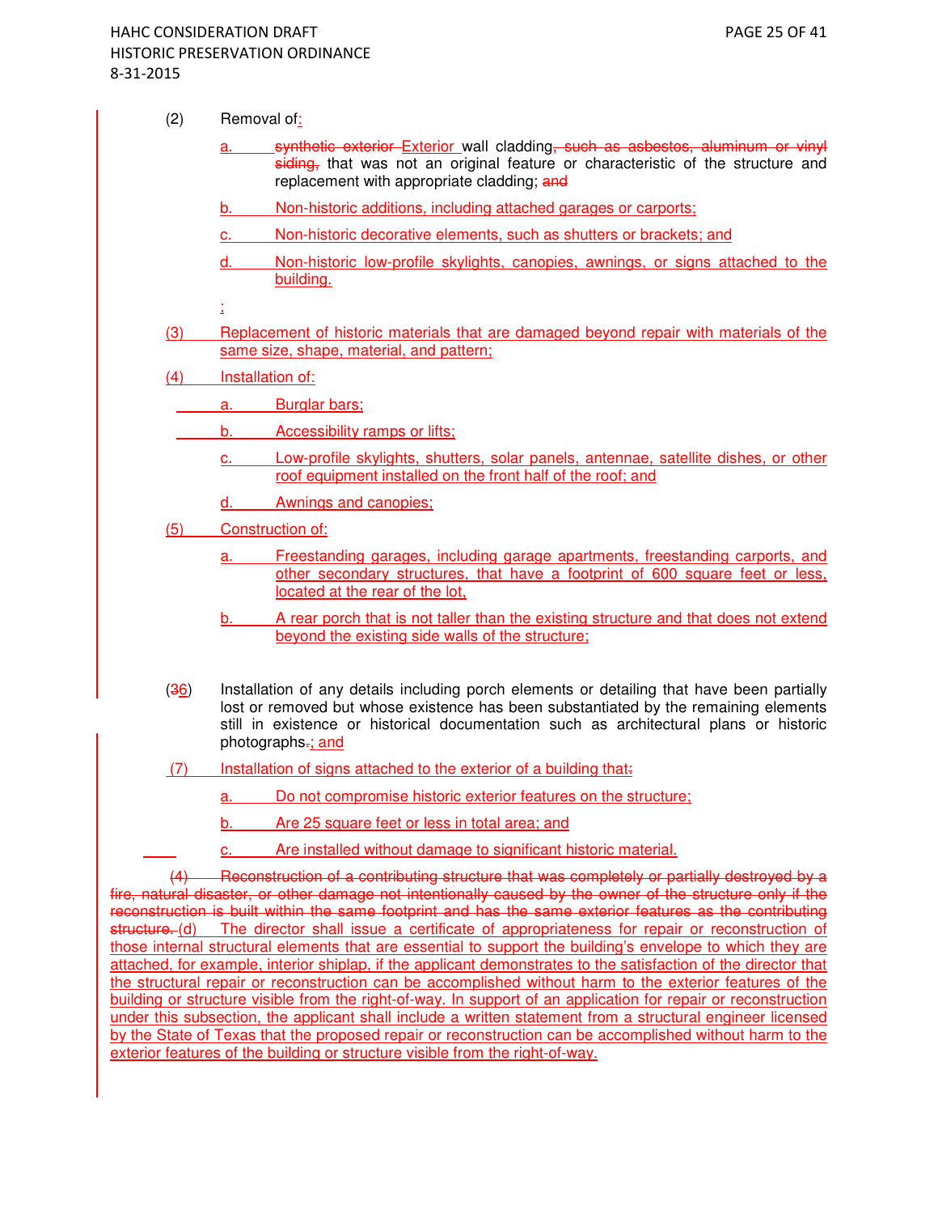(2) Removal of:

a. ~~synthetic exterior~~ Exterior wall cladding~~, such as asbestos, aluminum or vinyl siding,~~ that was not an original feature or characteristic of the structure and replacement with appropriate cladding; ~~and~~

b. Non-historic additions, including attached garages or carports;

c. Non-historic decorative elements, such as shutters or brackets; and

d. Non-historic low-profile skylights, canopies, awnings, or signs attached to the building.

;

(3) Replacement of historic materials that are damaged beyond repair with materials of the same size, shape, material, and pattern;

(4) Installation of:

a. Burglar bars;

b. Accessibility ramps or lifts;

c. Low-profile skylights, shutters, solar panels, antennae, satellite dishes, or other roof equipment installed on the front half of the roof; and

d. Awnings and canopies;

(5) Construction of:

a. Freestanding garages, including garage apartments, freestanding carports, and other secondary structures, that have a footprint of 600 square feet or less, located at the rear of the lot,

b. A rear porch that is not taller than the existing structure and that does not extend beyond the existing side walls of the structure;

(~~3~~6) Installation of any details including porch elements or detailing that have been partially lost or removed but whose existence has been substantiated by the remaining elements still in existence or historical documentation such as architectural plans or historic photographs~~.~~; and

(7) Installation of signs attached to the exterior of a building that~~;~~

a. Do not compromise historic exterior features on the structure;

b. Are 25 square feet or less in total area; and

c. Are installed without damage to significant historic material.

~~(4) Reconstruction of a contributing structure that was completely or partially destroyed by a fire, natural disaster, or other damage not intentionally caused by the owner of the structure only if the reconstruction is built within the same footprint and has the same exterior features as the contributing structure.~~ (d) The director shall issue a certificate of appropriateness for repair or reconstruction of those internal structural elements that are essential to support the building's envelope to which they are attached, for example, interior shiplap, if the applicant demonstrates to the satisfaction of the director that the structural repair or reconstruction can be accomplished without harm to the exterior features of the building or structure visible from the right-of-way. In support of an application for repair or reconstruction under this subsection, the applicant shall include a written statement from a structural engineer licensed by the State of Texas that the proposed repair or reconstruction can be accomplished without harm to the exterior features of the building or structure visible from the right-of-way.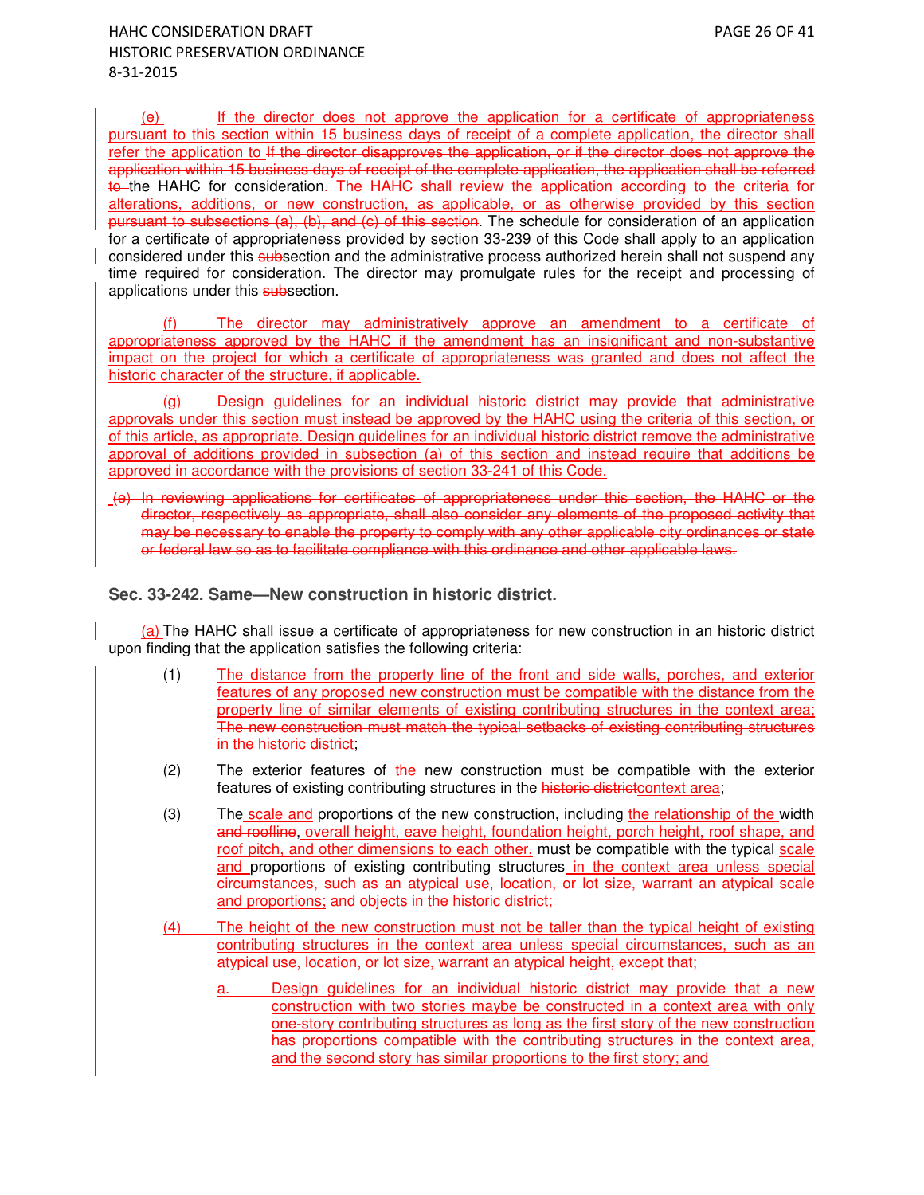(e) If the director does not approve the application for a certificate of appropriateness pursuant to this section within 15 business days of receipt of a complete application, the director shall refer the application to ~~If the director disapproves the application, or if the director does not approve the application within 15 business days of receipt of the complete application, the application shall be referred to~~ the HAHC for consideration. The HAHC shall review the application according to the criteria for alterations, additions, or new construction, as applicable, or as otherwise provided by this section ~~pursuant to subsections (a), (b), and (c) of this section~~. The schedule for consideration of an application for a certificate of appropriateness provided by section 33-239 of this Code shall apply to an application considered under this ~~sub~~section and the administrative process authorized herein shall not suspend any time required for consideration. The director may promulgate rules for the receipt and processing of applications under this ~~sub~~section.

(f) The director may administratively approve an amendment to a certificate of appropriateness approved by the HAHC if the amendment has an insignificant and non-substantive impact on the project for which a certificate of appropriateness was granted and does not affect the historic character of the structure, if applicable.

(g) Design guidelines for an individual historic district may provide that administrative approvals under this section must instead be approved by the HAHC using the criteria of this section, or of this article, as appropriate. Design guidelines for an individual historic district remove the administrative approval of additions provided in subsection (a) of this section and instead require that additions be approved in accordance with the provisions of section 33-241 of this Code.

~~(e) In reviewing applications for certificates of appropriateness under this section, the HAHC or the director, respectively as appropriate, shall also consider any elements of the proposed activity that may be necessary to enable the property to comply with any other applicable city ordinances or state or federal law so as to facilitate compliance with this ordinance and other applicable laws.~~

### Sec. 33-242. Same—New construction in historic district.

(a) The HAHC shall issue a certificate of appropriateness for new construction in an historic district upon finding that the application satisfies the following criteria:

(1) The distance from the property line of the front and side walls, porches, and exterior features of any proposed new construction must be compatible with the distance from the property line of similar elements of existing contributing structures in the context area; ~~The new construction must match the typical setbacks of existing contributing structures in the historic district~~;

(2) The exterior features of the new construction must be compatible with the exterior features of existing contributing structures in the ~~historic district~~context area;

(3) The scale and proportions of the new construction, including the relationship of the width ~~and roofline~~, overall height, eave height, foundation height, porch height, roof shape, and roof pitch, and other dimensions to each other, must be compatible with the typical scale and proportions of existing contributing structures in the context area unless special circumstances, such as an atypical use, location, or lot size, warrant an atypical scale and proportions; ~~and objects in the historic district;~~

(4) The height of the new construction must not be taller than the typical height of existing contributing structures in the context area unless special circumstances, such as an atypical use, location, or lot size, warrant an atypical height, except that;

a. Design guidelines for an individual historic district may provide that a new construction with two stories maybe be constructed in a context area with only one-story contributing structures as long as the first story of the new construction has proportions compatible with the contributing structures in the context area, and the second story has similar proportions to the first story; and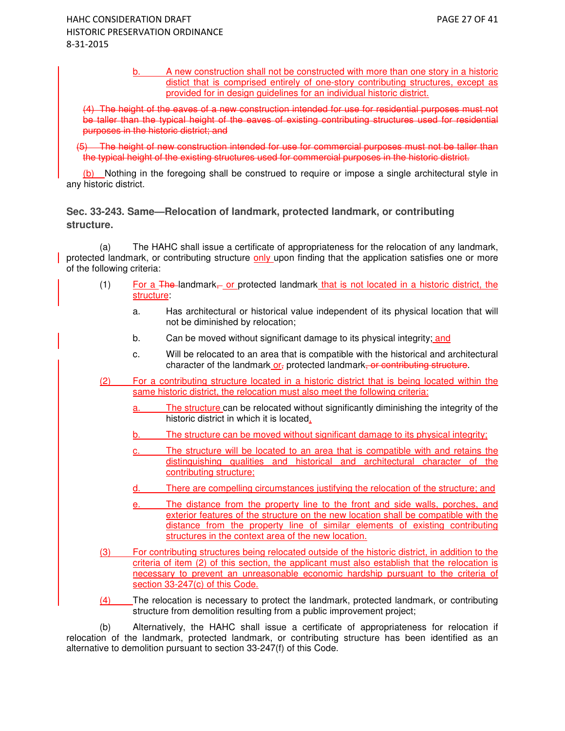b. A new construction shall not be constructed with more than one story in a historic distict that is comprised entirely of one-story contributing structures, except as provided for in design guidelines for an individual historic district.

~~(4) The height of the eaves of a new construction intended for use for residential purposes must not be taller than the typical height of the eaves of existing contributing structures used for residential purposes in the historic district; and~~

~~(5) The height of new construction intended for use for commercial purposes must not be taller than the typical height of the existing structures used for commercial purposes in the historic district.~~

(b) Nothing in the foregoing shall be construed to require or impose a single architectural style in any historic district.

### Sec. 33-243. Same—Relocation of landmark, protected landmark, or contributing structure.

(a) The HAHC shall issue a certificate of appropriateness for the relocation of any landmark, protected landmark, or contributing structure only upon finding that the application satisfies one or more of the following criteria:

(1) For a ~~The~~ landmark~~,~~ or protected landmark that is not located in a historic district, the structure:

a. Has architectural or historical value independent of its physical location that will not be diminished by relocation;

b. Can be moved without significant damage to its physical integrity; and

c. Will be relocated to an area that is compatible with the historical and architectural character of the landmark or~~,~~ protected landmark~~, or contributing structure~~.

(2) For a contributing structure located in a historic district that is being located within the same historic district, the relocation must also meet the following criteria:

a. The structure can be relocated without significantly diminishing the integrity of the historic district in which it is located,

b. The structure can be moved without significant damage to its physical integrity;

c. The structure will be located to an area that is compatible with and retains the distinguishing qualities and historical and architectural character of the contributing structure;

d. There are compelling circumstances justifying the relocation of the structure; and

e. The distance from the property line to the front and side walls, porches, and exterior features of the structure on the new location shall be compatible with the distance from the property line of similar elements of existing contributing structures in the context area of the new location.

(3) For contributing structures being relocated outside of the historic district, in addition to the criteria of item (2) of this section, the applicant must also establish that the relocation is necessary to prevent an unreasonable economic hardship pursuant to the criteria of section 33-247(c) of this Code.

(4) The relocation is necessary to protect the landmark, protected landmark, or contributing structure from demolition resulting from a public improvement project;

(b) Alternatively, the HAHC shall issue a certificate of appropriateness for relocation if relocation of the landmark, protected landmark, or contributing structure has been identified as an alternative to demolition pursuant to section 33-247(f) of this Code.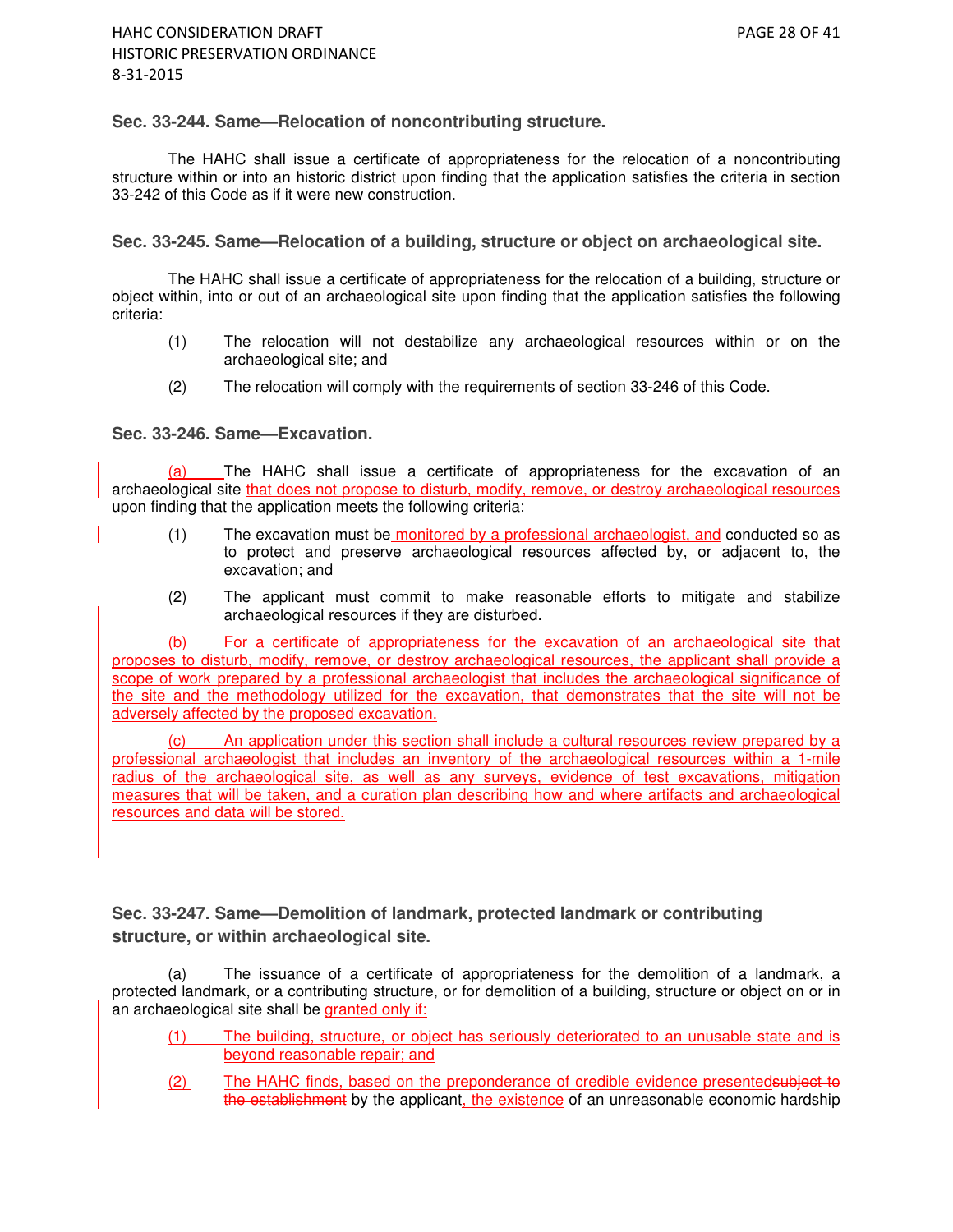### Sec. 33-244. Same—Relocation of noncontributing structure.

The HAHC shall issue a certificate of appropriateness for the relocation of a noncontributing structure within or into an historic district upon finding that the application satisfies the criteria in section 33-242 of this Code as if it were new construction.

### Sec. 33-245. Same—Relocation of a building, structure or object on archaeological site.

The HAHC shall issue a certificate of appropriateness for the relocation of a building, structure or object within, into or out of an archaeological site upon finding that the application satisfies the following criteria:

(1) The relocation will not destabilize any archaeological resources within or on the archaeological site; and

(2) The relocation will comply with the requirements of section 33-246 of this Code.

### Sec. 33-246. Same—Excavation.

(a) The HAHC shall issue a certificate of appropriateness for the excavation of an archaeological site that does not propose to disturb, modify, remove, or destroy archaeological resources upon finding that the application meets the following criteria:

(1) The excavation must be monitored by a professional archaeologist, and conducted so as to protect and preserve archaeological resources affected by, or adjacent to, the excavation; and

(2) The applicant must commit to make reasonable efforts to mitigate and stabilize archaeological resources if they are disturbed.

(b) For a certificate of appropriateness for the excavation of an archaeological site that proposes to disturb, modify, remove, or destroy archaeological resources, the applicant shall provide a scope of work prepared by a professional archaeologist that includes the archaeological significance of the site and the methodology utilized for the excavation, that demonstrates that the site will not be adversely affected by the proposed excavation.

(c) An application under this section shall include a cultural resources review prepared by a professional archaeologist that includes an inventory of the archaeological resources within a 1-mile radius of the archaeological site, as well as any surveys, evidence of test excavations, mitigation measures that will be taken, and a curation plan describing how and where artifacts and archaeological resources and data will be stored.

### Sec. 33-247. Same—Demolition of landmark, protected landmark or contributing structure, or within archaeological site.

(a) The issuance of a certificate of appropriateness for the demolition of a landmark, a protected landmark, or a contributing structure, or for demolition of a building, structure or object on or in an archaeological site shall be granted only if:

(1) The building, structure, or object has seriously deteriorated to an unusable state and is beyond reasonable repair; and

(2) The HAHC finds, based on the preponderance of credible evidence presented~~subject to the establishment~~ by the applicant, the existence of an unreasonable economic hardship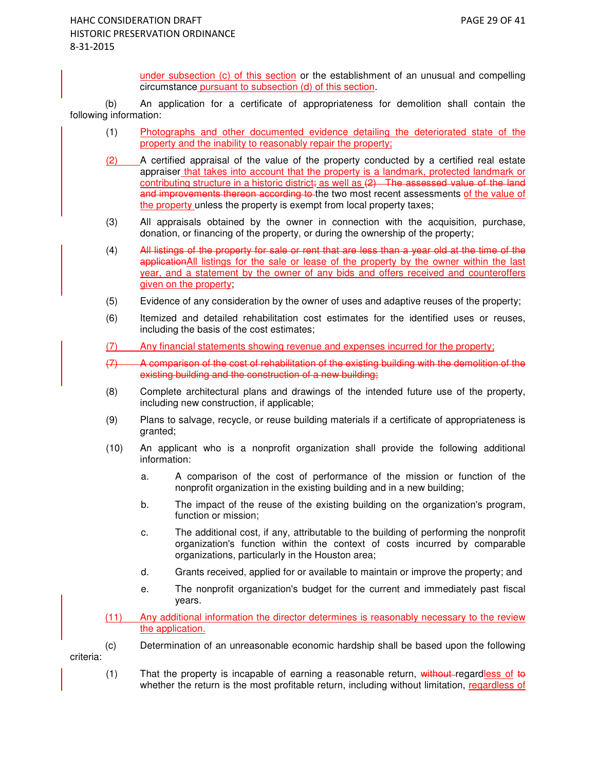under subsection (c) of this section or the establishment of an unusual and compelling circumstance pursuant to subsection (d) of this section.

(b) An application for a certificate of appropriateness for demolition shall contain the following information:

(1) Photographs and other documented evidence detailing the deteriorated state of the property and the inability to reasonably repair the property;

(2) A certified appraisal of the value of the property conducted by a certified real estate appraiser that takes into account that the property is a landmark, protected landmark or contributing structure in a historic district; as well as ~~(2) The assessed value of the land and improvements thereon according to~~ the two most recent assessments of the value of the property unless the property is exempt from local property taxes;

(3) All appraisals obtained by the owner in connection with the acquisition, purchase, donation, or financing of the property, or during the ownership of the property;

(4) ~~All listings of the property for sale or rent that are less than a year old at the time of the application~~All listings for the sale or lease of the property by the owner within the last year, and a statement by the owner of any bids and offers received and counteroffers given on the property;

(5) Evidence of any consideration by the owner of uses and adaptive reuses of the property;

(6) Itemized and detailed rehabilitation cost estimates for the identified uses or reuses, including the basis of the cost estimates;

(7) Any financial statements showing revenue and expenses incurred for the property;

~~(7) A comparison of the cost of rehabilitation of the existing building with the demolition of the existing building and the construction of a new building;~~

(8) Complete architectural plans and drawings of the intended future use of the property, including new construction, if applicable;

(9) Plans to salvage, recycle, or reuse building materials if a certificate of appropriateness is granted;

(10) An applicant who is a nonprofit organization shall provide the following additional information:

a. A comparison of the cost of performance of the mission or function of the nonprofit organization in the existing building and in a new building;

b. The impact of the reuse of the existing building on the organization's program, function or mission;

c. The additional cost, if any, attributable to the building of performing the nonprofit organization's function within the context of costs incurred by comparable organizations, particularly in the Houston area;

d. Grants received, applied for or available to maintain or improve the property; and

e. The nonprofit organization's budget for the current and immediately past fiscal years.

(11) Any additional information the director determines is reasonably necessary to the review the application.

(c) Determination of an unreasonable economic hardship shall be based upon the following criteria:

(1) That the property is incapable of earning a reasonable return, ~~without~~ regardless of ~~to~~ whether the return is the most profitable return, including without limitation, regardless of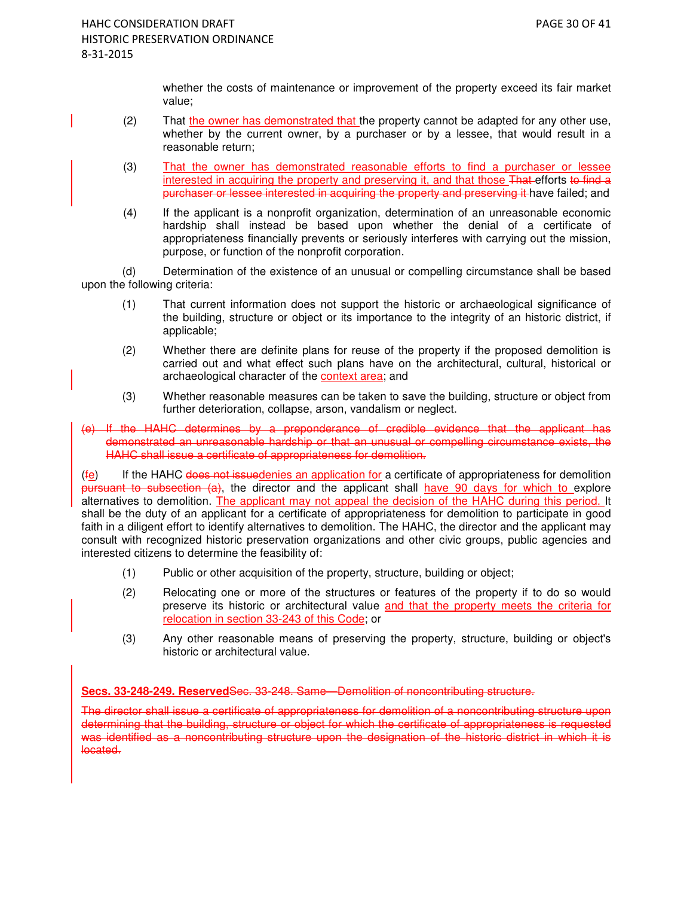whether the costs of maintenance or improvement of the property exceed its fair market value;

(2) That the owner has demonstrated that the property cannot be adapted for any other use, whether by the current owner, by a purchaser or by a lessee, that would result in a reasonable return;

(3) That the owner has demonstrated reasonable efforts to find a purchaser or lessee interested in acquiring the property and preserving it, and that those ~~That~~ efforts ~~to find a purchaser or lessee interested in acquiring the property and preserving it~~ have failed; and

(4) If the applicant is a nonprofit organization, determination of an unreasonable economic hardship shall instead be based upon whether the denial of a certificate of appropriateness financially prevents or seriously interferes with carrying out the mission, purpose, or function of the nonprofit corporation.

(d) Determination of the existence of an unusual or compelling circumstance shall be based upon the following criteria:

(1) That current information does not support the historic or archaeological significance of the building, structure or object or its importance to the integrity of an historic district, if applicable;

(2) Whether there are definite plans for reuse of the property if the proposed demolition is carried out and what effect such plans have on the architectural, cultural, historical or archaeological character of the context area; and

(3) Whether reasonable measures can be taken to save the building, structure or object from further deterioration, collapse, arson, vandalism or neglect.

~~(e) If the HAHC determines by a preponderance of credible evidence that the applicant has demonstrated an unreasonable hardship or that an unusual or compelling circumstance exists, the HAHC shall issue a certificate of appropriateness for demolition.~~

(~~f~~e) If the HAHC ~~does not issue~~denies an application for a certificate of appropriateness for demolition ~~pursuant to subsection (a)~~, the director and the applicant shall have 90 days for which to explore alternatives to demolition. The applicant may not appeal the decision of the HAHC during this period. It shall be the duty of an applicant for a certificate of appropriateness for demolition to participate in good faith in a diligent effort to identify alternatives to demolition. The HAHC, the director and the applicant may consult with recognized historic preservation organizations and other civic groups, public agencies and interested citizens to determine the feasibility of:

(1) Public or other acquisition of the property, structure, building or object;

(2) Relocating one or more of the structures or features of the property if to do so would preserve its historic or architectural value and that the property meets the criteria for relocation in section 33-243 of this Code; or

(3) Any other reasonable means of preserving the property, structure, building or object's historic or architectural value.

**Secs. 33-248-249. Reserved**~~Sec. 33-248. Same—Demolition of noncontributing structure.~~

~~The director shall issue a certificate of appropriateness for demolition of a noncontributing structure upon determining that the building, structure or object for which the certificate of appropriateness is requested was identified as a noncontributing structure upon the designation of the historic district in which it is located.~~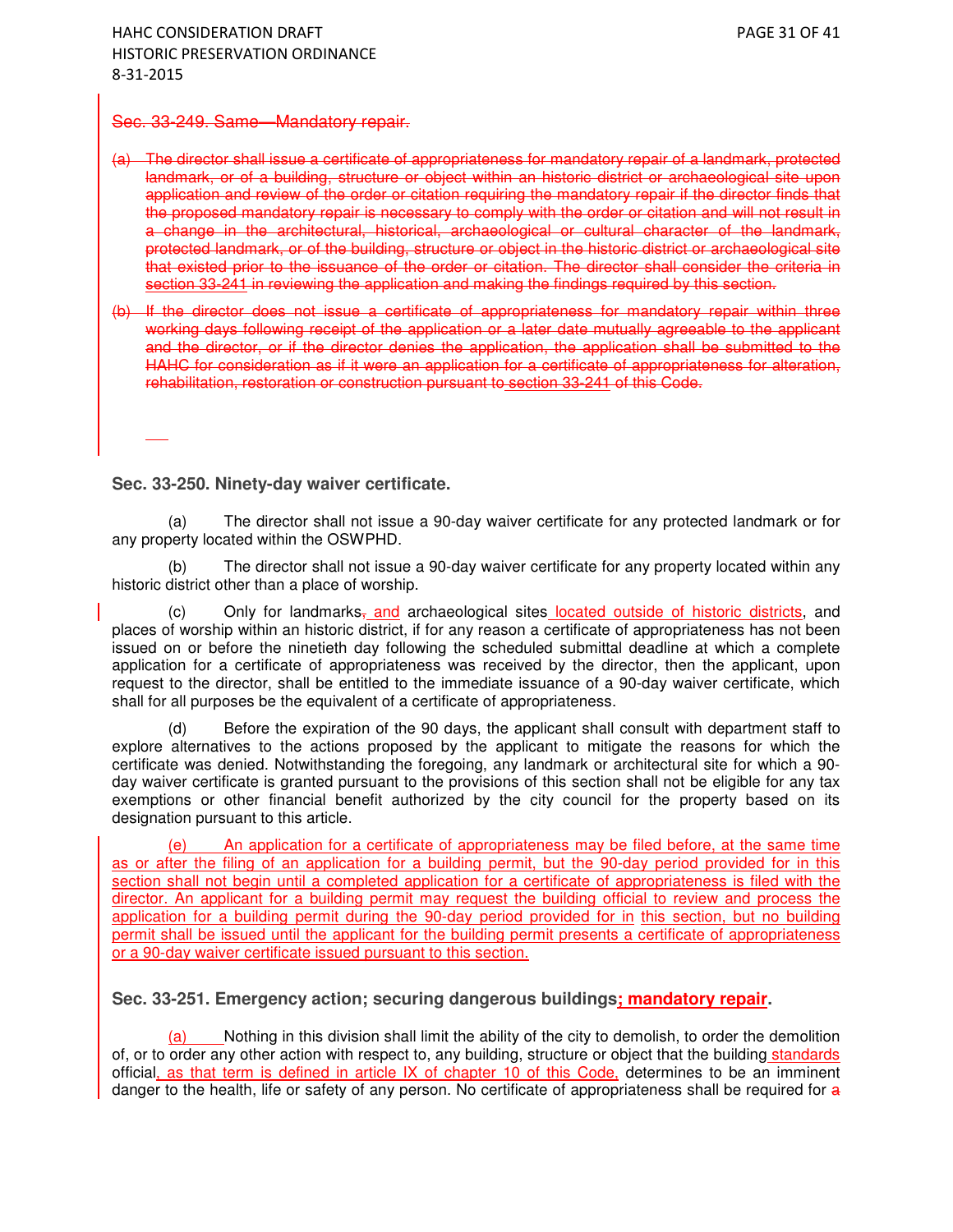~~Sec. 33-249. Same—Mandatory repair.~~

~~(a) The director shall issue a certificate of appropriateness for mandatory repair of a landmark, protected landmark, or of a building, structure or object within an historic district or archaeological site upon application and review of the order or citation requiring the mandatory repair if the director finds that the proposed mandatory repair is necessary to comply with the order or citation and will not result in a change in the architectural, historical, archaeological or cultural character of the landmark, protected landmark, or of the building, structure or object in the historic district or archaeological site that existed prior to the issuance of the order or citation. The director shall consider the criteria in section 33-241 in reviewing the application and making the findings required by this section.~~

~~(b) If the director does not issue a certificate of appropriateness for mandatory repair within three working days following receipt of the application or a later date mutually agreeable to the applicant and the director, or if the director denies the application, the application shall be submitted to the HAHC for consideration as if it were an application for a certificate of appropriateness for alteration, rehabilitation, restoration or construction pursuant to section 33-241 of this Code.~~

**Sec. 33-250. Ninety-day waiver certificate.**

(a) The director shall not issue a 90-day waiver certificate for any protected landmark or for any property located within the OSWPHD.

(b) The director shall not issue a 90-day waiver certificate for any property located within any historic district other than a place of worship.

(c) Only for landmarks~~,~~ and archaeological sites located outside of historic districts, and places of worship within an historic district, if for any reason a certificate of appropriateness has not been issued on or before the ninetieth day following the scheduled submittal deadline at which a complete application for a certificate of appropriateness was received by the director, then the applicant, upon request to the director, shall be entitled to the immediate issuance of a 90-day waiver certificate, which shall for all purposes be the equivalent of a certificate of appropriateness.

(d) Before the expiration of the 90 days, the applicant shall consult with department staff to explore alternatives to the actions proposed by the applicant to mitigate the reasons for which the certificate was denied. Notwithstanding the foregoing, any landmark or architectural site for which a 90-day waiver certificate is granted pursuant to the provisions of this section shall not be eligible for any tax exemptions or other financial benefit authorized by the city council for the property based on its designation pursuant to this article.

(e) An application for a certificate of appropriateness may be filed before, at the same time as or after the filing of an application for a building permit, but the 90-day period provided for in this section shall not begin until a completed application for a certificate of appropriateness is filed with the director. An applicant for a building permit may request the building official to review and process the application for a building permit during the 90-day period provided for in this section, but no building permit shall be issued until the applicant for the building permit presents a certificate of appropriateness or a 90-day waiver certificate issued pursuant to this section.

**Sec. 33-251. Emergency action; securing dangerous buildings; mandatory repair.**

(a) Nothing in this division shall limit the ability of the city to demolish, to order the demolition of, or to order any other action with respect to, any building, structure or object that the building standards official, as that term is defined in article IX of chapter 10 of this Code, determines to be an imminent danger to the health, life or safety of any person. No certificate of appropriateness shall be required for ~~a~~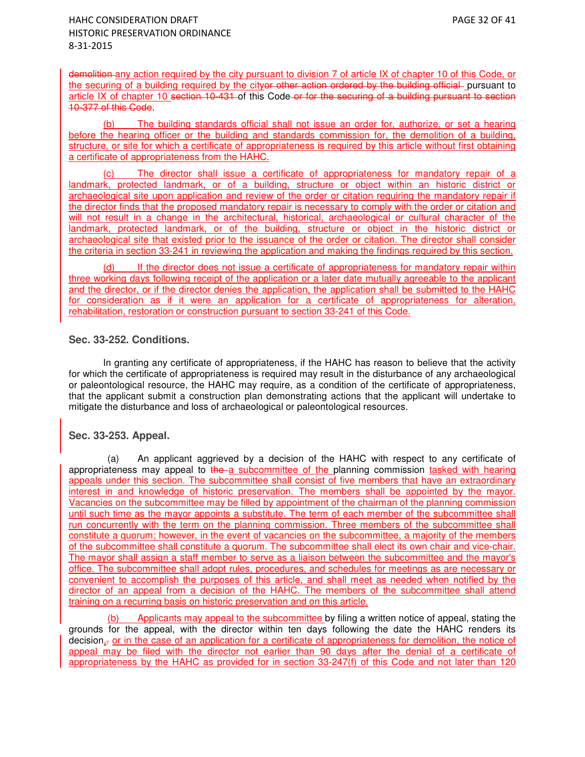demolition any action required by the city pursuant to division 7 of article IX of chapter 10 of this Code, or the securing of a building required by the cityor other action ordered by the building official pursuant to article IX of chapter 10 section 10-431 of this Code or for the securing of a building pursuant to section 10-377 of this Code.

(b) The building standards official shall not issue an order for, authorize, or set a hearing before the hearing officer or the building and standards commission for, the demolition of a building, structure, or site for which a certificate of appropriateness is required by this article without first obtaining a certificate of appropriateness from the HAHC.

(c) The director shall issue a certificate of appropriateness for mandatory repair of a landmark, protected landmark, or of a building, structure or object within an historic district or archaeological site upon application and review of the order or citation requiring the mandatory repair if the director finds that the proposed mandatory repair is necessary to comply with the order or citation and will not result in a change in the architectural, historical, archaeological or cultural character of the landmark, protected landmark, or of the building, structure or object in the historic district or archaeological site that existed prior to the issuance of the order or citation. The director shall consider the criteria in section 33-241 in reviewing the application and making the findings required by this section.

(d) If the director does not issue a certificate of appropriateness for mandatory repair within three working days following receipt of the application or a later date mutually agreeable to the applicant and the director, or if the director denies the application, the application shall be submitted to the HAHC for consideration as if it were an application for a certificate of appropriateness for alteration, rehabilitation, restoration or construction pursuant to section 33-241 of this Code.

### Sec. 33-252. Conditions.

In granting any certificate of appropriateness, if the HAHC has reason to believe that the activity for which the certificate of appropriateness is required may result in the disturbance of any archaeological or paleontological resource, the HAHC may require, as a condition of the certificate of appropriateness, that the applicant submit a construction plan demonstrating actions that the applicant will undertake to mitigate the disturbance and loss of archaeological or paleontological resources.

### Sec. 33-253. Appeal.

(a) An applicant aggrieved by a decision of the HAHC with respect to any certificate of appropriateness may appeal to the a subcommittee of the planning commission tasked with hearing appeals under this section. The subcommittee shall consist of five members that have an extraordinary interest in and knowledge of historic preservation. The members shall be appointed by the mayor. Vacancies on the subcommittee may be filled by appointment of the chairman of the planning commission until such time as the mayor appoints a substitute. The term of each member of the subcommittee shall run concurrently with the term on the planning commission. Three members of the subcommittee shall constitute a quorum; however, in the event of vacancies on the subcommittee, a majority of the members of the subcommittee shall constitute a quorum. The subcommittee shall elect its own chair and vice-chair. The mayor shall assign a staff member to serve as a liaison between the subcommittee and the mayor's office. The subcommittee shall adopt rules, procedures, and schedules for meetings as are necessary or convenient to accomplish the purposes of this article, and shall meet as needed when notified by the director of an appeal from a decision of the HAHC. The members of the subcommittee shall attend training on a recurring basis on historic preservation and on this article.

(b) Applicants may appeal to the subcommittee by filing a written notice of appeal, stating the grounds for the appeal, with the director within ten days following the date the HAHC renders its decision,. or in the case of an application for a certificate of appropriateness for demolition, the notice of appeal may be filed with the director not earlier than 90 days after the denial of a certificate of appropriateness by the HAHC as provided for in section 33-247(f) of this Code and not later than 120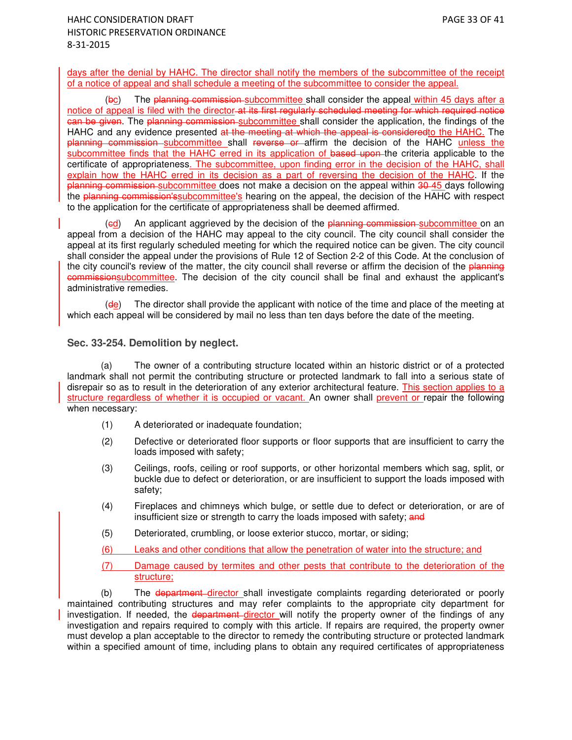days after the denial by HAHC. The director shall notify the members of the subcommittee of the receipt of a notice of appeal and shall schedule a meeting of the subcommittee to consider the appeal.

(~~b~~c) The ~~planning commission~~ subcommittee shall consider the appeal within 45 days after a notice of appeal is filed with the director ~~at its first regularly scheduled meeting for which required notice can be given~~. The ~~planning commission~~ subcommittee shall consider the application, the findings of the HAHC and any evidence presented ~~at the meeting at which the appeal is considered~~to the HAHC. The ~~planning commission~~ subcommittee shall ~~reverse or~~ affirm the decision of the HAHC unless the subcommittee finds that the HAHC erred in its application of ~~based upon~~ the criteria applicable to the certificate of appropriateness. The subcommittee, upon finding error in the decision of the HAHC, shall explain how the HAHC erred in its decision as a part of reversing the decision of the HAHC. If the ~~planning commission~~ subcommittee does not make a decision on the appeal within ~~30~~ 45 days following the ~~planning commission's~~subcommittee's hearing on the appeal, the decision of the HAHC with respect to the application for the certificate of appropriateness shall be deemed affirmed.

(~~c~~d) An applicant aggrieved by the decision of the ~~planning commission~~ subcommittee on an appeal from a decision of the HAHC may appeal to the city council. The city council shall consider the appeal at its first regularly scheduled meeting for which the required notice can be given. The city council shall consider the appeal under the provisions of Rule 12 of Section 2-2 of this Code. At the conclusion of the city council's review of the matter, the city council shall reverse or affirm the decision of the ~~planning commission~~subcommittee. The decision of the city council shall be final and exhaust the applicant's administrative remedies.

(~~d~~e) The director shall provide the applicant with notice of the time and place of the meeting at which each appeal will be considered by mail no less than ten days before the date of the meeting.

### Sec. 33-254. Demolition by neglect.

(a) The owner of a contributing structure located within an historic district or of a protected landmark shall not permit the contributing structure or protected landmark to fall into a serious state of disrepair so as to result in the deterioration of any exterior architectural feature. This section applies to a structure regardless of whether it is occupied or vacant. An owner shall prevent or repair the following when necessary:

(1) A deteriorated or inadequate foundation;

(2) Defective or deteriorated floor supports or floor supports that are insufficient to carry the loads imposed with safety;

(3) Ceilings, roofs, ceiling or roof supports, or other horizontal members which sag, split, or buckle due to defect or deterioration, or are insufficient to support the loads imposed with safety;

(4) Fireplaces and chimneys which bulge, or settle due to defect or deterioration, or are of insufficient size or strength to carry the loads imposed with safety; ~~and~~

(5) Deteriorated, crumbling, or loose exterior stucco, mortar, or siding;

(6) Leaks and other conditions that allow the penetration of water into the structure; and

(7) Damage caused by termites and other pests that contribute to the deterioration of the structure;

(b) The ~~department~~ director shall investigate complaints regarding deteriorated or poorly maintained contributing structures and may refer complaints to the appropriate city department for investigation. If needed, the ~~department~~ director will notify the property owner of the findings of any investigation and repairs required to comply with this article. If repairs are required, the property owner must develop a plan acceptable to the director to remedy the contributing structure or protected landmark within a specified amount of time, including plans to obtain any required certificates of appropriateness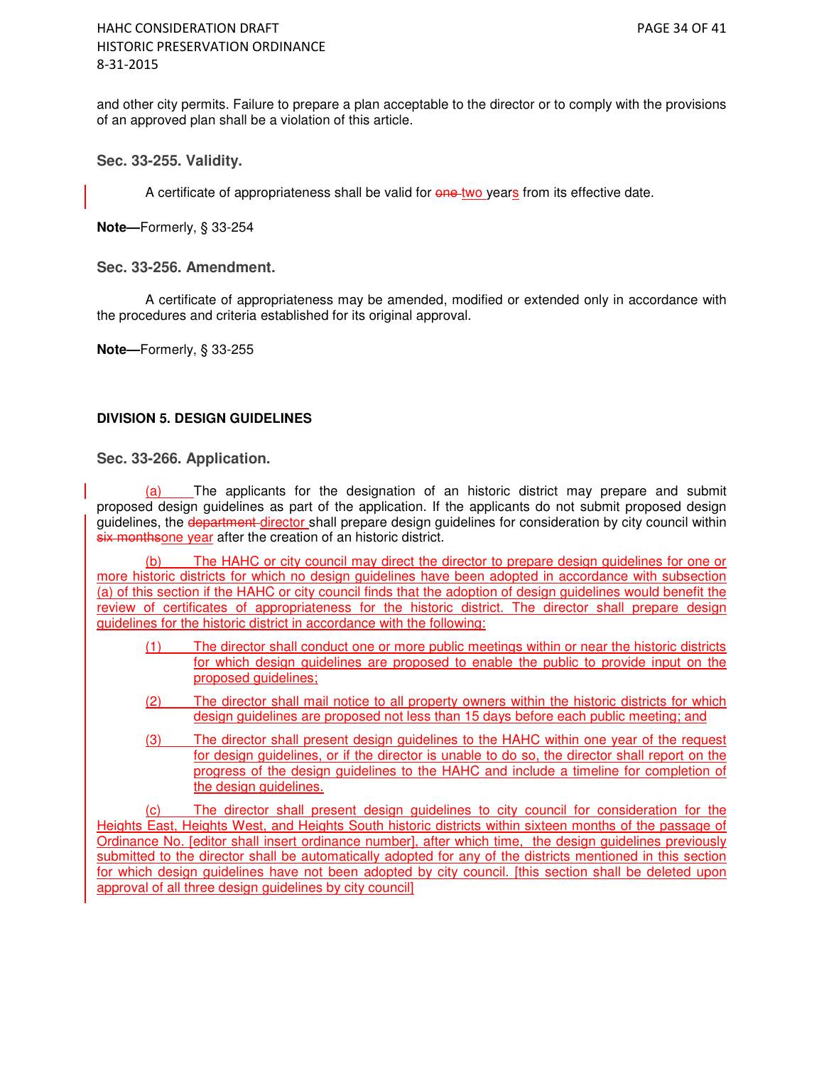and other city permits. Failure to prepare a plan acceptable to the director or to comply with the provisions of an approved plan shall be a violation of this article.

### Sec. 33-255. Validity.

A certificate of appropriateness shall be valid for ~~one~~ two years from its effective date.

**Note—**Formerly, § 33-254

### Sec. 33-256. Amendment.

A certificate of appropriateness may be amended, modified or extended only in accordance with the procedures and criteria established for its original approval.

**Note—**Formerly, § 33-255

## DIVISION 5. DESIGN GUIDELINES

### Sec. 33-266. Application.

(a) The applicants for the designation of an historic district may prepare and submit proposed design guidelines as part of the application. If the applicants do not submit proposed design guidelines, the ~~department~~ director shall prepare design guidelines for consideration by city council within ~~six months~~one year after the creation of an historic district.

(b) The HAHC or city council may direct the director to prepare design guidelines for one or more historic districts for which no design guidelines have been adopted in accordance with subsection (a) of this section if the HAHC or city council finds that the adoption of design guidelines would benefit the review of certificates of appropriateness for the historic district. The director shall prepare design guidelines for the historic district in accordance with the following:

(1) The director shall conduct one or more public meetings within or near the historic districts for which design guidelines are proposed to enable the public to provide input on the proposed guidelines;

(2) The director shall mail notice to all property owners within the historic districts for which design guidelines are proposed not less than 15 days before each public meeting; and

(3) The director shall present design guidelines to the HAHC within one year of the request for design guidelines, or if the director is unable to do so, the director shall report on the progress of the design guidelines to the HAHC and include a timeline for completion of the design guidelines.

(c) The director shall present design guidelines to city council for consideration for the Heights East, Heights West, and Heights South historic districts within sixteen months of the passage of Ordinance No. [editor shall insert ordinance number], after which time, the design guidelines previously submitted to the director shall be automatically adopted for any of the districts mentioned in this section for which design guidelines have not been adopted by city council. [this section shall be deleted upon approval of all three design guidelines by city council]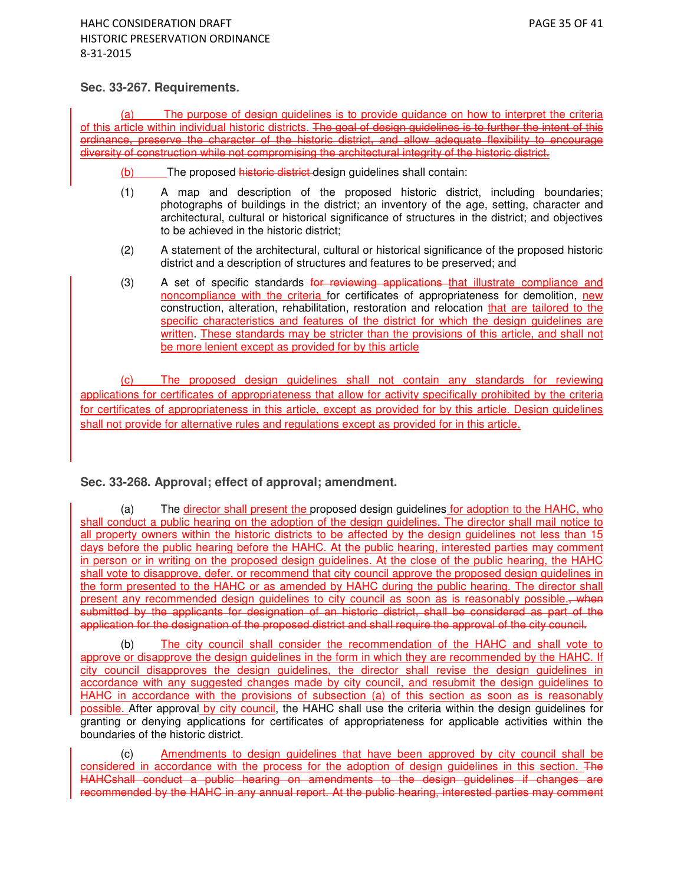### Sec. 33-267. Requirements.

(a) The purpose of design guidelines is to provide guidance on how to interpret the criteria of this article within individual historic districts. ~~The goal of design guidelines is to further the intent of this ordinance, preserve the character of the historic district, and allow adequate flexibility to encourage diversity of construction while not compromising the architectural integrity of the historic district.~~

(b) The proposed ~~historic district~~ design guidelines shall contain:

(1) A map and description of the proposed historic district, including boundaries; photographs of buildings in the district; an inventory of the age, setting, character and architectural, cultural or historical significance of structures in the district; and objectives to be achieved in the historic district;

(2) A statement of the architectural, cultural or historical significance of the proposed historic district and a description of structures and features to be preserved; and

(3) A set of specific standards ~~for reviewing applications~~ that illustrate compliance and noncompliance with the criteria for certificates of appropriateness for demolition, new construction, alteration, rehabilitation, restoration and relocation that are tailored to the specific characteristics and features of the district for which the design guidelines are written. These standards may be stricter than the provisions of this article, and shall not be more lenient except as provided for by this article

(c) The proposed design guidelines shall not contain any standards for reviewing applications for certificates of appropriateness that allow for activity specifically prohibited by the criteria for certificates of appropriateness in this article, except as provided for by this article. Design guidelines shall not provide for alternative rules and regulations except as provided for in this article.

### Sec. 33-268. Approval; effect of approval; amendment.

(a) The director shall present the proposed design guidelines for adoption to the HAHC, who shall conduct a public hearing on the adoption of the design guidelines. The director shall mail notice to all property owners within the historic districts to be affected by the design guidelines not less than 15 days before the public hearing before the HAHC. At the public hearing, interested parties may comment in person or in writing on the proposed design guidelines. At the close of the public hearing, the HAHC shall vote to disapprove, defer, or recommend that city council approve the proposed design guidelines in the form presented to the HAHC or as amended by HAHC during the public hearing. The director shall present any recommended design guidelines to city council as soon as is reasonably possible.~~, when submitted by the applicants for designation of an historic district, shall be considered as part of the application for the designation of the proposed district and shall require the approval of the city council.~~

(b) The city council shall consider the recommendation of the HAHC and shall vote to approve or disapprove the design guidelines in the form in which they are recommended by the HAHC. If city council disapproves the design guidelines, the director shall revise the design guidelines in accordance with any suggested changes made by city council, and resubmit the design guidelines to HAHC in accordance with the provisions of subsection (a) of this section as soon as is reasonably possible. After approval by city council, the HAHC shall use the criteria within the design guidelines for granting or denying applications for certificates of appropriateness for applicable activities within the boundaries of the historic district.

(c) Amendments to design guidelines that have been approved by city council shall be considered in accordance with the process for the adoption of design guidelines in this section. ~~The HAHCshall conduct a public hearing on amendments to the design guidelines if changes are recommended by the HAHC in any annual report. At the public hearing, interested parties may comment~~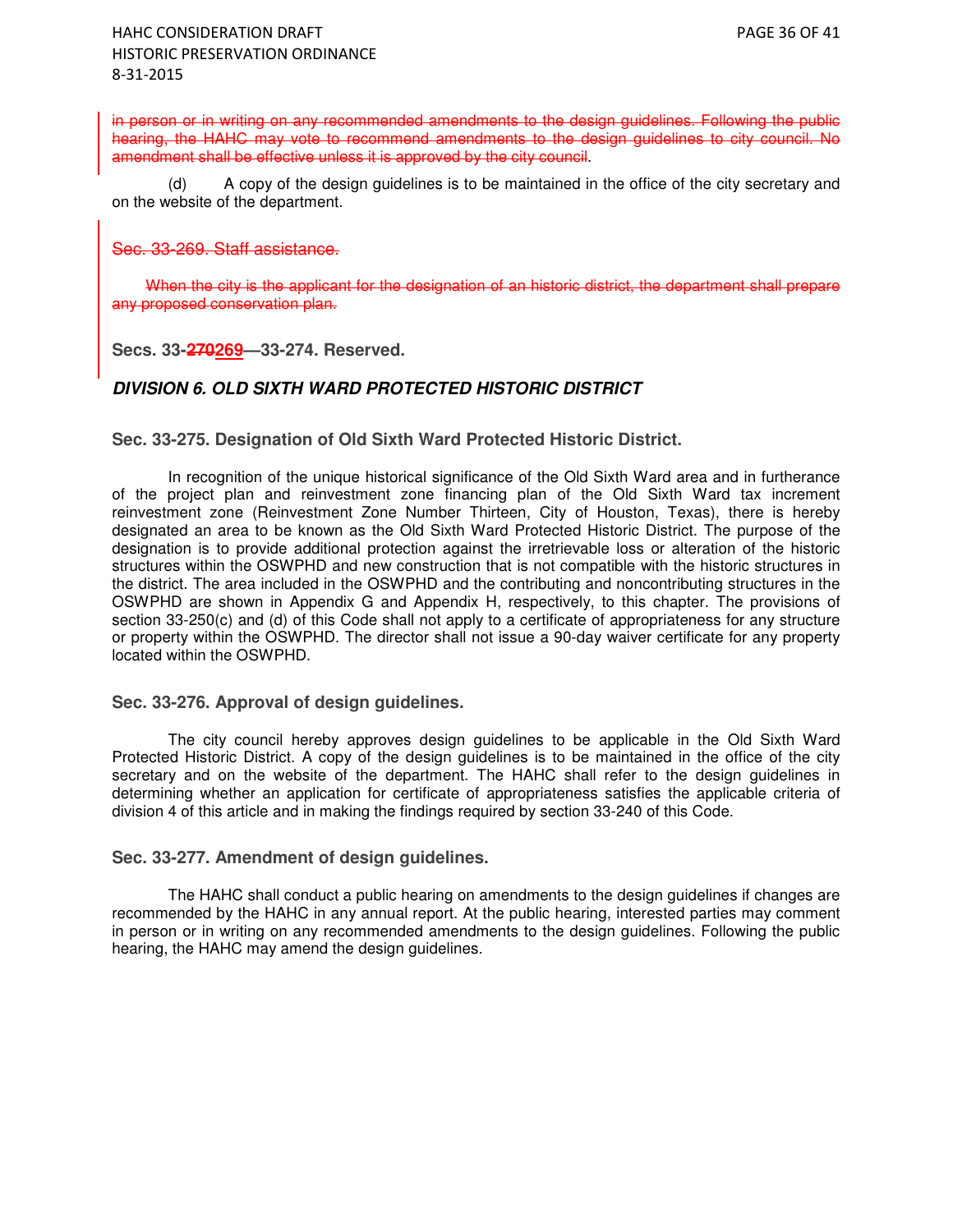~~in person or in writing on any recommended amendments to the design guidelines. Following the public hearing, the HAHC may vote to recommend amendments to the design guidelines to city council. No amendment shall be effective unless it is approved by the city council~~.

(d) A copy of the design guidelines is to be maintained in the office of the city secretary and on the website of the department.

~~Sec. 33-269. Staff assistance.~~

~~When the city is the applicant for the designation of an historic district, the department shall prepare any proposed conservation plan.~~

**Secs. 33-~~270~~269—33-274. Reserved.**

***DIVISION 6. OLD SIXTH WARD PROTECTED HISTORIC DISTRICT***

**Sec. 33-275. Designation of Old Sixth Ward Protected Historic District.**

In recognition of the unique historical significance of the Old Sixth Ward area and in furtherance of the project plan and reinvestment zone financing plan of the Old Sixth Ward tax increment reinvestment zone (Reinvestment Zone Number Thirteen, City of Houston, Texas), there is hereby designated an area to be known as the Old Sixth Ward Protected Historic District. The purpose of the designation is to provide additional protection against the irretrievable loss or alteration of the historic structures within the OSWPHD and new construction that is not compatible with the historic structures in the district. The area included in the OSWPHD and the contributing and noncontributing structures in the OSWPHD are shown in Appendix G and Appendix H, respectively, to this chapter. The provisions of section 33-250(c) and (d) of this Code shall not apply to a certificate of appropriateness for any structure or property within the OSWPHD. The director shall not issue a 90-day waiver certificate for any property located within the OSWPHD.

**Sec. 33-276. Approval of design guidelines.**

The city council hereby approves design guidelines to be applicable in the Old Sixth Ward Protected Historic District. A copy of the design guidelines is to be maintained in the office of the city secretary and on the website of the department. The HAHC shall refer to the design guidelines in determining whether an application for certificate of appropriateness satisfies the applicable criteria of division 4 of this article and in making the findings required by section 33-240 of this Code.

**Sec. 33-277. Amendment of design guidelines.**

The HAHC shall conduct a public hearing on amendments to the design guidelines if changes are recommended by the HAHC in any annual report. At the public hearing, interested parties may comment in person or in writing on any recommended amendments to the design guidelines. Following the public hearing, the HAHC may amend the design guidelines.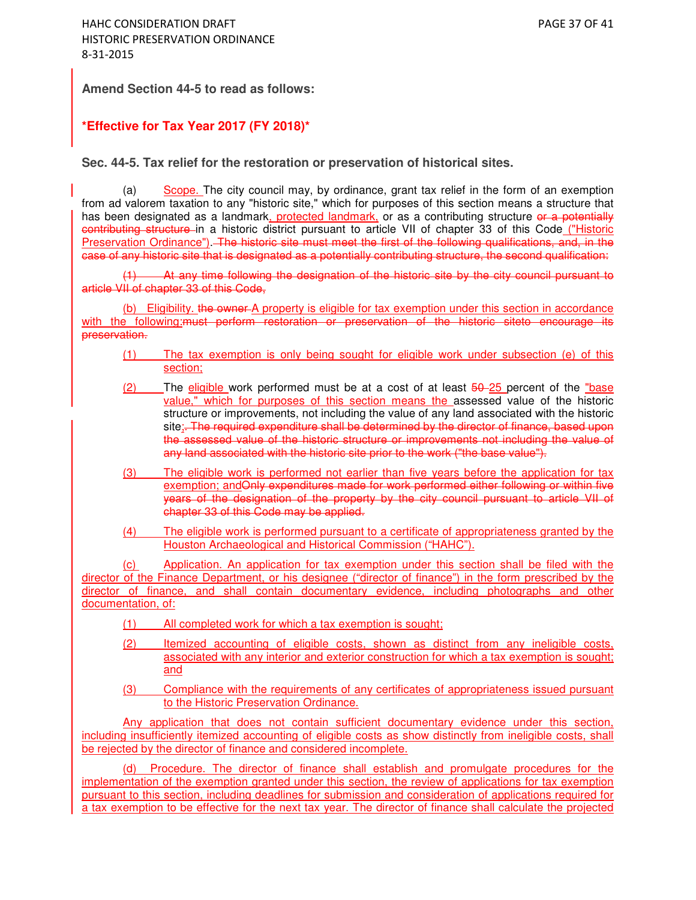**Amend Section 44-5 to read as follows:**

***Effective for Tax Year 2017 (FY 2018)***

**Sec. 44-5. Tax relief for the restoration or preservation of historical sites.**

(a) Scope. The city council may, by ordinance, grant tax relief in the form of an exemption from ad valorem taxation to any "historic site," which for purposes of this section means a structure that has been designated as a landmark, protected landmark, or as a contributing structure ~~or a potentially contributing structure~~ in a historic district pursuant to article VII of chapter 33 of this Code ("Historic Preservation Ordinance"). ~~The historic site must meet the first of the following qualifications, and, in the case of any historic site that is designated as a potentially contributing structure, the second qualification:~~

~~(1) At any time following the designation of the historic site by the city council pursuant to article VII of chapter 33 of this Code,~~

(b) Eligibility. ~~the owner~~ A property is eligible for tax exemption under this section in accordance with the following:~~must perform restoration or preservation of the historic siteto encourage its preservation.~~

(1) The tax exemption is only being sought for eligible work under subsection (e) of this section;

(2) The eligible work performed must be at a cost of at least ~~50~~ 25 percent of the "base value," which for purposes of this section means the assessed value of the historic structure or improvements, not including the value of any land associated with the historic site;~~. The required expenditure shall be determined by the director of finance, based upon the assessed value of the historic structure or improvements not including the value of any land associated with the historic site prior to the work ("the base value").~~

(3) The eligible work is performed not earlier than five years before the application for tax exemption; and~~Only expenditures made for work performed either following or within five years of the designation of the property by the city council pursuant to article VII of chapter 33 of this Code may be applied.~~

(4) The eligible work is performed pursuant to a certificate of appropriateness granted by the Houston Archaeological and Historical Commission ("HAHC").

(c) Application. An application for tax exemption under this section shall be filed with the director of the Finance Department, or his designee ("director of finance") in the form prescribed by the director of finance, and shall contain documentary evidence, including photographs and other documentation, of:

(1) All completed work for which a tax exemption is sought;

(2) Itemized accounting of eligible costs, shown as distinct from any ineligible costs, associated with any interior and exterior construction for which a tax exemption is sought; and

(3) Compliance with the requirements of any certificates of appropriateness issued pursuant to the Historic Preservation Ordinance.

Any application that does not contain sufficient documentary evidence under this section, including insufficiently itemized accounting of eligible costs as show distinctly from ineligible costs, shall be rejected by the director of finance and considered incomplete.

(d) Procedure. The director of finance shall establish and promulgate procedures for the implementation of the exemption granted under this section, the review of applications for tax exemption pursuant to this section, including deadlines for submission and consideration of applications required for a tax exemption to be effective for the next tax year. The director of finance shall calculate the projected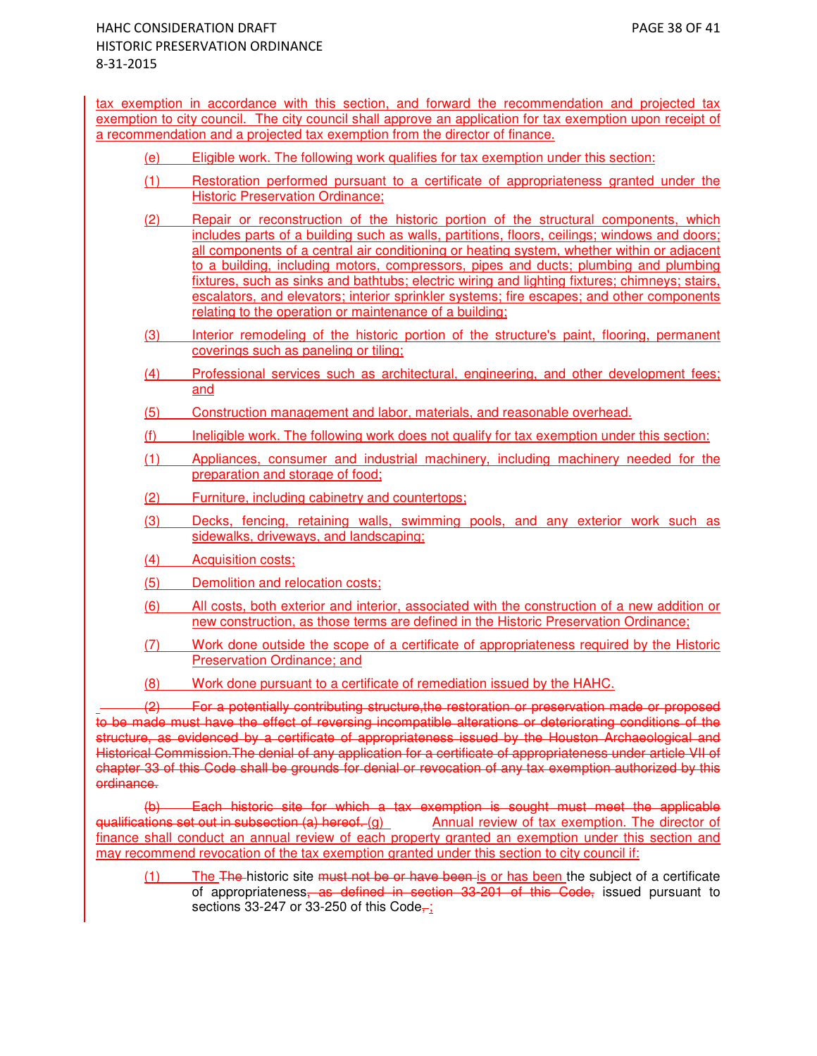tax exemption in accordance with this section, and forward the recommendation and projected tax exemption to city council. The city council shall approve an application for tax exemption upon receipt of a recommendation and a projected tax exemption from the director of finance.

(e) Eligible work. The following work qualifies for tax exemption under this section:

(1) Restoration performed pursuant to a certificate of appropriateness granted under the Historic Preservation Ordinance;

(2) Repair or reconstruction of the historic portion of the structural components, which includes parts of a building such as walls, partitions, floors, ceilings; windows and doors; all components of a central air conditioning or heating system, whether within or adjacent to a building, including motors, compressors, pipes and ducts; plumbing and plumbing fixtures, such as sinks and bathtubs; electric wiring and lighting fixtures; chimneys; stairs, escalators, and elevators; interior sprinkler systems; fire escapes; and other components relating to the operation or maintenance of a building;

(3) Interior remodeling of the historic portion of the structure's paint, flooring, permanent coverings such as paneling or tiling;

(4) Professional services such as architectural, engineering, and other development fees; and

(5) Construction management and labor, materials, and reasonable overhead.

(f) Ineligible work. The following work does not qualify for tax exemption under this section:

(1) Appliances, consumer and industrial machinery, including machinery needed for the preparation and storage of food;

(2) Furniture, including cabinetry and countertops;

(3) Decks, fencing, retaining walls, swimming pools, and any exterior work such as sidewalks, driveways, and landscaping;

(4) Acquisition costs;

(5) Demolition and relocation costs;

(6) All costs, both exterior and interior, associated with the construction of a new addition or new construction, as those terms are defined in the Historic Preservation Ordinance;

(7) Work done outside the scope of a certificate of appropriateness required by the Historic Preservation Ordinance; and

(8) Work done pursuant to a certificate of remediation issued by the HAHC.

~~(2) For a potentially contributing structure,the restoration or preservation made or proposed to be made must have the effect of reversing incompatible alterations or deteriorating conditions of the structure, as evidenced by a certificate of appropriateness issued by the Houston Archaeological and Historical Commission.The denial of any application for a certificate of appropriateness under article VII of chapter 33 of this Code shall be grounds for denial or revocation of any tax exemption authorized by this ordinance.~~

~~(b) Each historic site for which a tax exemption is sought must meet the applicable qualifications set out in subsection (a) hereof.~~ (g) Annual review of tax exemption. The director of finance shall conduct an annual review of each property granted an exemption under this section and may recommend revocation of the tax exemption granted under this section to city council if:

(1) The ~~The~~ historic site ~~must not be or have been~~ is or has been the subject of a certificate of appropriateness~~, as defined in section 33-201 of this Code,~~ issued pursuant to sections 33-247 or 33-250 of this Code~~.~~;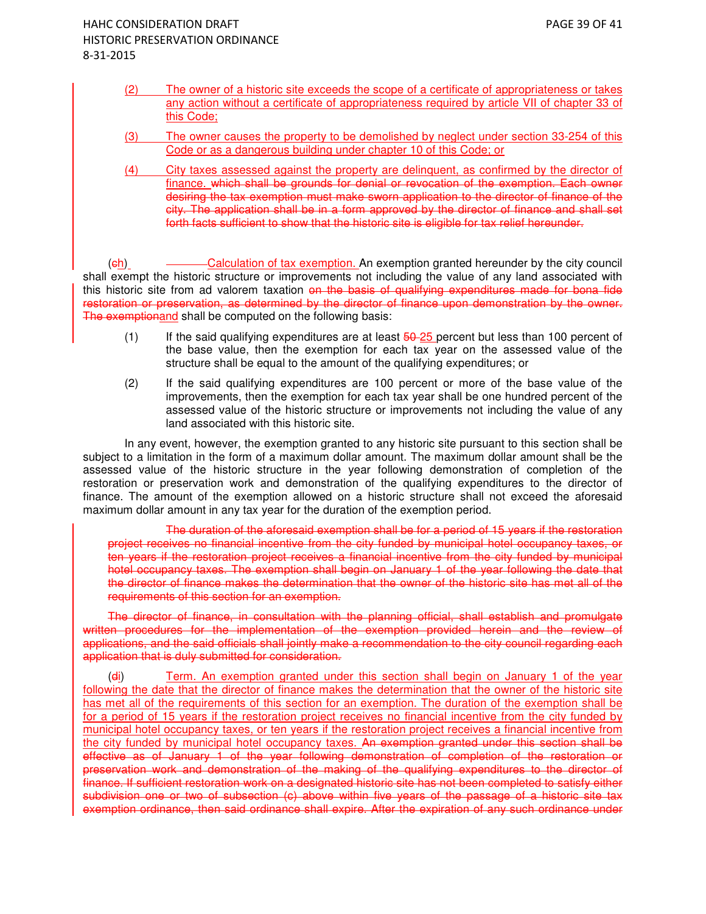(2) The owner of a historic site exceeds the scope of a certificate of appropriateness or takes any action without a certificate of appropriateness required by article VII of chapter 33 of this Code;

(3) The owner causes the property to be demolished by neglect under section 33-254 of this Code or as a dangerous building under chapter 10 of this Code; or

(4) City taxes assessed against the property are delinquent, as confirmed by the director of finance. ~~which shall be grounds for denial or revocation of the exemption. Each owner desiring the tax exemption must make sworn application to the director of finance of the city. The application shall be in a form approved by the director of finance and shall set forth facts sufficient to show that the historic site is eligible for tax relief hereunder.~~

(~~c~~h) Calculation of tax exemption. An exemption granted hereunder by the city council shall exempt the historic structure or improvements not including the value of any land associated with this historic site from ad valorem taxation ~~on the basis of qualifying expenditures made for bona fide restoration or preservation, as determined by the director of finance upon demonstration by the owner. The exemption~~and shall be computed on the following basis:

(1) If the said qualifying expenditures are at least ~~50~~ 25 percent but less than 100 percent of the base value, then the exemption for each tax year on the assessed value of the structure shall be equal to the amount of the qualifying expenditures; or

(2) If the said qualifying expenditures are 100 percent or more of the base value of the improvements, then the exemption for each tax year shall be one hundred percent of the assessed value of the historic structure or improvements not including the value of any land associated with this historic site.

In any event, however, the exemption granted to any historic site pursuant to this section shall be subject to a limitation in the form of a maximum dollar amount. The maximum dollar amount shall be the assessed value of the historic structure in the year following demonstration of completion of the restoration or preservation work and demonstration of the qualifying expenditures to the director of finance. The amount of the exemption allowed on a historic structure shall not exceed the aforesaid maximum dollar amount in any tax year for the duration of the exemption period.

~~The duration of the aforesaid exemption shall be for a period of 15 years if the restoration project receives no financial incentive from the city funded by municipal hotel occupancy taxes, or ten years if the restoration project receives a financial incentive from the city funded by municipal hotel occupancy taxes. The exemption shall begin on January 1 of the year following the date that the director of finance makes the determination that the owner of the historic site has met all of the requirements of this section for an exemption.~~

~~The director of finance, in consultation with the planning official, shall establish and promulgate written procedures for the implementation of the exemption provided herein and the review of applications, and the said officials shall jointly make a recommendation to the city council regarding each application that is duly submitted for consideration.~~

(~~d~~i) Term. An exemption granted under this section shall begin on January 1 of the year following the date that the director of finance makes the determination that the owner of the historic site has met all of the requirements of this section for an exemption. The duration of the exemption shall be for a period of 15 years if the restoration project receives no financial incentive from the city funded by municipal hotel occupancy taxes, or ten years if the restoration project receives a financial incentive from the city funded by municipal hotel occupancy taxes. ~~An exemption granted under this section shall be effective as of January 1 of the year following demonstration of completion of the restoration or preservation work and demonstration of the making of the qualifying expenditures to the director of finance. If sufficient restoration work on a designated historic site has not been completed to satisfy either subdivision one or two of subsection (c) above within five years of the passage of a historic site tax exemption ordinance, then said ordinance shall expire. After the expiration of any such ordinance under~~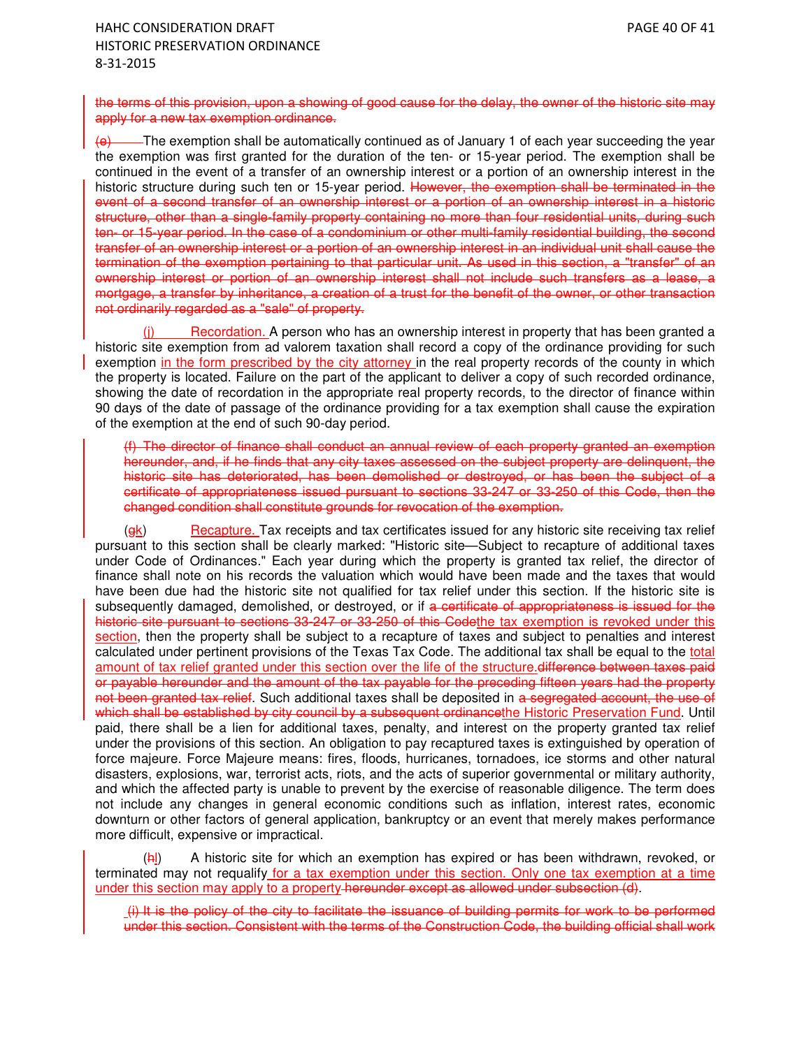the terms of this provision, upon a showing of good cause for the delay, the owner of the historic site may apply for a new tax exemption ordinance.

(e) The exemption shall be automatically continued as of January 1 of each year succeeding the year the exemption was first granted for the duration of the ten- or 15-year period. The exemption shall be continued in the event of a transfer of an ownership interest or a portion of an ownership interest in the historic structure during such ten or 15-year period. However, the exemption shall be terminated in the event of a second transfer of an ownership interest or a portion of an ownership interest in a historic structure, other than a single-family property containing no more than four residential units, during such ten- or 15-year period. In the case of a condominium or other multi-family residential building, the second transfer of an ownership interest or a portion of an ownership interest in an individual unit shall cause the termination of the exemption pertaining to that particular unit. As used in this section, a "transfer" of an ownership interest or portion of an ownership interest shall not include such transfers as a lease, a mortgage, a transfer by inheritance, a creation of a trust for the benefit of the owner, or other transaction not ordinarily regarded as a "sale" of property.

(j) Recordation. A person who has an ownership interest in property that has been granted a historic site exemption from ad valorem taxation shall record a copy of the ordinance providing for such exemption in the form prescribed by the city attorney in the real property records of the county in which the property is located. Failure on the part of the applicant to deliver a copy of such recorded ordinance, showing the date of recordation in the appropriate real property records, to the director of finance within 90 days of the date of passage of the ordinance providing for a tax exemption shall cause the expiration of the exemption at the end of such 90-day period.

(f) The director of finance shall conduct an annual review of each property granted an exemption hereunder, and, if he finds that any city taxes assessed on the subject property are delinquent, the historic site has deteriorated, has been demolished or destroyed, or has been the subject of a certificate of appropriateness issued pursuant to sections 33-247 or 33-250 of this Code, then the changed condition shall constitute grounds for revocation of the exemption.

(gk) Recapture. Tax receipts and tax certificates issued for any historic site receiving tax relief pursuant to this section shall be clearly marked: "Historic site—Subject to recapture of additional taxes under Code of Ordinances." Each year during which the property is granted tax relief, the director of finance shall note on his records the valuation which would have been made and the taxes that would have been due had the historic site not qualified for tax relief under this section. If the historic site is subsequently damaged, demolished, or destroyed, or if a certificate of appropriateness is issued for the historic site pursuant to sections 33-247 or 33-250 of this Codethe tax exemption is revoked under this section, then the property shall be subject to a recapture of taxes and subject to penalties and interest calculated under pertinent provisions of the Texas Tax Code. The additional tax shall be equal to the total amount of tax relief granted under this section over the life of the structure.difference between taxes paid or payable hereunder and the amount of the tax payable for the preceding fifteen years had the property not been granted tax relief. Such additional taxes shall be deposited in a segregated account, the use of which shall be established by city council by a subsequent ordinancethe Historic Preservation Fund. Until paid, there shall be a lien for additional taxes, penalty, and interest on the property granted tax relief under the provisions of this section. An obligation to pay recaptured taxes is extinguished by operation of force majeure. Force Majeure means: fires, floods, hurricanes, tornadoes, ice storms and other natural disasters, explosions, war, terrorist acts, riots, and the acts of superior governmental or military authority, and which the affected party is unable to prevent by the exercise of reasonable diligence. The term does not include any changes in general economic conditions such as inflation, interest rates, economic downturn or other factors of general application, bankruptcy or an event that merely makes performance more difficult, expensive or impractical.

(hl) A historic site for which an exemption has expired or has been withdrawn, revoked, or terminated may not requalify for a tax exemption under this section. Only one tax exemption at a time under this section may apply to a property hereunder except as allowed under subsection (d).

(i) It is the policy of the city to facilitate the issuance of building permits for work to be performed under this section. Consistent with the terms of the Construction Code, the building official shall work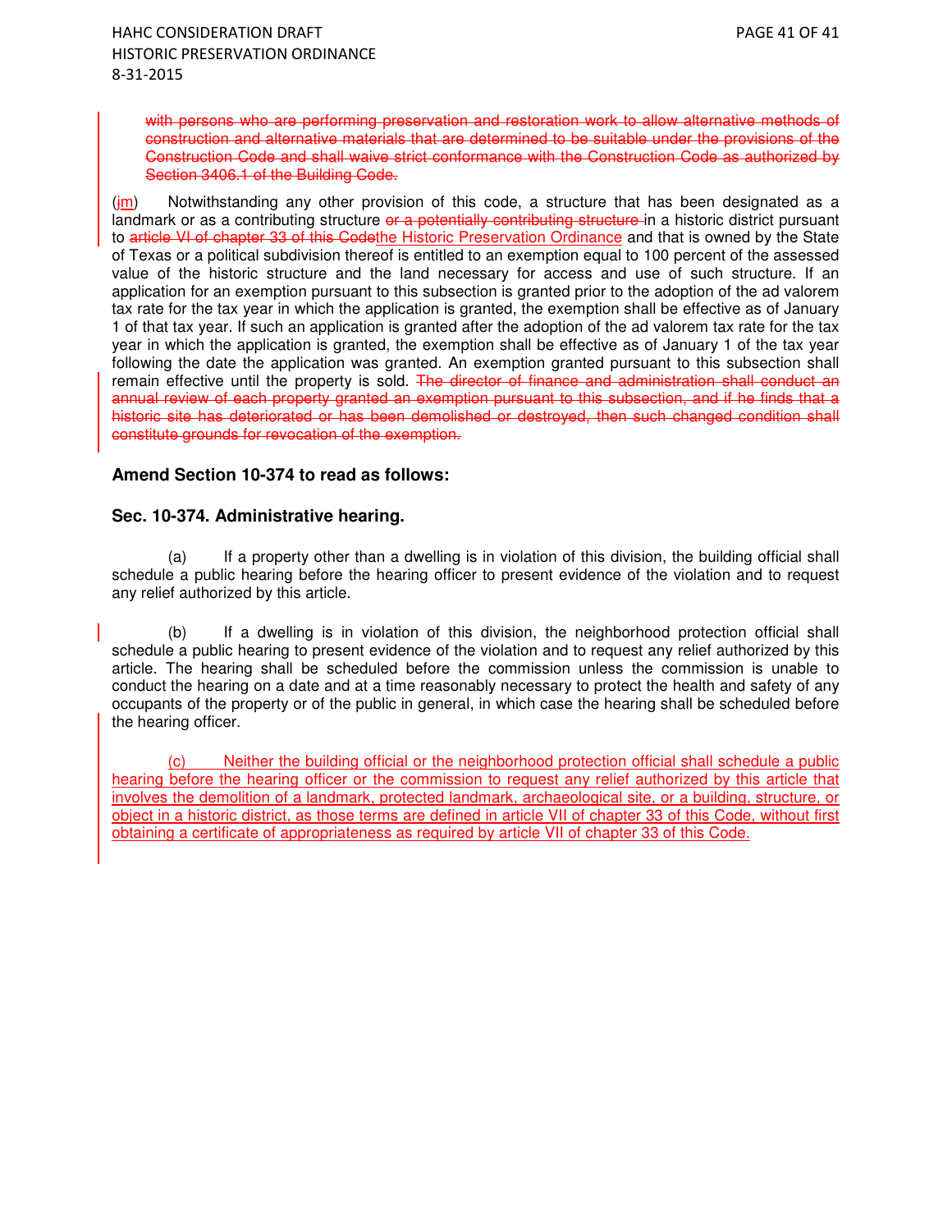~~with persons who are performing preservation and restoration work to allow alternative methods of construction and alternative materials that are determined to be suitable under the provisions of the Construction Code and shall waive strict conformance with the Construction Code as authorized by Section 3406.1 of the Building Code.~~

(~~j~~m) Notwithstanding any other provision of this code, a structure that has been designated as a landmark or as a contributing structure ~~or a potentially contributing structure~~ in a historic district pursuant to ~~article VI of chapter 33 of this Code~~the Historic Preservation Ordinance and that is owned by the State of Texas or a political subdivision thereof is entitled to an exemption equal to 100 percent of the assessed value of the historic structure and the land necessary for access and use of such structure. If an application for an exemption pursuant to this subsection is granted prior to the adoption of the ad valorem tax rate for the tax year in which the application is granted, the exemption shall be effective as of January 1 of that tax year. If such an application is granted after the adoption of the ad valorem tax rate for the tax year in which the application is granted, the exemption shall be effective as of January 1 of the tax year following the date the application was granted. An exemption granted pursuant to this subsection shall remain effective until the property is sold. ~~The director of finance and administration shall conduct an annual review of each property granted an exemption pursuant to this subsection, and if he finds that a historic site has deteriorated or has been demolished or destroyed, then such changed condition shall constitute grounds for revocation of the exemption.~~

**Amend Section 10-374 to read as follows:**

**Sec. 10-374. Administrative hearing.**

(a) If a property other than a dwelling is in violation of this division, the building official shall schedule a public hearing before the hearing officer to present evidence of the violation and to request any relief authorized by this article.

(b) If a dwelling is in violation of this division, the neighborhood protection official shall schedule a public hearing to present evidence of the violation and to request any relief authorized by this article. The hearing shall be scheduled before the commission unless the commission is unable to conduct the hearing on a date and at a time reasonably necessary to protect the health and safety of any occupants of the property or of the public in general, in which case the hearing shall be scheduled before the hearing officer.

(c) Neither the building official or the neighborhood protection official shall schedule a public hearing before the hearing officer or the commission to request any relief authorized by this article that involves the demolition of a landmark, protected landmark, archaeological site, or a building, structure, or object in a historic district, as those terms are defined in article VII of chapter 33 of this Code, without first obtaining a certificate of appropriateness as required by article VII of chapter 33 of this Code.